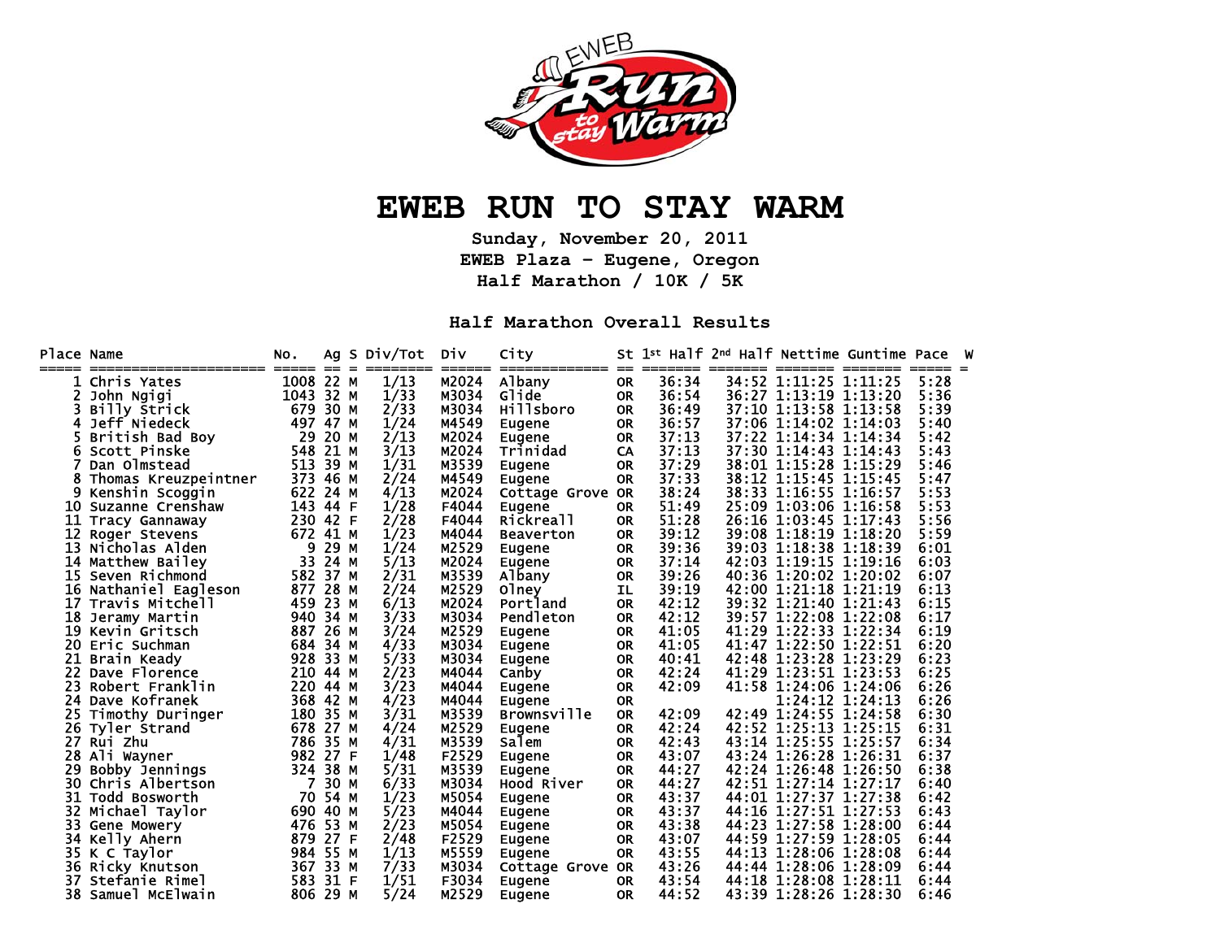# EWEB RUN TO STAY WARM

**Sunday, November 20, 2011**
**EWEB Plaza - Eugene, Oregon**
**Half Marathon / 10K / 5K**

## Half Marathon Overall Results

| Place | Name | No. | Ag | S | Div/Tot | Div | City | St | 1st Half | 2nd Half | Nettime | Guntime | Pace | W |
|---|---|---|---|---|---|---|---|---|---|---|---|---|---|---|
| 1 | Chris Yates | 1008 | 22 | M | 1/13 | M2024 | Albany | OR | 36:34 | 34:52 | 1:11:25 | 1:11:25 | 5:28 | |
| 2 | John Ngigi | 1043 | 32 | M | 1/33 | M3034 | Glide | OR | 36:54 | 36:27 | 1:13:19 | 1:13:20 | 5:36 | |
| 3 | Billy Strick | 679 | 30 | M | 2/33 | M3034 | Hillsboro | OR | 36:49 | 37:10 | 1:13:58 | 1:13:58 | 5:39 | |
| 4 | Jeff Niedeck | 497 | 47 | M | 1/24 | M4549 | Eugene | OR | 36:57 | 37:06 | 1:14:02 | 1:14:03 | 5:40 | |
| 5 | British Bad Boy | 29 | 20 | M | 2/13 | M2024 | Eugene | OR | 37:13 | 37:22 | 1:14:34 | 1:14:34 | 5:42 | |
| 6 | Scott Pinske | 548 | 21 | M | 3/13 | M2024 | Trinidad | CA | 37:13 | 37:30 | 1:14:43 | 1:14:43 | 5:43 | |
| 7 | Dan Olmstead | 513 | 39 | M | 1/31 | M3539 | Eugene | OR | 37:29 | 38:01 | 1:15:28 | 1:15:29 | 5:46 | |
| 8 | Thomas Kreuzpeintner | 373 | 46 | M | 2/24 | M4549 | Eugene | OR | 37:33 | 38:12 | 1:15:45 | 1:15:45 | 5:47 | |
| 9 | Kenshin Scoggin | 622 | 24 | M | 4/13 | M2024 | Cottage Grove | OR | 38:24 | 38:33 | 1:16:55 | 1:16:57 | 5:53 | |
| 10 | Suzanne Crenshaw | 143 | 44 | F | 1/28 | F4044 | Eugene | OR | 51:49 | 25:09 | 1:03:06 | 1:16:58 | 5:53 | |
| 11 | Tracy Gannaway | 230 | 42 | F | 2/28 | F4044 | Rickreall | OR | 51:28 | 26:16 | 1:03:45 | 1:17:43 | 5:56 | |
| 12 | Roger Stevens | 672 | 41 | M | 1/23 | M4044 | Beaverton | OR | 39:12 | 39:08 | 1:18:19 | 1:18:20 | 5:59 | |
| 13 | Nicholas Alden | 9 | 29 | M | 1/24 | M2529 | Eugene | OR | 39:36 | 39:03 | 1:18:38 | 1:18:39 | 6:01 | |
| 14 | Matthew Bailey | 33 | 24 | M | 5/13 | M2024 | Eugene | OR | 37:14 | 42:03 | 1:19:15 | 1:19:16 | 6:03 | |
| 15 | Seven Richmond | 582 | 37 | M | 2/31 | M3539 | Albany | OR | 39:26 | 40:36 | 1:20:02 | 1:20:02 | 6:07 | |
| 16 | Nathaniel Eagleson | 877 | 28 | M | 2/24 | M2529 | Olney | IL | 39:19 | 42:00 | 1:21:18 | 1:21:19 | 6:13 | |
| 17 | Travis Mitchell | 459 | 23 | M | 6/13 | M2024 | Portland | OR | 42:12 | 39:32 | 1:21:40 | 1:21:43 | 6:15 | |
| 18 | Jeramy Martin | 940 | 34 | M | 3/33 | M3034 | Pendleton | OR | 42:12 | 39:57 | 1:22:08 | 1:22:08 | 6:17 | |
| 19 | Kevin Gritsch | 887 | 26 | M | 3/24 | M2529 | Eugene | OR | 41:05 | 41:29 | 1:22:33 | 1:22:34 | 6:19 | |
| 20 | Eric Suchman | 684 | 34 | M | 4/33 | M3034 | Eugene | OR | 41:05 | 41:47 | 1:22:50 | 1:22:51 | 6:20 | |
| 21 | Brain Keady | 928 | 33 | M | 5/33 | M3034 | Eugene | OR | 40:41 | 42:48 | 1:23:28 | 1:23:29 | 6:23 | |
| 22 | Dave Florence | 210 | 44 | M | 2/23 | M4044 | Canby | OR | 42:24 | 41:29 | 1:23:51 | 1:23:53 | 6:25 | |
| 23 | Robert Franklin | 220 | 44 | M | 3/23 | M4044 | Eugene | OR | 42:09 | 41:58 | 1:24:06 | 1:24:06 | 6:26 | |
| 24 | Dave Kofranek | 368 | 42 | M | 4/23 | M4044 | Eugene | OR | | | 1:24:12 | 1:24:13 | 6:26 | |
| 25 | Timothy Duringer | 180 | 35 | M | 3/31 | M3539 | Brownsville | OR | 42:09 | 42:49 | 1:24:55 | 1:24:58 | 6:30 | |
| 26 | Tyler Strand | 678 | 27 | M | 4/24 | M2529 | Eugene | OR | 42:24 | 42:52 | 1:25:13 | 1:25:15 | 6:31 | |
| 27 | Rui Zhu | 786 | 35 | M | 4/31 | M3539 | Salem | OR | 42:43 | 43:14 | 1:25:55 | 1:25:57 | 6:34 | |
| 28 | Ali Wayner | 982 | 27 | F | 1/48 | F2529 | Eugene | OR | 43:07 | 43:24 | 1:26:28 | 1:26:31 | 6:37 | |
| 29 | Bobby Jennings | 324 | 38 | M | 5/31 | M3539 | Eugene | OR | 44:27 | 42:24 | 1:26:48 | 1:26:50 | 6:38 | |
| 30 | Chris Albertson | 7 | 30 | M | 6/33 | M3034 | Hood River | OR | 44:27 | 42:51 | 1:27:14 | 1:27:17 | 6:40 | |
| 31 | Todd Bosworth | 70 | 54 | M | 1/23 | M5054 | Eugene | OR | 43:37 | 44:01 | 1:27:37 | 1:27:38 | 6:42 | |
| 32 | Michael Taylor | 690 | 40 | M | 5/23 | M4044 | Eugene | OR | 43:37 | 44:16 | 1:27:51 | 1:27:53 | 6:43 | |
| 33 | Gene Mowery | 476 | 53 | M | 2/23 | M5054 | Eugene | OR | 43:38 | 44:23 | 1:27:58 | 1:28:00 | 6:44 | |
| 34 | Kelly Ahern | 879 | 27 | F | 2/48 | F2529 | Eugene | OR | 43:07 | 44:59 | 1:27:59 | 1:28:05 | 6:44 | |
| 35 | K C Taylor | 984 | 55 | M | 1/13 | M5559 | Eugene | OR | 43:55 | 44:13 | 1:28:06 | 1:28:08 | 6:44 | |
| 36 | Ricky Knutson | 367 | 33 | M | 7/33 | M3034 | Cottage Grove | OR | 43:26 | 44:44 | 1:28:06 | 1:28:09 | 6:44 | |
| 37 | Stefanie Rimel | 583 | 31 | F | 1/51 | F3034 | Eugene | OR | 43:54 | 44:18 | 1:28:08 | 1:28:11 | 6:44 | |
| 38 | Samuel McElwain | 806 | 29 | M | 5/24 | M2529 | Eugene | OR | 44:52 | 43:39 | 1:28:26 | 1:28:30 | 6:46 | |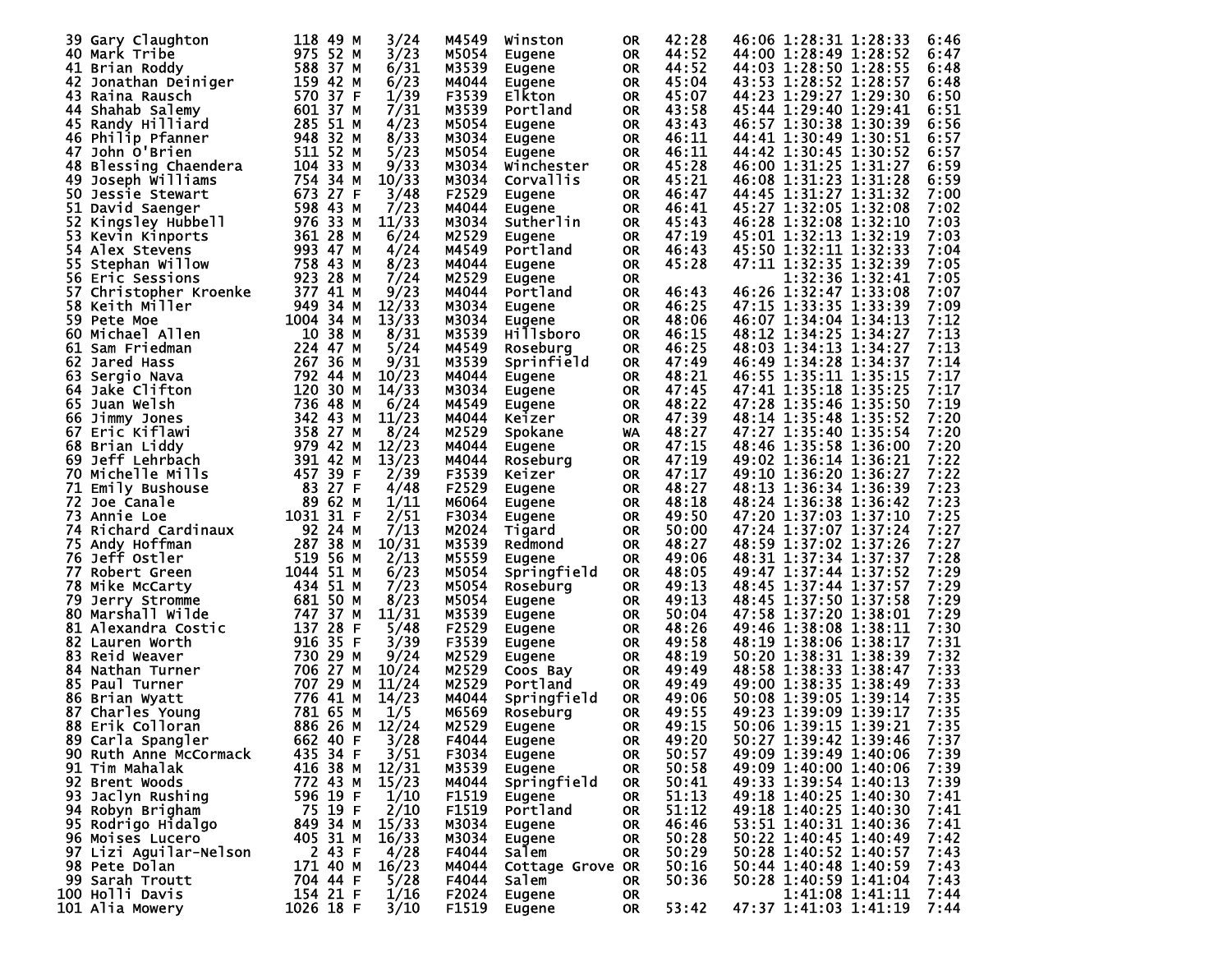| Place | Name | Bib | Age | Sex | Div Place | Div | City | State | Split 1 | Split 2 | Chip Time | Gun Time | Pace |
|---|---|---|---|---|---|---|---|---|---|---|---|---|---|
| 39 | Gary Claughton | 118 | 49 | M | 3/24 | M4549 | Winston | OR | 42:28 | 46:06 | 1:28:31 | 1:28:33 | 6:46 |
| 40 | Mark Tribe | 975 | 52 | M | 3/23 | M5054 | Eugene | OR | 44:52 | 44:00 | 1:28:49 | 1:28:52 | 6:47 |
| 41 | Brian Roddy | 588 | 37 | M | 6/31 | M3539 | Eugene | OR | 44:52 | 44:03 | 1:28:50 | 1:28:55 | 6:48 |
| 42 | Jonathan Deiniger | 159 | 42 | M | 6/23 | M4044 | Eugene | OR | 45:04 | 43:53 | 1:28:52 | 1:28:57 | 6:48 |
| 43 | Raina Rausch | 570 | 37 | F | 1/39 | F3539 | Elkton | OR | 45:07 | 44:23 | 1:29:27 | 1:29:30 | 6:50 |
| 44 | Shahab Salemy | 601 | 37 | M | 7/31 | M3539 | Portland | OR | 43:58 | 45:44 | 1:29:40 | 1:29:41 | 6:51 |
| 45 | Randy Hilliard | 285 | 51 | M | 4/23 | M5054 | Eugene | OR | 43:43 | 46:57 | 1:30:38 | 1:30:39 | 6:56 |
| 46 | Philip Pfanner | 948 | 32 | M | 8/33 | M3034 | Eugene | OR | 46:11 | 44:41 | 1:30:49 | 1:30:51 | 6:57 |
| 47 | John O'Brien | 511 | 52 | M | 5/23 | M5054 | Eugene | OR | 46:11 | 44:42 | 1:30:45 | 1:30:52 | 6:57 |
| 48 | Blessing Chaendera | 104 | 33 | M | 9/33 | M3034 | Winchester | OR | 45:28 | 46:00 | 1:31:25 | 1:31:27 | 6:59 |
| 49 | Joseph Williams | 754 | 34 | M | 10/33 | M3034 | Corvallis | OR | 45:21 | 46:08 | 1:31:23 | 1:31:28 | 6:59 |
| 50 | Jessie Stewart | 673 | 27 | F | 3/48 | F2529 | Eugene | OR | 46:47 | 44:45 | 1:31:27 | 1:31:32 | 7:00 |
| 51 | David Saenger | 598 | 43 | M | 7/23 | M4044 | Eugene | OR | 46:41 | 45:27 | 1:32:05 | 1:32:08 | 7:02 |
| 52 | Kingsley Hubbell | 976 | 33 | M | 11/33 | M3034 | Sutherlin | OR | 45:43 | 46:28 | 1:32:08 | 1:32:10 | 7:03 |
| 53 | Kevin Kinports | 361 | 28 | M | 6/24 | M2529 | Eugene | OR | 47:19 | 45:01 | 1:32:13 | 1:32:19 | 7:03 |
| 54 | Alex Stevens | 993 | 47 | M | 4/24 | M4549 | Portland | OR | 46:43 | 45:50 | 1:32:11 | 1:32:33 | 7:04 |
| 55 | Stephan Willow | 758 | 43 | M | 8/23 | M4044 | Eugene | OR | 45:28 | 47:11 | 1:32:35 | 1:32:39 | 7:05 |
| 56 | Eric Sessions | 923 | 28 | M | 7/24 | M2529 | Eugene | OR | | | 1:32:36 | 1:32:41 | 7:05 |
| 57 | Christopher Kroenke | 377 | 41 | M | 9/23 | M4044 | Portland | OR | 46:43 | 46:26 | 1:32:47 | 1:33:08 | 7:07 |
| 58 | Keith Miller | 949 | 34 | M | 12/33 | M3034 | Eugene | OR | 46:25 | 47:15 | 1:33:35 | 1:33:39 | 7:09 |
| 59 | Pete Moe | 1004 | 34 | M | 13/33 | M3034 | Eugene | OR | 48:06 | 46:07 | 1:34:04 | 1:34:13 | 7:12 |
| 60 | Michael Allen | 10 | 38 | M | 8/31 | M3539 | Hillsboro | OR | 46:15 | 48:12 | 1:34:25 | 1:34:27 | 7:13 |
| 61 | Sam Friedman | 224 | 47 | M | 5/24 | M4549 | Roseburg | OR | 46:25 | 48:03 | 1:34:13 | 1:34:27 | 7:13 |
| 62 | Jared Hass | 267 | 36 | M | 9/31 | M3539 | Sprinfield | OR | 47:49 | 46:49 | 1:34:28 | 1:34:37 | 7:14 |
| 63 | Sergio Nava | 792 | 44 | M | 10/23 | M4044 | Eugene | OR | 48:21 | 46:55 | 1:35:11 | 1:35:15 | 7:17 |
| 64 | Jake Clifton | 120 | 30 | M | 14/33 | M3034 | Eugene | OR | 47:45 | 47:41 | 1:35:18 | 1:35:25 | 7:17 |
| 65 | Juan Welsh | 736 | 48 | M | 6/24 | M4549 | Eugene | OR | 48:22 | 47:28 | 1:35:46 | 1:35:50 | 7:19 |
| 66 | Jimmy Jones | 342 | 43 | M | 11/23 | M4044 | Keizer | OR | 47:39 | 48:14 | 1:35:48 | 1:35:52 | 7:20 |
| 67 | Eric Kiflawi | 358 | 27 | M | 8/24 | M2529 | Spokane | WA | 48:27 | 47:27 | 1:35:40 | 1:35:54 | 7:20 |
| 68 | Brian Liddy | 979 | 42 | M | 12/23 | M4044 | Eugene | OR | 47:15 | 48:46 | 1:35:58 | 1:36:00 | 7:20 |
| 69 | Jeff Lehrbach | 391 | 42 | M | 13/23 | M4044 | Roseburg | OR | 47:19 | 49:02 | 1:36:14 | 1:36:21 | 7:22 |
| 70 | Michelle Mills | 457 | 39 | F | 2/39 | F3539 | Keizer | OR | 47:17 | 49:10 | 1:36:20 | 1:36:27 | 7:22 |
| 71 | Emily Bushouse | 83 | 27 | F | 4/48 | F2529 | Eugene | OR | 48:27 | 48:13 | 1:36:34 | 1:36:39 | 7:23 |
| 72 | Joe Canale | 89 | 62 | M | 1/11 | M6064 | Eugene | OR | 48:18 | 48:24 | 1:36:38 | 1:36:42 | 7:23 |
| 73 | Annie Loe | 1031 | 31 | F | 2/51 | F3034 | Eugene | OR | 49:50 | 47:20 | 1:37:03 | 1:37:10 | 7:25 |
| 74 | Richard Cardinaux | 92 | 24 | M | 7/13 | M2024 | Tigard | OR | 50:00 | 47:24 | 1:37:07 | 1:37:24 | 7:27 |
| 75 | Andy Hoffman | 287 | 38 | M | 10/31 | M3539 | Redmond | OR | 48:27 | 48:59 | 1:37:02 | 1:37:26 | 7:27 |
| 76 | Jeff Ostler | 519 | 56 | M | 2/13 | M5559 | Eugene | OR | 49:06 | 48:31 | 1:37:34 | 1:37:37 | 7:28 |
| 77 | Robert Green | 1044 | 51 | M | 6/23 | M5054 | Springfield | OR | 48:05 | 49:47 | 1:37:44 | 1:37:52 | 7:29 |
| 78 | Mike McCarty | 434 | 51 | M | 7/23 | M5054 | Roseburg | OR | 49:13 | 48:45 | 1:37:44 | 1:37:57 | 7:29 |
| 79 | Jerry Stromme | 681 | 50 | M | 8/23 | M5054 | Eugene | OR | 49:13 | 48:45 | 1:37:50 | 1:37:58 | 7:29 |
| 80 | Marshall Wilde | 747 | 37 | M | 11/31 | M3539 | Eugene | OR | 50:04 | 47:58 | 1:37:20 | 1:38:01 | 7:29 |
| 81 | Alexandra Costic | 137 | 28 | F | 5/48 | F2529 | Eugene | OR | 48:26 | 49:46 | 1:38:08 | 1:38:11 | 7:30 |
| 82 | Lauren Worth | 916 | 35 | F | 3/39 | F3539 | Eugene | OR | 49:58 | 48:19 | 1:38:06 | 1:38:17 | 7:31 |
| 83 | Reid Weaver | 730 | 29 | M | 9/24 | M2529 | Eugene | OR | 48:19 | 50:20 | 1:38:31 | 1:38:39 | 7:32 |
| 84 | Nathan Turner | 706 | 27 | M | 10/24 | M2529 | Coos Bay | OR | 49:49 | 48:58 | 1:38:33 | 1:38:47 | 7:33 |
| 85 | Paul Turner | 707 | 29 | M | 11/24 | M2529 | Portland | OR | 49:49 | 49:00 | 1:38:35 | 1:38:49 | 7:33 |
| 86 | Brian Wyatt | 776 | 41 | M | 14/23 | M4044 | Springfield | OR | 49:06 | 50:08 | 1:39:05 | 1:39:14 | 7:35 |
| 87 | Charles Young | 781 | 65 | M | 1/5 | M6569 | Roseburg | OR | 49:55 | 49:23 | 1:39:09 | 1:39:17 | 7:35 |
| 88 | Erik Colloran | 886 | 26 | M | 12/24 | M2529 | Eugene | OR | 49:15 | 50:06 | 1:39:15 | 1:39:21 | 7:35 |
| 89 | Carla Spangler | 662 | 40 | F | 3/28 | F4044 | Eugene | OR | 49:20 | 50:27 | 1:39:42 | 1:39:46 | 7:37 |
| 90 | Ruth Anne McCormack | 435 | 34 | F | 3/51 | F3034 | Eugene | OR | 50:57 | 49:09 | 1:39:49 | 1:40:06 | 7:39 |
| 91 | Tim Mahalak | 416 | 38 | M | 12/31 | M3539 | Eugene | OR | 50:58 | 49:09 | 1:40:00 | 1:40:06 | 7:39 |
| 92 | Brent Woods | 772 | 43 | M | 15/23 | M4044 | Springfield | OR | 50:41 | 49:33 | 1:39:54 | 1:40:13 | 7:39 |
| 93 | Jaclyn Rushing | 596 | 19 | F | 1/10 | F1519 | Eugene | OR | 51:13 | 49:18 | 1:40:25 | 1:40:30 | 7:41 |
| 94 | Robyn Brigham | 75 | 19 | F | 2/10 | F1519 | Portland | OR | 51:12 | 49:18 | 1:40:25 | 1:40:30 | 7:41 |
| 95 | Rodrigo Hidalgo | 849 | 34 | M | 15/33 | M3034 | Eugene | OR | 46:46 | 53:51 | 1:40:31 | 1:40:36 | 7:41 |
| 96 | Moises Lucero | 405 | 31 | M | 16/33 | M3034 | Eugene | OR | 50:28 | 50:22 | 1:40:45 | 1:40:49 | 7:42 |
| 97 | Lizi Aguilar-Nelson | 2 | 43 | F | 4/28 | F4044 | Salem | OR | 50:29 | 50:28 | 1:40:52 | 1:40:57 | 7:43 |
| 98 | Pete Dolan | 171 | 40 | M | 16/23 | M4044 | Cottage Grove | OR | 50:16 | 50:44 | 1:40:48 | 1:40:59 | 7:43 |
| 99 | Sarah Troutt | 704 | 44 | F | 5/28 | F4044 | Salem | OR | 50:36 | 50:28 | 1:40:59 | 1:41:04 | 7:43 |
| 100 | Holli Davis | 154 | 21 | F | 1/16 | F2024 | Eugene | OR | | | 1:41:08 | 1:41:11 | 7:44 |
| 101 | Alia Mowery | 1026 | 18 | F | 3/10 | F1519 | Eugene | OR | 53:42 | 47:37 | 1:41:03 | 1:41:19 | 7:44 |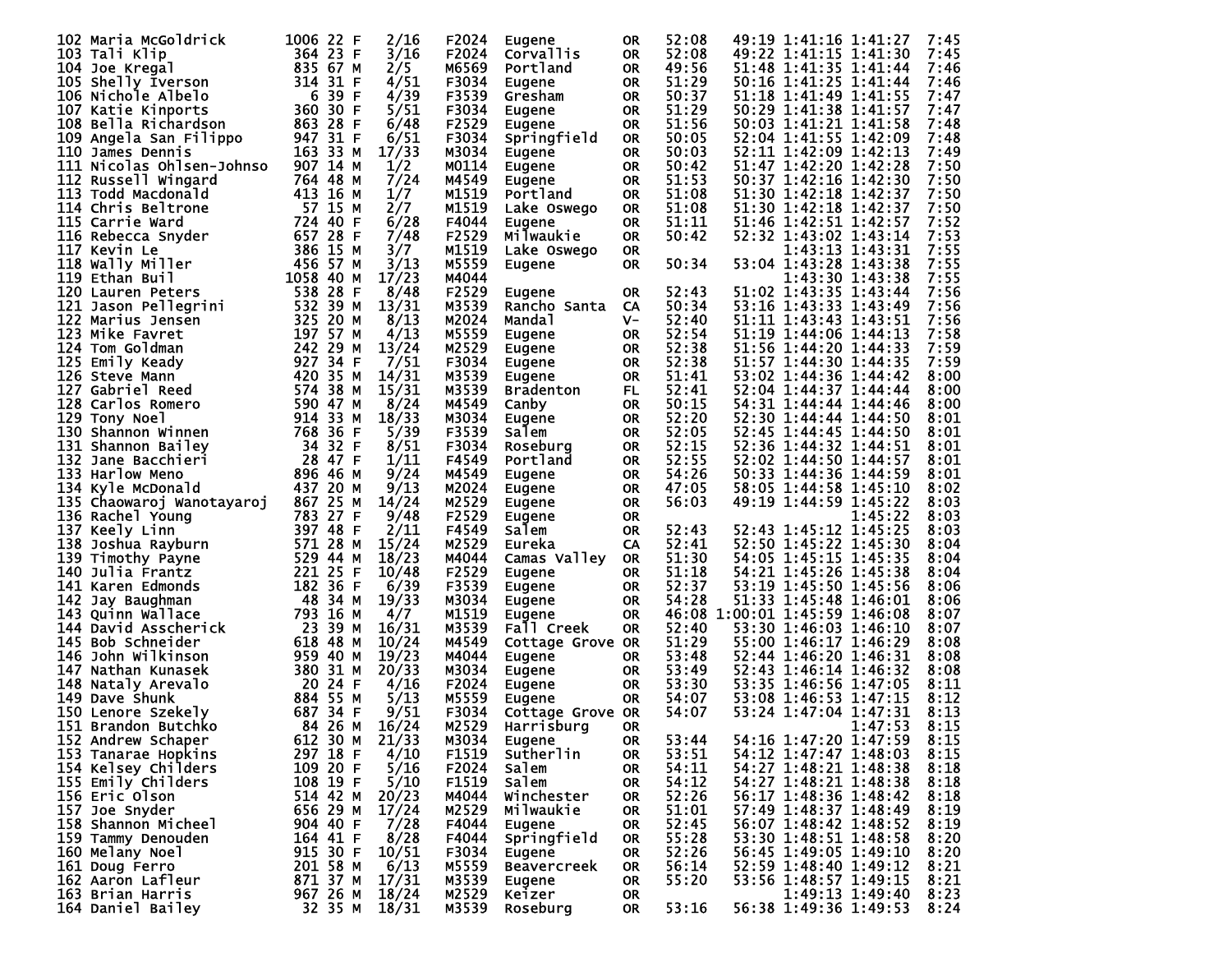| Place | Name | Bib | Age | Sex | Div Place | Division | City | State | Split 1 | Split 2 | Gun Time | Chip Time | Pace |
|---|---|---|---|---|---|---|---|---|---|---|---|---|---|
| 102 | Maria McGoldrick | 1006 | 22 | F | 2/16 | F2024 | Eugene | OR | 52:08 | 49:19 | 1:41:16 | 1:41:27 | 7:45 |
| 103 | Tali Klip | 364 | 23 | F | 3/16 | F2024 | Corvallis | OR | 52:08 | 49:22 | 1:41:15 | 1:41:30 | 7:45 |
| 104 | Joe Kregal | 835 | 67 | M | 2/5 | M6569 | Portland | OR | 49:56 | 51:48 | 1:41:35 | 1:41:44 | 7:46 |
| 105 | Shelly Iverson | 314 | 31 | F | 4/51 | F3034 | Eugene | OR | 51:29 | 50:16 | 1:41:25 | 1:41:44 | 7:46 |
| 106 | Nichole Albelo | 6 | 39 | F | 4/39 | F3539 | Gresham | OR | 50:37 | 51:18 | 1:41:49 | 1:41:55 | 7:47 |
| 107 | Katie Kinports | 360 | 30 | F | 5/51 | F3034 | Eugene | OR | 51:29 | 50:29 | 1:41:38 | 1:41:57 | 7:47 |
| 108 | Bella Richardson | 863 | 28 | F | 6/48 | F2529 | Eugene | OR | 51:56 | 50:03 | 1:41:21 | 1:41:58 | 7:48 |
| 109 | Angela San Filippo | 947 | 31 | F | 6/51 | F3034 | Springfield | OR | 50:05 | 52:04 | 1:41:55 | 1:42:09 | 7:48 |
| 110 | James Dennis | 163 | 33 | M | 17/33 | M3034 | Eugene | OR | 50:03 | 52:11 | 1:42:09 | 1:42:13 | 7:49 |
| 111 | Nicolas Ohlsen-Johnso | 907 | 14 | M | 1/2 | M0114 | Eugene | OR | 50:42 | 51:47 | 1:42:20 | 1:42:28 | 7:50 |
| 112 | Russell Wingard | 764 | 48 | M | 7/24 | M4549 | Eugene | OR | 51:53 | 50:37 | 1:42:16 | 1:42:30 | 7:50 |
| 113 | Todd Macdonald | 413 | 16 | M | 1/7 | M1519 | Portland | OR | 51:08 | 51:30 | 1:42:18 | 1:42:37 | 7:50 |
| 114 | Chris Beltrone | 57 | 15 | M | 2/7 | M1519 | Lake Oswego | OR | 51:08 | 51:30 | 1:42:18 | 1:42:37 | 7:50 |
| 115 | Carrie Ward | 724 | 40 | F | 6/28 | F4044 | Eugene | OR | 51:11 | 51:46 | 1:42:51 | 1:42:57 | 7:52 |
| 116 | Rebecca Snyder | 657 | 28 | F | 7/48 | F2529 | Milwaukie | OR | 50:42 | 52:32 | 1:43:02 | 1:43:14 | 7:53 |
| 117 | Kevin Le | 386 | 15 | M | 3/7 | M1519 | Lake Oswego | OR | | | 1:43:13 | 1:43:31 | 7:55 |
| 118 | Wally Miller | 456 | 57 | M | 3/13 | M5559 | Eugene | OR | 50:34 | 53:04 | 1:43:28 | 1:43:38 | 7:55 |
| 119 | Ethan Buil | 1058 | 40 | M | 17/23 | M4044 | | | | | 1:43:30 | 1:43:38 | 7:55 |
| 120 | Lauren Peters | 538 | 28 | F | 8/48 | F2529 | Eugene | OR | 52:43 | 51:02 | 1:43:35 | 1:43:44 | 7:56 |
| 121 | Jason Pellegrini | 532 | 39 | M | 13/31 | M3539 | Rancho Santa | CA | 50:34 | 53:16 | 1:43:33 | 1:43:49 | 7:56 |
| 122 | Marius Jensen | 325 | 20 | M | 8/13 | M2024 | Mandal | V- | 52:40 | 51:11 | 1:43:43 | 1:43:51 | 7:56 |
| 123 | Mike Favret | 197 | 57 | M | 4/13 | M5559 | Eugene | OR | 52:54 | 51:19 | 1:44:06 | 1:44:13 | 7:58 |
| 124 | Tom Goldman | 242 | 29 | M | 13/24 | M2529 | Eugene | OR | 52:38 | 51:56 | 1:44:20 | 1:44:33 | 7:59 |
| 125 | Emily Keady | 927 | 34 | F | 7/51 | F3034 | Eugene | OR | 52:38 | 51:57 | 1:44:30 | 1:44:35 | 7:59 |
| 126 | Steve Mann | 420 | 35 | M | 14/31 | M3539 | Eugene | OR | 51:41 | 53:02 | 1:44:36 | 1:44:42 | 8:00 |
| 127 | Gabriel Reed | 574 | 38 | M | 15/31 | M3539 | Bradenton | FL | 52:41 | 52:04 | 1:44:37 | 1:44:44 | 8:00 |
| 128 | Carlos Romero | 590 | 47 | M | 8/24 | M4549 | Canby | OR | 50:15 | 54:31 | 1:44:44 | 1:44:46 | 8:00 |
| 129 | Tony Noel | 914 | 33 | M | 18/33 | M3034 | Eugene | OR | 52:20 | 52:30 | 1:44:44 | 1:44:50 | 8:01 |
| 130 | Shannon Winnen | 768 | 36 | F | 5/39 | F3539 | Salem | OR | 52:05 | 52:45 | 1:44:45 | 1:44:50 | 8:01 |
| 131 | Shannon Bailey | 34 | 32 | F | 8/51 | F3034 | Roseburg | OR | 52:15 | 52:36 | 1:44:32 | 1:44:51 | 8:01 |
| 132 | Jane Bacchieri | 28 | 47 | F | 1/11 | F4549 | Portland | OR | 52:55 | 52:02 | 1:44:50 | 1:44:57 | 8:01 |
| 133 | Harlow Meno | 896 | 46 | M | 9/24 | M4549 | Eugene | OR | 54:26 | 50:33 | 1:44:36 | 1:44:59 | 8:01 |
| 134 | Kyle McDonald | 437 | 20 | M | 9/13 | M2024 | Eugene | OR | 47:05 | 58:05 | 1:44:58 | 1:45:10 | 8:02 |
| 135 | Chaowaroj Wanotayaroj | 867 | 25 | M | 14/24 | M2529 | Eugene | OR | 56:03 | 49:19 | 1:44:59 | 1:45:22 | 8:03 |
| 136 | Rachel Young | 783 | 27 | F | 9/48 | F2529 | Eugene | OR | | | | 1:45:22 | 8:03 |
| 137 | Keely Linn | 397 | 48 | F | 2/11 | F4549 | Salem | OR | 52:43 | 52:43 | 1:45:12 | 1:45:25 | 8:03 |
| 138 | Joshua Rayburn | 571 | 28 | M | 15/24 | M2529 | Eureka | CA | 52:41 | 52:50 | 1:45:22 | 1:45:30 | 8:04 |
| 139 | Timothy Payne | 529 | 44 | M | 18/23 | M4044 | Camas Valley | OR | 51:30 | 54:05 | 1:45:15 | 1:45:35 | 8:04 |
| 140 | Julia Frantz | 221 | 25 | F | 10/48 | F2529 | Eugene | OR | 51:18 | 54:21 | 1:45:26 | 1:45:38 | 8:04 |
| 141 | Karen Edmonds | 182 | 36 | F | 6/39 | F3539 | Eugene | OR | 52:37 | 53:19 | 1:45:50 | 1:45:56 | 8:06 |
| 142 | Jay Baughman | 48 | 34 | M | 19/33 | M3034 | Eugene | OR | 54:28 | 51:33 | 1:45:48 | 1:46:01 | 8:06 |
| 143 | Quinn Wallace | 793 | 16 | M | 4/7 | M1519 | Eugene | OR | 46:08 | 1:00:01 | 1:45:59 | 1:46:08 | 8:07 |
| 144 | David Asscherick | 23 | 39 | M | 16/31 | M3539 | Fall Creek | OR | 52:40 | 53:30 | 1:46:03 | 1:46:10 | 8:07 |
| 145 | Bob Schneider | 618 | 48 | M | 10/24 | M4549 | Cottage Grove | OR | 51:29 | 55:00 | 1:46:17 | 1:46:29 | 8:08 |
| 146 | John Wilkinson | 959 | 40 | M | 19/23 | M4044 | Eugene | OR | 53:48 | 52:44 | 1:46:20 | 1:46:31 | 8:08 |
| 147 | Nathan Kunasek | 380 | 31 | M | 20/33 | M3034 | Eugene | OR | 53:49 | 52:43 | 1:46:14 | 1:46:32 | 8:08 |
| 148 | Nataly Arevalo | 20 | 24 | F | 4/16 | F2024 | Eugene | OR | 53:30 | 53:35 | 1:46:56 | 1:47:05 | 8:11 |
| 149 | Dave Shunk | 884 | 55 | M | 5/13 | M5559 | Eugene | OR | 54:07 | 53:08 | 1:46:53 | 1:47:15 | 8:12 |
| 150 | Lenore Szekely | 687 | 34 | F | 9/51 | F3034 | Cottage Grove | OR | 54:07 | 53:24 | 1:47:04 | 1:47:31 | 8:13 |
| 151 | Brandon Butchko | 84 | 26 | M | 16/24 | M2529 | Harrisburg | OR | | | | 1:47:53 | 8:15 |
| 152 | Andrew Schaper | 612 | 30 | M | 21/33 | M3034 | Eugene | OR | 53:44 | 54:16 | 1:47:20 | 1:47:59 | 8:15 |
| 153 | Tanarae Hopkins | 297 | 18 | F | 4/10 | F1519 | Sutherlin | OR | 53:51 | 54:12 | 1:47:47 | 1:48:03 | 8:15 |
| 154 | Kelsey Childers | 109 | 20 | F | 5/16 | F2024 | Salem | OR | 54:11 | 54:27 | 1:48:21 | 1:48:38 | 8:18 |
| 155 | Emily Childers | 108 | 19 | F | 5/10 | F1519 | Salem | OR | 54:12 | 54:27 | 1:48:21 | 1:48:38 | 8:18 |
| 156 | Eric Olson | 514 | 42 | M | 20/23 | M4044 | Winchester | OR | 52:26 | 56:17 | 1:48:36 | 1:48:42 | 8:18 |
| 157 | Joe Snyder | 656 | 29 | M | 17/24 | M2529 | Milwaukie | OR | 51:01 | 57:49 | 1:48:37 | 1:48:49 | 8:19 |
| 158 | Shannon Micheel | 904 | 40 | F | 7/28 | F4044 | Eugene | OR | 52:45 | 56:07 | 1:48:42 | 1:48:52 | 8:19 |
| 159 | Tammy Denouden | 164 | 41 | F | 8/28 | F4044 | Springfield | OR | 55:28 | 53:30 | 1:48:51 | 1:48:58 | 8:20 |
| 160 | Melany Noel | 915 | 30 | F | 10/51 | F3034 | Eugene | OR | 52:26 | 56:45 | 1:49:05 | 1:49:10 | 8:20 |
| 161 | Doug Ferro | 201 | 58 | M | 6/13 | M5559 | Beavercreek | OR | 56:14 | 52:59 | 1:48:40 | 1:49:12 | 8:21 |
| 162 | Aaron Lafleur | 871 | 37 | M | 17/31 | M3539 | Eugene | OR | 55:20 | 53:56 | 1:48:57 | 1:49:15 | 8:21 |
| 163 | Brian Harris | 967 | 26 | M | 18/24 | M2529 | Keizer | OR | | | 1:49:13 | 1:49:40 | 8:23 |
| 164 | Daniel Bailey | 32 | 35 | M | 18/31 | M3539 | Roseburg | OR | 53:16 | 56:38 | 1:49:36 | 1:49:53 | 8:24 |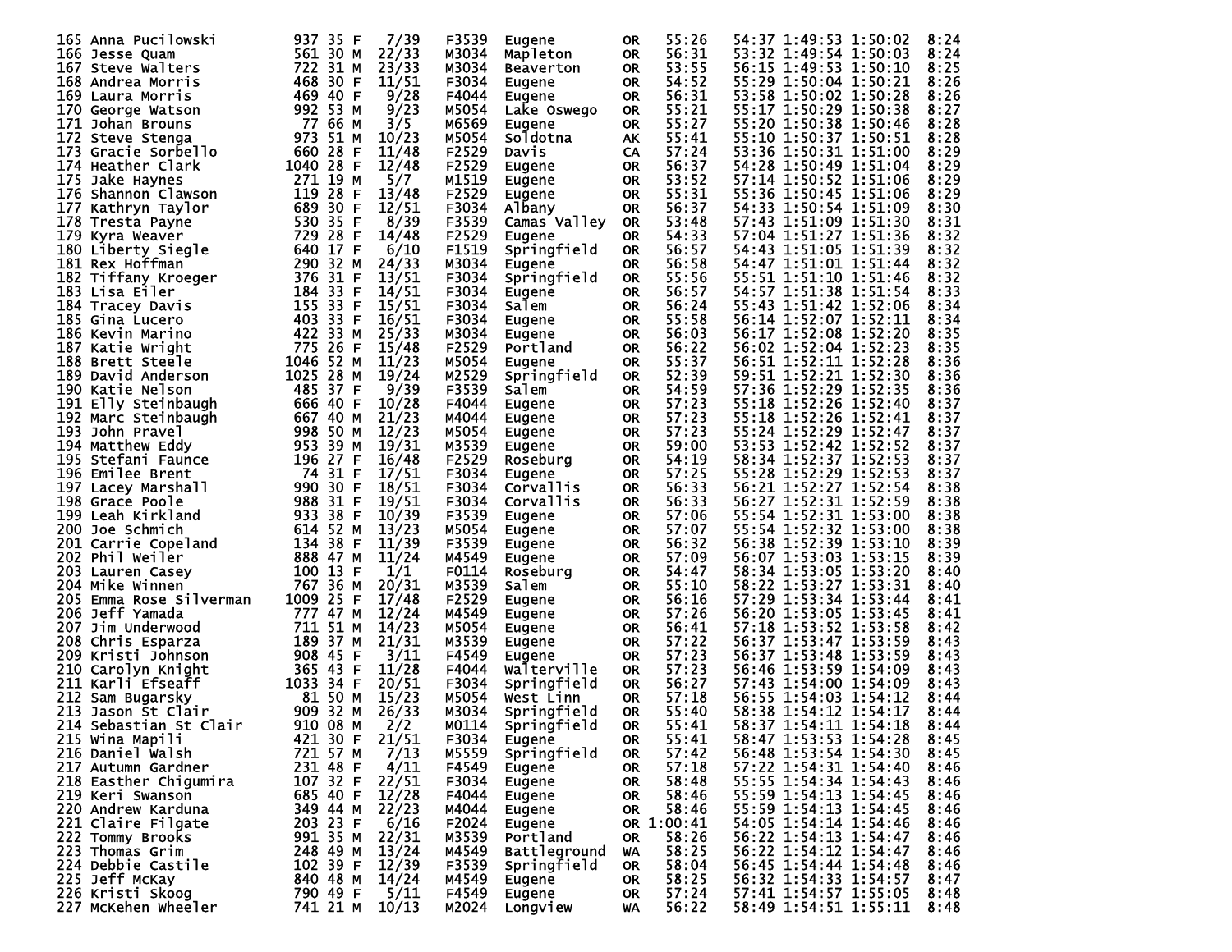| Place | Name | Bib | Age | Sex | Div Place | Div | City | State | Split 1 | Split 2 | Chip Time | Gun Time | Pace |
|---|---|---|---|---|---|---|---|---|---|---|---|---|---|
| 165 | Anna Pucilowski | 937 | 35 | F | 7/39 | F3539 | Eugene | OR | 55:26 | 54:37 | 1:49:53 | 1:50:02 | 8:24 |
| 166 | Jesse Quam | 561 | 30 | M | 22/33 | M3034 | Mapleton | OR | 56:31 | 53:32 | 1:49:54 | 1:50:03 | 8:24 |
| 167 | Steve Walters | 722 | 31 | M | 23/33 | M3034 | Beaverton | OR | 53:55 | 56:15 | 1:49:53 | 1:50:10 | 8:25 |
| 168 | Andrea Morris | 468 | 30 | F | 11/51 | F3034 | Eugene | OR | 54:52 | 55:29 | 1:50:04 | 1:50:21 | 8:26 |
| 169 | Laura Morris | 469 | 40 | F | 9/28 | F4044 | Eugene | OR | 56:31 | 53:58 | 1:50:02 | 1:50:28 | 8:26 |
| 170 | George Watson | 992 | 53 | M | 9/23 | M5054 | Lake Oswego | OR | 55:21 | 55:17 | 1:50:29 | 1:50:38 | 8:27 |
| 171 | Johan Brouns | 77 | 66 | M | 3/5 | M6569 | Eugene | OR | 55:27 | 55:20 | 1:50:38 | 1:50:46 | 8:28 |
| 172 | Steve Stenga | 973 | 51 | M | 10/23 | M5054 | Soldotna | AK | 55:41 | 55:10 | 1:50:37 | 1:50:51 | 8:28 |
| 173 | Gracie Sorbello | 660 | 28 | F | 11/48 | F2529 | Davis | CA | 57:24 | 53:36 | 1:50:31 | 1:51:00 | 8:29 |
| 174 | Heather Clark | 1040 | 28 | F | 12/48 | F2529 | Eugene | OR | 56:37 | 54:28 | 1:50:49 | 1:51:04 | 8:29 |
| 175 | Jake Haynes | 271 | 19 | M | 5/7 | M1519 | Eugene | OR | 53:52 | 57:14 | 1:50:52 | 1:51:06 | 8:29 |
| 176 | Shannon Clawson | 119 | 28 | F | 13/48 | F2529 | Eugene | OR | 55:31 | 55:36 | 1:50:45 | 1:51:06 | 8:29 |
| 177 | Kathryn Taylor | 689 | 30 | F | 12/51 | F3034 | Albany | OR | 56:37 | 54:33 | 1:50:54 | 1:51:09 | 8:30 |
| 178 | Tresta Payne | 530 | 35 | F | 8/39 | F3539 | Camas Valley | OR | 53:48 | 57:43 | 1:51:09 | 1:51:30 | 8:31 |
| 179 | Kyra Weaver | 729 | 28 | F | 14/48 | F2529 | Eugene | OR | 54:33 | 57:04 | 1:51:27 | 1:51:36 | 8:32 |
| 180 | Liberty Siegle | 640 | 17 | F | 6/10 | F1519 | Springfield | OR | 56:57 | 54:43 | 1:51:05 | 1:51:39 | 8:32 |
| 181 | Rex Hoffman | 290 | 32 | M | 24/33 | M3034 | Eugene | OR | 56:58 | 54:47 | 1:51:01 | 1:51:44 | 8:32 |
| 182 | Tiffany Kroeger | 376 | 31 | F | 13/51 | F3034 | Springfield | OR | 55:56 | 55:51 | 1:51:10 | 1:51:46 | 8:32 |
| 183 | Lisa Eiler | 184 | 33 | F | 14/51 | F3034 | Eugene | OR | 56:57 | 54:57 | 1:51:38 | 1:51:54 | 8:33 |
| 184 | Tracey Davis | 155 | 33 | F | 15/51 | F3034 | Salem | OR | 56:24 | 55:43 | 1:51:42 | 1:52:06 | 8:34 |
| 185 | Gina Lucero | 403 | 33 | F | 16/51 | F3034 | Eugene | OR | 55:58 | 56:14 | 1:52:07 | 1:52:11 | 8:34 |
| 186 | Kevin Marino | 422 | 33 | M | 25/33 | M3034 | Eugene | OR | 56:03 | 56:17 | 1:52:08 | 1:52:20 | 8:35 |
| 187 | Katie Wright | 775 | 26 | F | 15/48 | F2529 | Portland | OR | 56:22 | 56:02 | 1:52:04 | 1:52:23 | 8:35 |
| 188 | Brett Steele | 1046 | 52 | M | 11/23 | M5054 | Eugene | OR | 55:37 | 56:51 | 1:52:11 | 1:52:28 | 8:36 |
| 189 | David Anderson | 1025 | 28 | M | 19/24 | M2529 | Springfield | OR | 52:39 | 59:51 | 1:52:21 | 1:52:30 | 8:36 |
| 190 | Katie Nelson | 485 | 37 | F | 9/39 | F3539 | Salem | OR | 54:59 | 57:36 | 1:52:29 | 1:52:35 | 8:36 |
| 191 | Elly Steinbaugh | 666 | 40 | F | 10/28 | F4044 | Eugene | OR | 57:23 | 55:18 | 1:52:26 | 1:52:40 | 8:37 |
| 192 | Marc Steinbaugh | 667 | 40 | M | 21/23 | M4044 | Eugene | OR | 57:23 | 55:18 | 1:52:26 | 1:52:41 | 8:37 |
| 193 | John Pravel | 998 | 50 | M | 12/23 | M5054 | Eugene | OR | 57:23 | 55:24 | 1:52:29 | 1:52:47 | 8:37 |
| 194 | Matthew Eddy | 953 | 39 | M | 19/31 | M3539 | Eugene | OR | 59:00 | 53:53 | 1:52:42 | 1:52:52 | 8:37 |
| 195 | Stefani Faunce | 196 | 27 | F | 16/48 | F2529 | Roseburg | OR | 54:19 | 58:34 | 1:52:37 | 1:52:53 | 8:37 |
| 196 | Emilee Brent | 74 | 31 | F | 17/51 | F3034 | Eugene | OR | 57:25 | 55:28 | 1:52:29 | 1:52:53 | 8:37 |
| 197 | Lacey Marshall | 990 | 30 | F | 18/51 | F3034 | Corvallis | OR | 56:33 | 56:21 | 1:52:27 | 1:52:54 | 8:38 |
| 198 | Grace Poole | 988 | 31 | F | 19/51 | F3034 | Corvallis | OR | 56:33 | 56:27 | 1:52:31 | 1:52:59 | 8:38 |
| 199 | Leah Kirkland | 933 | 38 | F | 10/39 | F3539 | Eugene | OR | 57:06 | 55:54 | 1:52:31 | 1:53:00 | 8:38 |
| 200 | Joe Schmich | 614 | 52 | M | 13/23 | M5054 | Eugene | OR | 57:07 | 55:54 | 1:52:32 | 1:53:00 | 8:38 |
| 201 | Carrie Copeland | 134 | 38 | F | 11/39 | F3539 | Eugene | OR | 56:32 | 56:38 | 1:52:39 | 1:53:10 | 8:39 |
| 202 | Phil Weiler | 888 | 47 | M | 11/24 | M4549 | Eugene | OR | 57:09 | 56:07 | 1:53:03 | 1:53:15 | 8:39 |
| 203 | Lauren Casey | 100 | 13 | F | 1/1 | F0114 | Roseburg | OR | 54:47 | 58:34 | 1:53:05 | 1:53:20 | 8:40 |
| 204 | Mike Winnen | 767 | 36 | M | 20/31 | M3539 | Salem | OR | 55:10 | 58:22 | 1:53:27 | 1:53:31 | 8:40 |
| 205 | Emma Rose Silverman | 1009 | 25 | F | 17/48 | F2529 | Eugene | OR | 56:16 | 57:29 | 1:53:34 | 1:53:44 | 8:41 |
| 206 | Jeff Yamada | 777 | 47 | M | 12/24 | M4549 | Eugene | OR | 57:26 | 56:20 | 1:53:05 | 1:53:45 | 8:41 |
| 207 | Jim Underwood | 711 | 51 | M | 14/23 | M5054 | Eugene | OR | 56:41 | 57:18 | 1:53:52 | 1:53:58 | 8:42 |
| 208 | Chris Esparza | 189 | 37 | M | 21/31 | M3539 | Eugene | OR | 57:22 | 56:37 | 1:53:47 | 1:53:59 | 8:43 |
| 209 | Kristi Johnson | 908 | 45 | F | 3/11 | F4549 | Eugene | OR | 57:23 | 56:37 | 1:53:48 | 1:53:59 | 8:43 |
| 210 | Carolyn Knight | 365 | 43 | F | 11/28 | F4044 | Walterville | OR | 57:23 | 56:46 | 1:53:59 | 1:54:09 | 8:43 |
| 211 | Karli Efseaff | 1033 | 34 | F | 20/51 | F3034 | Springfield | OR | 56:27 | 57:43 | 1:54:00 | 1:54:09 | 8:43 |
| 212 | Sam Bugarsky | 81 | 50 | M | 15/23 | M5054 | West Linn | OR | 57:18 | 56:55 | 1:54:03 | 1:54:12 | 8:44 |
| 213 | Jason St Clair | 909 | 32 | M | 26/33 | M3034 | Springfield | OR | 55:40 | 58:38 | 1:54:12 | 1:54:17 | 8:44 |
| 214 | Sebastian St Clair | 910 | 08 | M | 2/2 | M0114 | Springfield | OR | 55:41 | 58:37 | 1:54:11 | 1:54:18 | 8:44 |
| 215 | Wina Mapili | 421 | 30 | F | 21/51 | F3034 | Eugene | OR | 55:41 | 58:47 | 1:53:53 | 1:54:28 | 8:45 |
| 216 | Daniel Walsh | 721 | 57 | M | 7/13 | M5559 | Springfield | OR | 57:42 | 56:48 | 1:53:54 | 1:54:30 | 8:45 |
| 217 | Autumn Gardner | 231 | 48 | F | 4/11 | F4549 | Eugene | OR | 57:18 | 57:22 | 1:54:31 | 1:54:40 | 8:46 |
| 218 | Easther Chigumira | 107 | 32 | F | 22/51 | F3034 | Eugene | OR | 58:48 | 55:55 | 1:54:34 | 1:54:43 | 8:46 |
| 219 | Keri Swanson | 685 | 40 | F | 12/28 | F4044 | Eugene | OR | 58:46 | 55:59 | 1:54:13 | 1:54:45 | 8:46 |
| 220 | Andrew Karduna | 349 | 44 | M | 22/23 | M4044 | Eugene | OR | 58:46 | 55:59 | 1:54:13 | 1:54:45 | 8:46 |
| 221 | Claire Filgate | 203 | 23 | F | 6/16 | F2024 | Eugene | OR | 1:00:41 | 54:05 | 1:54:14 | 1:54:46 | 8:46 |
| 222 | Tommy Brooks | 991 | 35 | M | 22/31 | M3539 | Portland | OR | 58:26 | 56:22 | 1:54:13 | 1:54:47 | 8:46 |
| 223 | Thomas Grim | 248 | 49 | M | 13/24 | M4549 | Battleground | WA | 58:25 | 56:22 | 1:54:12 | 1:54:47 | 8:46 |
| 224 | Debbie Castile | 102 | 39 | F | 12/39 | F3539 | Springfield | OR | 58:04 | 56:45 | 1:54:44 | 1:54:48 | 8:46 |
| 225 | Jeff McKay | 840 | 48 | M | 14/24 | M4549 | Eugene | OR | 58:25 | 56:32 | 1:54:33 | 1:54:57 | 8:47 |
| 226 | Kristi Skoog | 790 | 49 | F | 5/11 | F4549 | Eugene | OR | 57:24 | 57:41 | 1:54:57 | 1:55:05 | 8:48 |
| 227 | McKehen Wheeler | 741 | 21 | M | 10/13 | M2024 | Longview | WA | 56:22 | 58:49 | 1:54:51 | 1:55:11 | 8:48 |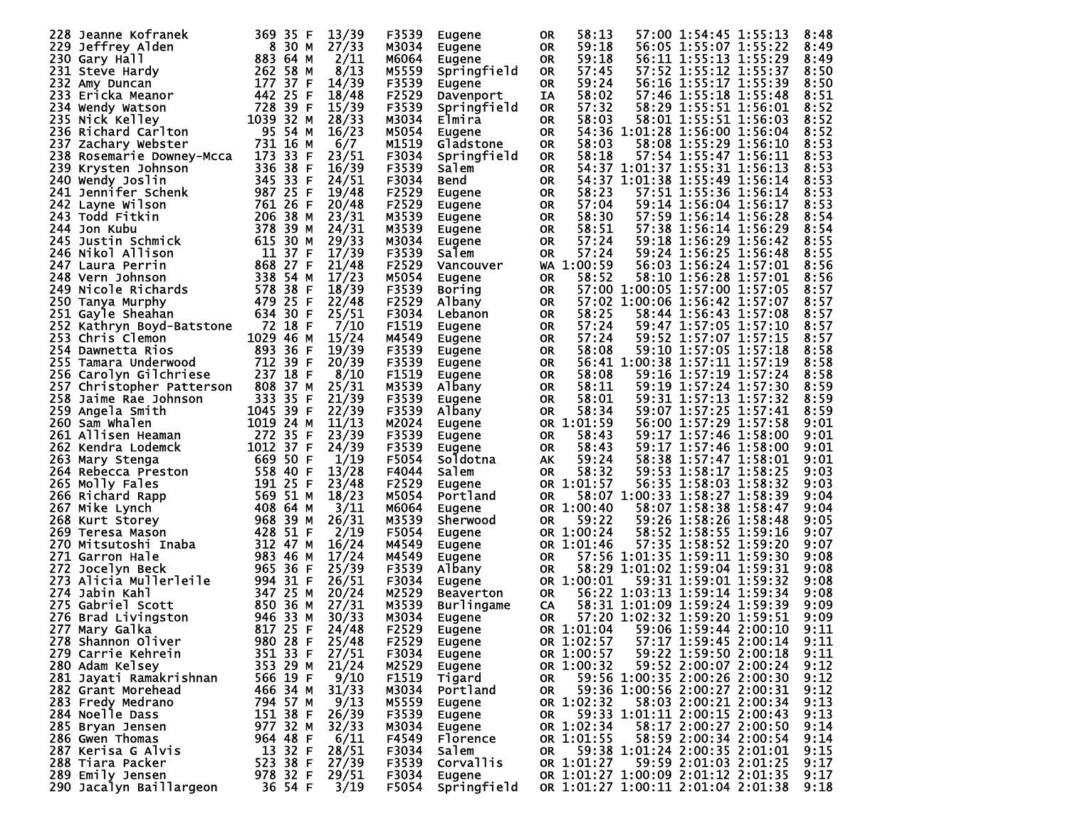| Place | Name | Bib | Age | Sex | Div Place | Division | City | State | Split 1 | Split 2 | Gun Time | Net Time | Pace |
|---|---|---|---|---|---|---|---|---|---|---|---|---|---|
| 228 | Jeanne Kofranek | 369 | 35 | F | 13/39 | F3539 | Eugene | OR | 58:13 | 57:00 | 1:54:45 | 1:55:13 | 8:48 |
| 229 | Jeffrey Alden | 8 | 30 | M | 27/33 | M3034 | Eugene | OR | 59:18 | 56:05 | 1:55:07 | 1:55:22 | 8:49 |
| 230 | Gary Hall | 883 | 64 | M | 2/11 | M6064 | Eugene | OR | 59:18 | 56:11 | 1:55:13 | 1:55:29 | 8:49 |
| 231 | Steve Hardy | 262 | 58 | M | 8/13 | M5559 | Springfield | OR | 57:45 | 57:52 | 1:55:12 | 1:55:37 | 8:50 |
| 232 | Amy Duncan | 177 | 37 | F | 14/39 | F3539 | Eugene | OR | 59:24 | 56:16 | 1:55:17 | 1:55:39 | 8:50 |
| 233 | Ericka Meanor | 442 | 25 | F | 18/48 | F2529 | Davenport | IA | 58:02 | 57:46 | 1:55:18 | 1:55:48 | 8:51 |
| 234 | Wendy Watson | 728 | 39 | F | 15/39 | F3539 | Springfield | OR | 57:32 | 58:29 | 1:55:51 | 1:56:01 | 8:52 |
| 235 | Nick Kelley | 1039 | 32 | M | 28/33 | M3034 | Elmira | OR | 58:03 | 58:01 | 1:55:51 | 1:56:03 | 8:52 |
| 236 | Richard Carlton | 95 | 54 | M | 16/23 | M5054 | Eugene | OR | 54:36 | 1:01:28 | 1:56:00 | 1:56:04 | 8:52 |
| 237 | Zachary Webster | 731 | 16 | M | 6/7 | M1519 | Gladstone | OR | 58:03 | 58:08 | 1:55:29 | 1:56:10 | 8:53 |
| 238 | Rosemarie Downey-Mcca | 173 | 33 | F | 23/51 | F3034 | Springfield | OR | 58:18 | 57:54 | 1:55:47 | 1:56:11 | 8:53 |
| 239 | Krysten Johnson | 336 | 38 | F | 16/39 | F3539 | Salem | OR | 54:37 | 1:01:37 | 1:55:31 | 1:56:13 | 8:53 |
| 240 | Wendy Joslin | 345 | 33 | F | 24/51 | F3034 | Bend | OR | 54:37 | 1:01:38 | 1:55:49 | 1:56:14 | 8:53 |
| 241 | Jennifer Schenk | 987 | 25 | F | 19/48 | F2529 | Eugene | OR | 58:23 | 57:51 | 1:55:36 | 1:56:14 | 8:53 |
| 242 | Layne Wilson | 761 | 26 | F | 20/48 | F2529 | Eugene | OR | 57:04 | 59:14 | 1:56:04 | 1:56:17 | 8:53 |
| 243 | Todd Fitkin | 206 | 38 | M | 23/31 | M3539 | Eugene | OR | 58:30 | 57:59 | 1:56:14 | 1:56:28 | 8:54 |
| 244 | Jon Kubu | 378 | 39 | M | 24/31 | M3539 | Eugene | OR | 58:51 | 57:38 | 1:56:14 | 1:56:29 | 8:54 |
| 245 | Justin Schmick | 615 | 30 | M | 29/33 | M3034 | Eugene | OR | 57:24 | 59:18 | 1:56:29 | 1:56:42 | 8:55 |
| 246 | Nikol Allison | 11 | 37 | F | 17/39 | F3539 | Salem | OR | 57:24 | 59:24 | 1:56:25 | 1:56:48 | 8:55 |
| 247 | Laura Perrin | 868 | 27 | F | 21/48 | F2529 | Vancouver | WA | 1:00:59 | 56:03 | 1:56:24 | 1:57:01 | 8:56 |
| 248 | Vern Johnson | 338 | 54 | M | 17/23 | M5054 | Eugene | OR | 58:52 | 58:10 | 1:56:28 | 1:57:01 | 8:56 |
| 249 | Nicole Richards | 578 | 38 | F | 18/39 | F3539 | Boring | OR | 57:00 | 1:00:05 | 1:57:00 | 1:57:05 | 8:57 |
| 250 | Tanya Murphy | 479 | 25 | F | 22/48 | F2529 | Albany | OR | 57:02 | 1:00:06 | 1:56:42 | 1:57:07 | 8:57 |
| 251 | Gayle Sheahan | 634 | 30 | F | 25/51 | F3034 | Lebanon | OR | 58:25 | 58:44 | 1:56:43 | 1:57:08 | 8:57 |
| 252 | Kathryn Boyd-Batstone | 72 | 18 | F | 7/10 | F1519 | Eugene | OR | 57:24 | 59:47 | 1:57:05 | 1:57:10 | 8:57 |
| 253 | Chris Clemon | 1029 | 46 | M | 15/24 | M4549 | Eugene | OR | 57:24 | 59:52 | 1:57:07 | 1:57:15 | 8:57 |
| 254 | Dawnetta Rios | 893 | 36 | F | 19/39 | F3539 | Eugene | OR | 58:08 | 59:10 | 1:57:05 | 1:57:18 | 8:58 |
| 255 | Tamara Underwood | 712 | 39 | F | 20/39 | F3539 | Eugene | OR | 56:41 | 1:00:38 | 1:57:11 | 1:57:19 | 8:58 |
| 256 | Carolyn Gilchriese | 237 | 18 | F | 8/10 | F1519 | Eugene | OR | 58:08 | 59:16 | 1:57:19 | 1:57:24 | 8:58 |
| 257 | Christopher Patterson | 808 | 37 | M | 25/31 | M3539 | Albany | OR | 58:11 | 59:19 | 1:57:24 | 1:57:30 | 8:59 |
| 258 | Jaime Rae Johnson | 333 | 35 | F | 21/39 | F3539 | Eugene | OR | 58:01 | 59:31 | 1:57:13 | 1:57:32 | 8:59 |
| 259 | Angela Smith | 1045 | 39 | F | 22/39 | F3539 | Albany | OR | 58:34 | 59:07 | 1:57:25 | 1:57:41 | 8:59 |
| 260 | Sam Whalen | 1019 | 24 | M | 11/13 | M2024 | Eugene | OR | 1:01:59 | 56:00 | 1:57:29 | 1:57:58 | 9:01 |
| 261 | Allisen Heaman | 272 | 35 | F | 23/39 | F3539 | Eugene | OR | 58:43 | 59:17 | 1:57:46 | 1:58:00 | 9:01 |
| 262 | Kendra Lodemck | 1012 | 37 | F | 24/39 | F3539 | Eugene | OR | 58:43 | 59:17 | 1:57:46 | 1:58:00 | 9:01 |
| 263 | Mary Stenga | 669 | 50 | F | 1/19 | F5054 | Soldotna | AK | 59:24 | 58:38 | 1:57:47 | 1:58:01 | 9:01 |
| 264 | Rebecca Preston | 558 | 40 | F | 13/28 | F4044 | Salem | OR | 58:32 | 59:53 | 1:58:17 | 1:58:25 | 9:03 |
| 265 | Molly Fales | 191 | 25 | F | 23/48 | F2529 | Eugene | OR | 1:01:57 | 56:35 | 1:58:03 | 1:58:32 | 9:03 |
| 266 | Richard Rapp | 569 | 51 | M | 18/23 | M5054 | Portland | OR | 58:07 | 1:00:33 | 1:58:27 | 1:58:39 | 9:04 |
| 267 | Mike Lynch | 408 | 64 | M | 3/11 | M6064 | Eugene | OR | 1:00:40 | 58:07 | 1:58:38 | 1:58:47 | 9:04 |
| 268 | Kurt Storey | 968 | 39 | M | 26/31 | M3539 | Sherwood | OR | 59:22 | 59:26 | 1:58:26 | 1:58:48 | 9:05 |
| 269 | Teresa Mason | 428 | 51 | F | 2/19 | F5054 | Eugene | OR | 1:00:24 | 58:52 | 1:58:55 | 1:59:16 | 9:07 |
| 270 | Mitsutoshi Inaba | 312 | 47 | M | 16/24 | M4549 | Eugene | OR | 1:01:46 | 57:35 | 1:58:52 | 1:59:20 | 9:07 |
| 271 | Garron Hale | 983 | 46 | M | 17/24 | M4549 | Eugene | OR | 57:56 | 1:01:35 | 1:59:11 | 1:59:30 | 9:08 |
| 272 | Jocelyn Beck | 965 | 36 | F | 25/39 | F3539 | Albany | OR | 58:29 | 1:01:02 | 1:59:04 | 1:59:31 | 9:08 |
| 273 | Alicia Mullerleile | 994 | 31 | F | 26/51 | F3034 | Eugene | OR | 1:00:01 | 59:31 | 1:59:01 | 1:59:32 | 9:08 |
| 274 | Jabin Kahl | 347 | 25 | M | 20/24 | M2529 | Beaverton | OR | 56:22 | 1:03:13 | 1:59:14 | 1:59:34 | 9:08 |
| 275 | Gabriel Scott | 850 | 36 | M | 27/31 | M3539 | Burlingame | CA | 58:31 | 1:01:09 | 1:59:24 | 1:59:39 | 9:09 |
| 276 | Brad Livingston | 946 | 33 | M | 30/33 | M3034 | Eugene | OR | 57:20 | 1:02:32 | 1:59:20 | 1:59:51 | 9:09 |
| 277 | Mary Galka | 817 | 25 | F | 24/48 | F2529 | Eugene | OR | 1:01:04 | 59:06 | 1:59:44 | 2:00:10 | 9:11 |
| 278 | Shannon Oliver | 980 | 28 | F | 25/48 | F2529 | Eugene | OR | 1:02:57 | 57:17 | 1:59:45 | 2:00:14 | 9:11 |
| 279 | Carrie Kehrein | 351 | 33 | F | 27/51 | F3034 | Eugene | OR | 1:00:57 | 59:22 | 1:59:50 | 2:00:18 | 9:11 |
| 280 | Adam Kelsey | 353 | 29 | M | 21/24 | M2529 | Eugene | OR | 1:00:32 | 59:52 | 2:00:07 | 2:00:24 | 9:12 |
| 281 | Jayati Ramakrishnan | 566 | 19 | F | 9/10 | F1519 | Tigard | OR | 59:56 | 1:00:35 | 2:00:26 | 2:00:30 | 9:12 |
| 282 | Grant Morehead | 466 | 34 | M | 31/33 | M3034 | Portland | OR | 59:36 | 1:00:56 | 2:00:27 | 2:00:31 | 9:12 |
| 283 | Fredy Medrano | 794 | 57 | M | 9/13 | M5559 | Eugene | OR | 1:02:32 | 58:03 | 2:00:21 | 2:00:34 | 9:13 |
| 284 | Noelle Dass | 151 | 38 | F | 26/39 | F3539 | Eugene | OR | 59:33 | 1:01:11 | 2:00:15 | 2:00:43 | 9:13 |
| 285 | Bryan Jensen | 977 | 32 | M | 32/33 | M3034 | Eugene | OR | 1:02:34 | 58:17 | 2:00:27 | 2:00:50 | 9:14 |
| 286 | Gwen Thomas | 964 | 48 | F | 6/11 | F4549 | Florence | OR | 1:01:55 | 58:59 | 2:00:34 | 2:00:54 | 9:14 |
| 287 | Kerisa G Alvis | 13 | 32 | F | 28/51 | F3034 | Salem | OR | 59:38 | 1:01:24 | 2:00:35 | 2:01:01 | 9:15 |
| 288 | Tiara Packer | 523 | 38 | F | 27/39 | F3539 | Corvallis | OR | 1:01:27 | 59:59 | 2:01:03 | 2:01:25 | 9:17 |
| 289 | Emily Jensen | 978 | 32 | F | 29/51 | F3034 | Eugene | OR | 1:01:27 | 1:00:09 | 2:01:12 | 2:01:35 | 9:17 |
| 290 | Jacalyn Baillargeon | 36 | 54 | F | 3/19 | F5054 | Springfield | OR | 1:01:27 | 1:00:11 | 2:01:04 | 2:01:38 | 9:18 |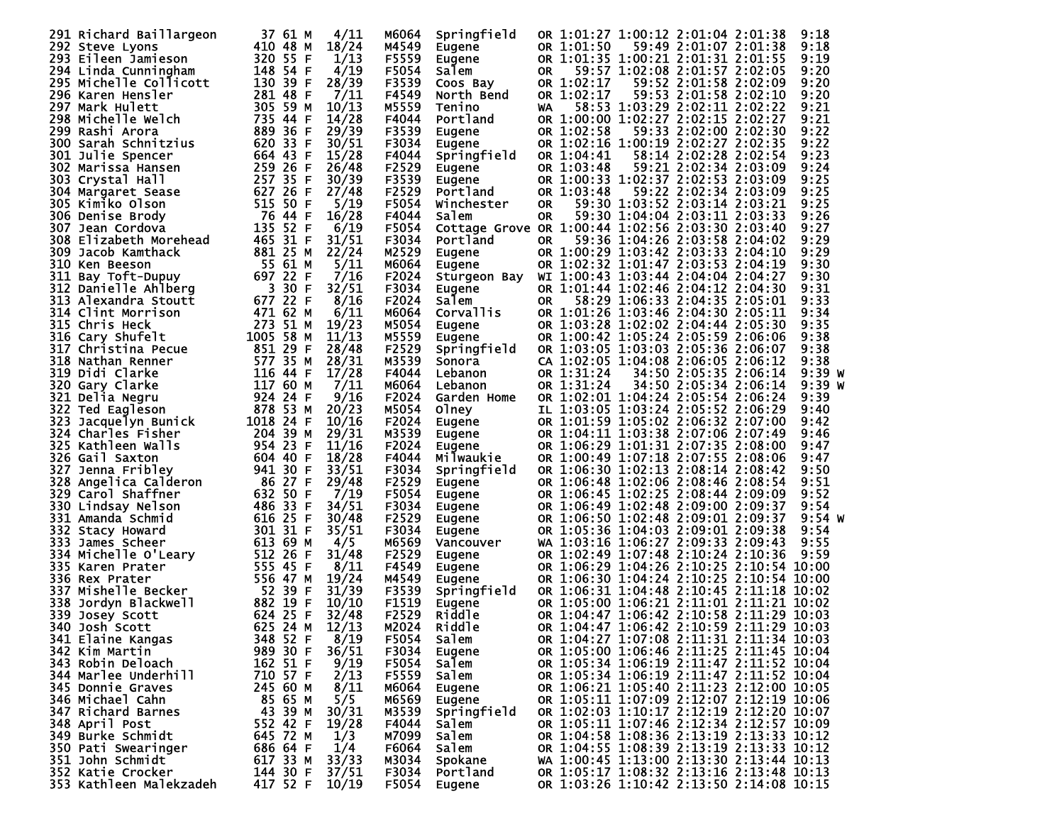```
291 Richard Baillargeon      37 61 M   4/11    M6064  Springfield    OR 1:01:27 1:00:12 2:01:04 2:01:38   9:18
292 Steve Lyons             410 48 M  18/24    M4549  Eugene         OR 1:01:50   59:49 2:01:07 2:01:38   9:18
293 Eileen Jamieson         320 55 F   1/13    F5559  Eugene         OR 1:01:35 1:00:21 2:01:31 2:01:55   9:19
294 Linda Cunningham        148 54 F   4/19    F5054  Salem          OR   59:57 1:02:08 2:01:57 2:02:05   9:20
295 Michelle Collicott      130 39 F  28/39    F3539  Coos Bay       OR 1:02:17   59:52 2:01:58 2:02:09   9:20
296 Karen Hensler           281 48 F   7/11    F4549  North Bend     OR 1:02:17   59:53 2:01:58 2:02:10   9:20
297 Mark Hulett             305 59 M  10/13    M5559  Tenino         WA   58:53 1:03:29 2:02:11 2:02:22   9:21
298 Michelle Welch          735 44 F  14/28    F4044  Portland       OR 1:00:00 1:02:27 2:02:15 2:02:27   9:21
299 Rashi Arora             889 36 F  29/39    F3539  Eugene         OR 1:02:58   59:33 2:02:00 2:02:30   9:22
300 Sarah Schnitzius        620 33 F  30/51    F3034  Eugene         OR 1:02:16 1:00:19 2:02:27 2:02:35   9:22
301 Julie Spencer           664 43 F  15/28    F4044  Springfield    OR 1:04:41   58:14 2:02:28 2:02:54   9:23
302 Marissa Hansen          259 26 F  26/48    F2529  Eugene         OR 1:03:48   59:21 2:02:34 2:03:09   9:24
303 Crystal Hall            257 35 F  30/39    F3539  Eugene         OR 1:00:33 1:02:37 2:02:53 2:03:09   9:25
304 Margaret Sease          627 26 F  27/48    F2529  Portland       OR 1:03:48   59:22 2:02:34 2:03:09   9:25
305 Kimiko Olson            515 50 F   5/19    F5054  Winchester     OR   59:30 1:03:52 2:03:14 2:03:21   9:25
306 Denise Brody             76 44 F  16/28    F4044  Salem          OR   59:30 1:04:04 2:03:11 2:03:33   9:26
307 Jean Cordova            135 52 F   6/19    F5054  Cottage Grove  OR 1:00:44 1:02:56 2:03:30 2:03:40   9:27
308 Elizabeth Morehead      465 31 F  31/51    F3034  Portland       OR   59:36 1:04:26 2:03:58 2:04:02   9:29
309 Jacob Kamthack          881 25 M  22/24    M2529  Eugene         OR 1:00:29 1:03:42 2:03:33 2:04:10   9:29
310 Ken Beeson               55 61 M   5/11    M6064  Eugene         OR 1:02:32 1:01:47 2:03:53 2:04:19   9:30
311 Bay Toft-Dupuy          697 22 F   7/16    F2024  Sturgeon Bay   WI 1:00:43 1:03:44 2:04:04 2:04:27   9:30
312 Danielle Ahlberg          3 30 F  32/51    F3034  Eugene         OR 1:01:44 1:02:46 2:04:12 2:04:30   9:31
313 Alexandra Stoutt        677 22 F   8/16    F2024  Salem          OR   58:29 1:06:33 2:04:35 2:05:01   9:33
314 Clint Morrison          471 62 M   6/11    M6064  Corvallis      OR 1:01:26 1:03:46 2:04:30 2:05:11   9:34
315 Chris Heck              273 51 M  19/23    M5054  Eugene         OR 1:03:28 1:02:02 2:04:44 2:05:30   9:35
316 Cary Shufelt           1005 58 M  11/13    M5559  Eugene         OR 1:00:42 1:05:24 2:05:59 2:06:06   9:38
317 Christina Pecue         851 29 F  28/48    F2529  Springfield    OR 1:03:05 1:03:03 2:05:36 2:06:07   9:38
318 Nathan Renner           577 35 M  28/31    M3539  Sonora         CA 1:02:05 1:04:08 2:06:05 2:06:12   9:38
319 Didi Clarke             116 44 F  17/28    F4044  Lebanon        OR 1:31:24   34:50 2:05:35 2:06:14   9:39 W
320 Gary Clarke             117 60 M   7/11    M6064  Lebanon        OR 1:31:24   34:50 2:05:34 2:06:14   9:39 W
321 Delia Negru             924 24 F   9/16    F2024  Garden Home    OR 1:02:01 1:04:24 2:05:54 2:06:24   9:39
322 Ted Eagleson            878 53 M  20/23    M5054  Olney          IL 1:03:05 1:03:24 2:05:52 2:06:29   9:40
323 Jacquelyn Bunick       1018 24 F  10/16    F2024  Eugene         OR 1:01:59 1:05:02 2:06:32 2:07:00   9:42
324 Charles Fisher          204 39 M  29/31    M3539  Eugene         OR 1:04:11 1:03:38 2:07:06 2:07:49   9:46
325 Kathleen Walls          954 23 F  11/16    F2024  Eugene         OR 1:06:29 1:01:31 2:07:35 2:08:00   9:47
326 Gail Saxton             604 40 F  18/28    F4044  Milwaukie      OR 1:00:49 1:07:18 2:07:55 2:08:06   9:47
327 Jenna Fribley           941 30 F  33/51    F3034  Springfield    OR 1:06:30 1:02:13 2:08:14 2:08:42   9:50
328 Angelica Calderon        86 27 F  29/48    F2529  Eugene         OR 1:06:48 1:02:06 2:08:46 2:08:54   9:51
329 Carol Shaffner          632 50 F   7/19    F5054  Eugene         OR 1:06:45 1:02:25 2:08:44 2:09:09   9:52
330 Lindsay Nelson          486 33 F  34/51    F3034  Eugene         OR 1:06:49 1:02:48 2:09:00 2:09:37   9:54
331 Amanda Schmid           616 25 F  30/48    F2529  Eugene         OR 1:06:50 1:02:48 2:09:01 2:09:37   9:54 W
332 Stacy Howard            301 31 F  35/51    F3034  Eugene         OR 1:05:36 1:04:03 2:09:01 2:09:38   9:54
333 James Scheer            613 69 M   4/5     M6569  Vancouver      WA 1:03:16 1:06:27 2:09:33 2:09:43   9:55
334 Michelle O'Leary        512 26 F  31/48    F2529  Eugene         OR 1:02:49 1:07:48 2:10:24 2:10:36   9:59
335 Karen Prater            555 45 F   8/11    F4549  Eugene         OR 1:06:29 1:04:26 2:10:25 2:10:54  10:00
336 Rex Prater              556 47 M  19/24    M4549  Eugene         OR 1:06:30 1:04:24 2:10:25 2:10:54  10:00
337 Mishelle Becker          52 39 F  31/39    F3539  Springfield    OR 1:06:31 1:04:48 2:10:45 2:11:18  10:02
338 Jordyn Blackwell        882 19 F  10/10    F1519  Eugene         OR 1:05:00 1:06:21 2:11:01 2:11:21  10:02
339 Josey Scott             624 25 F  32/48    F2529  Riddle         OR 1:04:47 1:06:42 2:10:58 2:11:29  10:03
340 Josh Scott              625 24 M  12/13    M2024  Riddle         OR 1:04:47 1:06:42 2:10:59 2:11:29  10:03
341 Elaine Kangas           348 52 F   8/19    F5054  Salem          OR 1:04:27 1:07:08 2:11:31 2:11:34  10:03
342 Kim Martin              989 30 F  36/51    F3034  Eugene         OR 1:05:00 1:06:46 2:11:25 2:11:45  10:04
343 Robin Deloach           162 51 F   9/19    F5054  Salem          OR 1:05:34 1:06:19 2:11:47 2:11:52  10:04
344 Marlee Underhill        710 57 F   2/13    F5559  Salem          OR 1:05:34 1:06:19 2:11:47 2:11:52  10:04
345 Donnie Graves           245 60 M   8/11    M6064  Eugene         OR 1:06:21 1:05:40 2:11:23 2:12:00  10:05
346 Michael Cahn             85 65 M   5/5     M6569  Eugene         OR 1:05:11 1:07:09 2:12:07 2:12:19  10:06
347 Richard Barnes           43 39 M  30/31    M3539  Springfield    OR 1:02:03 1:10:17 2:12:19 2:12:20  10:07
348 April Post              552 42 F  19/28    F4044  Salem          OR 1:05:11 1:07:46 2:12:34 2:12:57  10:09
349 Burke Schmidt           645 72 M   1/3     M7099  Salem          OR 1:04:58 1:08:36 2:13:19 2:13:33  10:12
350 Pati Swearinger         686 64 F   1/4     F6064  Salem          OR 1:04:55 1:08:39 2:13:19 2:13:33  10:12
351 John Schmidt            617 33 M  33/33    M3034  Spokane        WA 1:00:45 1:13:00 2:13:30 2:13:44  10:13
352 Katie Crocker           144 30 F  37/51    F3034  Portland       OR 1:05:17 1:08:32 2:13:16 2:13:48  10:13
353 Kathleen Malekzadeh     417 52 F  10/19    F5054  Eugene         OR 1:03:26 1:10:42 2:13:50 2:14:08  10:15
```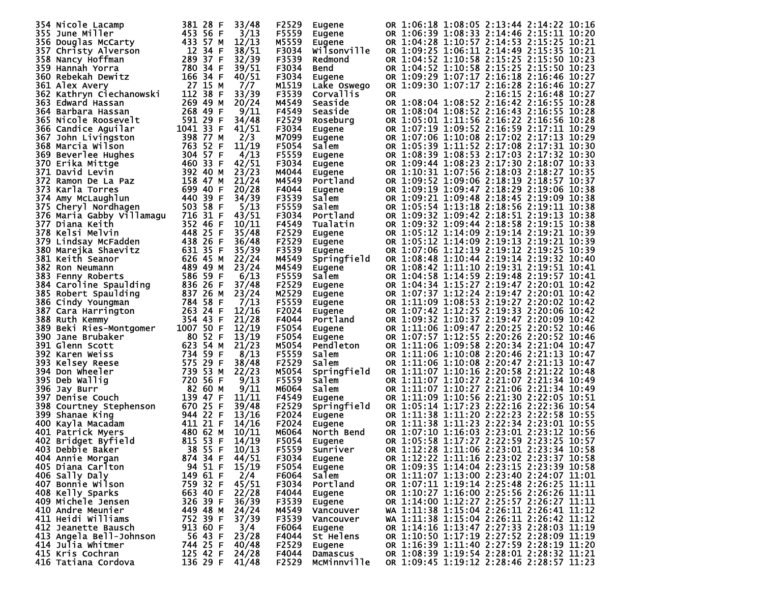| Place | Name | Bib | Age | Sex | Div Place | Div | City | State | Split 1 | Split 2 | Gun Time | Net Time | Pace |
|---|---|---|---|---|---|---|---|---|---|---|---|---|---|
| 354 | Nicole Lacamp | 381 | 28 | F | 33/48 | F2529 | Eugene | OR | 1:06:18 | 1:08:05 | 2:13:44 | 2:14:22 | 10:16 |
| 355 | June Miller | 453 | 56 | F | 3/13 | F5559 | Eugene | OR | 1:06:39 | 1:08:33 | 2:14:46 | 2:15:11 | 10:20 |
| 356 | Douglas McCarty | 433 | 57 | M | 12/13 | M5559 | Eugene | OR | 1:04:28 | 1:10:57 | 2:14:53 | 2:15:25 | 10:21 |
| 357 | Christy Alverson | 12 | 34 | F | 38/51 | F3034 | Wilsonville | OR | 1:09:25 | 1:06:11 | 2:14:49 | 2:15:35 | 10:21 |
| 358 | Nancy Hoffman | 289 | 37 | F | 32/39 | F3539 | Redmond | OR | 1:04:52 | 1:10:58 | 2:15:25 | 2:15:50 | 10:23 |
| 359 | Hannah Yorra | 780 | 34 | F | 39/51 | F3034 | Bend | OR | 1:04:52 | 1:10:58 | 2:15:25 | 2:15:50 | 10:23 |
| 360 | Rebekah Dewitz | 166 | 34 | F | 40/51 | F3034 | Eugene | OR | 1:09:29 | 1:07:17 | 2:16:18 | 2:16:46 | 10:27 |
| 361 | Alex Avery | 27 | 15 | M | 7/7 | M1519 | Lake Oswego | OR | 1:09:30 | 1:07:17 | 2:16:28 | 2:16:46 | 10:27 |
| 362 | Kathryn Ciechanowski | 112 | 38 | F | 33/39 | F3539 | Corvallis | OR | | | 2:16:15 | 2:16:48 | 10:27 |
| 363 | Edward Hassan | 269 | 49 | M | 20/24 | M4549 | Seaside | OR | 1:08:04 | 1:08:52 | 2:16:42 | 2:16:55 | 10:28 |
| 364 | Barbara Hassan | 268 | 49 | F | 9/11 | F4549 | Seaside | OR | 1:08:04 | 1:08:52 | 2:16:43 | 2:16:55 | 10:28 |
| 365 | Nicole Roosevelt | 591 | 29 | F | 34/48 | F2529 | Roseburg | OR | 1:05:01 | 1:11:56 | 2:16:22 | 2:16:56 | 10:28 |
| 366 | Candice Aguilar | 1041 | 33 | F | 41/51 | F3034 | Eugene | OR | 1:07:19 | 1:09:52 | 2:16:59 | 2:17:11 | 10:29 |
| 367 | John Livingston | 398 | 77 | M | 2/3 | M7099 | Eugene | OR | 1:07:06 | 1:10:08 | 2:17:02 | 2:17:13 | 10:29 |
| 368 | Marcia Wilson | 763 | 52 | F | 11/19 | F5054 | Salem | OR | 1:05:39 | 1:11:52 | 2:17:08 | 2:17:31 | 10:30 |
| 369 | Beverlee Hughes | 304 | 57 | F | 4/13 | F5559 | Eugene | OR | 1:08:39 | 1:08:53 | 2:17:03 | 2:17:32 | 10:30 |
| 370 | Erika Mittge | 460 | 33 | F | 42/51 | F3034 | Eugene | OR | 1:09:44 | 1:08:23 | 2:17:30 | 2:18:07 | 10:33 |
| 371 | David Levin | 392 | 40 | M | 23/23 | M4044 | Eugene | OR | 1:10:31 | 1:07:56 | 2:18:03 | 2:18:27 | 10:35 |
| 372 | Ramon De La Paz | 158 | 47 | M | 21/24 | M4549 | Portland | OR | 1:09:52 | 1:09:06 | 2:18:19 | 2:18:57 | 10:37 |
| 373 | Karla Torres | 699 | 40 | F | 20/28 | F4044 | Eugene | OR | 1:09:19 | 1:09:47 | 2:18:29 | 2:19:06 | 10:38 |
| 374 | Amy McLaughlun | 440 | 39 | F | 34/39 | F3539 | Salem | OR | 1:09:21 | 1:09:48 | 2:18:45 | 2:19:09 | 10:38 |
| 375 | Cheryl Nordhagen | 503 | 58 | F | 5/13 | F5559 | Salem | OR | 1:05:54 | 1:13:18 | 2:18:56 | 2:19:11 | 10:38 |
| 376 | Maria Gabby Villamagu | 716 | 31 | F | 43/51 | F3034 | Portland | OR | 1:09:32 | 1:09:42 | 2:18:51 | 2:19:13 | 10:38 |
| 377 | Diana Keith | 352 | 46 | F | 10/11 | F4549 | Tualatin | OR | 1:09:32 | 1:09:44 | 2:18:58 | 2:19:15 | 10:38 |
| 378 | Kelsi Melvin | 448 | 25 | F | 35/48 | F2529 | Eugene | OR | 1:05:12 | 1:14:09 | 2:19:14 | 2:19:21 | 10:39 |
| 379 | Lindsay McFadden | 438 | 26 | F | 36/48 | F2529 | Eugene | OR | 1:05:12 | 1:14:09 | 2:19:13 | 2:19:21 | 10:39 |
| 380 | Marejka Shaevitz | 631 | 35 | F | 35/39 | F3539 | Eugene | OR | 1:07:06 | 1:12:19 | 2:19:12 | 2:19:25 | 10:39 |
| 381 | Keith Seanor | 626 | 45 | M | 22/24 | M4549 | Springfield | OR | 1:08:48 | 1:10:44 | 2:19:14 | 2:19:32 | 10:40 |
| 382 | Ron Neumann | 489 | 49 | M | 23/24 | M4549 | Eugene | OR | 1:08:42 | 1:11:10 | 2:19:31 | 2:19:51 | 10:41 |
| 383 | Fenny Roberts | 586 | 59 | F | 6/13 | F5559 | Salem | OR | 1:04:58 | 1:14:59 | 2:19:48 | 2:19:57 | 10:41 |
| 384 | Caroline Spaulding | 836 | 26 | F | 37/48 | F2529 | Eugene | OR | 1:04:34 | 1:15:27 | 2:19:47 | 2:20:01 | 10:42 |
| 385 | Robert Spaulding | 837 | 26 | M | 23/24 | M2529 | Eugene | OR | 1:07:37 | 1:12:24 | 2:19:47 | 2:20:01 | 10:42 |
| 386 | Cindy Youngman | 784 | 58 | F | 7/13 | F5559 | Eugene | OR | 1:11:09 | 1:08:53 | 2:19:27 | 2:20:02 | 10:42 |
| 387 | Cara Harrington | 263 | 24 | F | 12/16 | F2024 | Eugene | OR | 1:07:42 | 1:12:25 | 2:19:33 | 2:20:06 | 10:42 |
| 388 | Ruth Kemmy | 354 | 43 | F | 21/28 | F4044 | Portland | OR | 1:09:32 | 1:10:37 | 2:19:47 | 2:20:09 | 10:42 |
| 389 | Beki Ries-Montgomer | 1007 | 50 | F | 12/19 | F5054 | Eugene | OR | 1:11:06 | 1:09:47 | 2:20:25 | 2:20:52 | 10:46 |
| 390 | Jane Brubaker | 80 | 52 | F | 13/19 | F5054 | Eugene | OR | 1:07:57 | 1:12:55 | 2:20:26 | 2:20:52 | 10:46 |
| 391 | Glenn Scott | 623 | 54 | M | 21/23 | M5054 | Pendleton | OR | 1:11:06 | 1:09:58 | 2:20:34 | 2:21:04 | 10:47 |
| 392 | Karen Weiss | 734 | 59 | F | 8/13 | F5559 | Salem | OR | 1:11:06 | 1:10:08 | 2:20:46 | 2:21:13 | 10:47 |
| 393 | Kelsey Reese | 575 | 29 | F | 38/48 | F2529 | Salem | OR | 1:11:06 | 1:10:08 | 2:20:47 | 2:21:13 | 10:47 |
| 394 | Don Wheeler | 739 | 53 | M | 22/23 | M5054 | Springfield | OR | 1:11:07 | 1:10:16 | 2:20:58 | 2:21:22 | 10:48 |
| 395 | Deb Wallig | 720 | 56 | F | 9/13 | F5559 | Salem | OR | 1:11:07 | 1:10:27 | 2:21:07 | 2:21:34 | 10:49 |
| 396 | Jay Burr | 82 | 60 | M | 9/11 | M6064 | Salem | OR | 1:11:07 | 1:10:27 | 2:21:06 | 2:21:34 | 10:49 |
| 397 | Denise Couch | 139 | 47 | F | 11/11 | F4549 | Eugene | OR | 1:11:09 | 1:10:56 | 2:21:30 | 2:22:05 | 10:51 |
| 398 | Courtney Stephenson | 670 | 25 | F | 39/48 | F2529 | Springfield | OR | 1:05:14 | 1:17:23 | 2:22:16 | 2:22:36 | 10:54 |
| 399 | Shanae King | 944 | 22 | F | 13/16 | F2024 | Eugene | OR | 1:11:38 | 1:11:20 | 2:22:23 | 2:22:58 | 10:55 |
| 400 | Kayla Macadam | 411 | 21 | F | 14/16 | F2024 | Eugene | OR | 1:11:38 | 1:11:23 | 2:22:34 | 2:23:01 | 10:55 |
| 401 | Patrick Myers | 480 | 62 | M | 10/11 | M6064 | North Bend | OR | 1:07:10 | 1:16:03 | 2:23:01 | 2:23:12 | 10:56 |
| 402 | Bridget Byfield | 815 | 53 | F | 14/19 | F5054 | Eugene | OR | 1:05:58 | 1:17:27 | 2:22:59 | 2:23:25 | 10:57 |
| 403 | Debbie Baker | 38 | 55 | F | 10/13 | F5559 | Sunriver | OR | 1:12:28 | 1:11:06 | 2:23:01 | 2:23:34 | 10:58 |
| 404 | Annie Morgan | 874 | 34 | F | 44/51 | F3034 | Eugene | OR | 1:12:22 | 1:11:16 | 2:23:02 | 2:23:37 | 10:58 |
| 405 | Diana Carlton | 94 | 51 | F | 15/19 | F5054 | Eugene | OR | 1:09:35 | 1:14:04 | 2:23:15 | 2:23:39 | 10:58 |
| 406 | Sally Daly | 149 | 61 | F | 2/4 | F6064 | Salem | OR | 1:11:07 | 1:13:00 | 2:23:40 | 2:24:07 | 11:01 |
| 407 | Bonnie Wilson | 759 | 32 | F | 45/51 | F3034 | Portland | OR | 1:07:11 | 1:19:14 | 2:25:48 | 2:26:25 | 11:11 |
| 408 | Kelly Sparks | 663 | 40 | F | 22/28 | F4044 | Eugene | OR | 1:10:27 | 1:16:00 | 2:25:56 | 2:26:26 | 11:11 |
| 409 | Michele Jensen | 326 | 39 | F | 36/39 | F3539 | Eugene | OR | 1:14:00 | 1:12:27 | 2:25:57 | 2:26:27 | 11:11 |
| 410 | Andre Meunier | 449 | 48 | M | 24/24 | M4549 | Vancouver | WA | 1:11:38 | 1:15:04 | 2:26:11 | 2:26:41 | 11:12 |
| 411 | Heidi Williams | 752 | 39 | F | 37/39 | F3539 | Vancouver | WA | 1:11:38 | 1:15:04 | 2:26:11 | 2:26:42 | 11:12 |
| 412 | Jeanette Bausch | 913 | 60 | F | 3/4 | F6064 | Eugene | OR | 1:14:16 | 1:13:47 | 2:27:33 | 2:28:03 | 11:19 |
| 413 | Angela Bell-Johnson | 56 | 43 | F | 23/28 | F4044 | St Helens | OR | 1:10:50 | 1:17:19 | 2:27:52 | 2:28:09 | 11:19 |
| 414 | Julia Whitmer | 744 | 25 | F | 40/48 | F2529 | Eugene | OR | 1:16:39 | 1:11:40 | 2:27:59 | 2:28:19 | 11:20 |
| 415 | Kris Cochran | 125 | 42 | F | 24/28 | F4044 | Damascus | OR | 1:08:39 | 1:19:54 | 2:28:01 | 2:28:32 | 11:21 |
| 416 | Tatiana Cordova | 136 | 29 | F | 41/48 | F2529 | McMinnville | OR | 1:09:45 | 1:19:12 | 2:28:46 | 2:28:57 | 11:23 |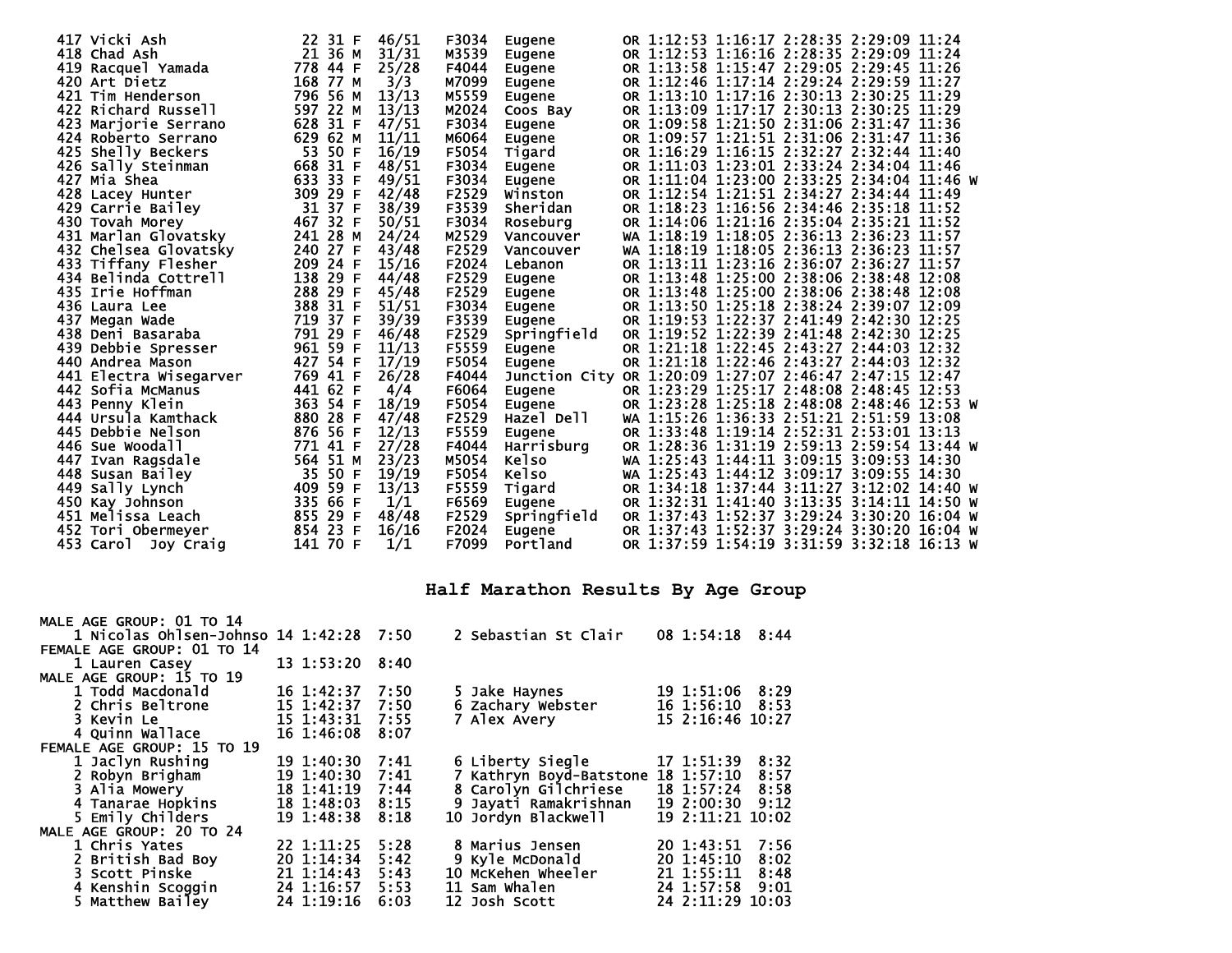| Place | Name | Bib | Age | Sex | Div Place | Div | City | State | Split 1 | Split 2 | Chip Time | Gun Time | Pace | |
|---|---|---|---|---|---|---|---|---|---|---|---|---|---|---|
| 417 | Vicki Ash | 22 | 31 | F | 46/51 | F3034 | Eugene | OR | 1:12:53 | 1:16:17 | 2:28:35 | 2:29:09 | 11:24 | |
| 418 | Chad Ash | 21 | 36 | M | 31/31 | M3539 | Eugene | OR | 1:12:53 | 1:16:16 | 2:28:35 | 2:29:09 | 11:24 | |
| 419 | Racquel Yamada | 778 | 44 | F | 25/28 | F4044 | Eugene | OR | 1:13:58 | 1:15:47 | 2:29:05 | 2:29:45 | 11:26 | |
| 420 | Art Dietz | 168 | 77 | M | 3/3 | M7099 | Eugene | OR | 1:12:46 | 1:17:14 | 2:29:24 | 2:29:59 | 11:27 | |
| 421 | Tim Henderson | 796 | 56 | M | 13/13 | M5559 | Eugene | OR | 1:13:10 | 1:17:16 | 2:30:13 | 2:30:25 | 11:29 | |
| 422 | Richard Russell | 597 | 22 | M | 13/13 | M2024 | Coos Bay | OR | 1:13:09 | 1:17:17 | 2:30:13 | 2:30:25 | 11:29 | |
| 423 | Marjorie Serrano | 628 | 31 | F | 47/51 | F3034 | Eugene | OR | 1:09:58 | 1:21:50 | 2:31:06 | 2:31:47 | 11:36 | |
| 424 | Roberto Serrano | 629 | 62 | M | 11/11 | M6064 | Eugene | OR | 1:09:57 | 1:21:51 | 2:31:06 | 2:31:47 | 11:36 | |
| 425 | Shelly Beckers | 53 | 50 | F | 16/19 | F5054 | Tigard | OR | 1:16:29 | 1:16:15 | 2:32:27 | 2:32:44 | 11:40 | |
| 426 | Sally Steinman | 668 | 31 | F | 48/51 | F3034 | Eugene | OR | 1:11:03 | 1:23:01 | 2:33:24 | 2:34:04 | 11:46 | |
| 427 | Mia Shea | 633 | 33 | F | 49/51 | F3034 | Eugene | OR | 1:11:04 | 1:23:00 | 2:33:25 | 2:34:04 | 11:46 | W |
| 428 | Lacey Hunter | 309 | 29 | F | 42/48 | F2529 | Winston | OR | 1:12:54 | 1:21:51 | 2:34:27 | 2:34:44 | 11:49 | |
| 429 | Carrie Bailey | 31 | 37 | F | 38/39 | F3539 | Sheridan | OR | 1:18:23 | 1:16:56 | 2:34:46 | 2:35:18 | 11:52 | |
| 430 | Tovah Morey | 467 | 32 | F | 50/51 | F3034 | Roseburg | OR | 1:14:06 | 1:21:16 | 2:35:04 | 2:35:21 | 11:52 | |
| 431 | Marlan Glovatsky | 241 | 28 | M | 24/24 | M2529 | Vancouver | WA | 1:18:19 | 1:18:05 | 2:36:13 | 2:36:23 | 11:57 | |
| 432 | Chelsea Glovatsky | 240 | 27 | F | 43/48 | F2529 | Vancouver | WA | 1:18:19 | 1:18:05 | 2:36:13 | 2:36:23 | 11:57 | |
| 433 | Tiffany Flesher | 209 | 24 | F | 15/16 | F2024 | Lebanon | OR | 1:13:11 | 1:23:16 | 2:36:07 | 2:36:27 | 11:57 | |
| 434 | Belinda Cottrell | 138 | 29 | F | 44/48 | F2529 | Eugene | OR | 1:13:48 | 1:25:00 | 2:38:06 | 2:38:48 | 12:08 | |
| 435 | Irie Hoffman | 288 | 29 | F | 45/48 | F2529 | Eugene | OR | 1:13:48 | 1:25:00 | 2:38:06 | 2:38:48 | 12:08 | |
| 436 | Laura Lee | 388 | 31 | F | 51/51 | F3034 | Eugene | OR | 1:13:50 | 1:25:18 | 2:38:24 | 2:39:07 | 12:09 | |
| 437 | Megan Wade | 719 | 37 | F | 39/39 | F3539 | Eugene | OR | 1:19:53 | 1:22:37 | 2:41:49 | 2:42:30 | 12:25 | |
| 438 | Deni Basaraba | 791 | 29 | F | 46/48 | F2529 | Springfield | OR | 1:19:52 | 1:22:39 | 2:41:48 | 2:42:30 | 12:25 | |
| 439 | Debbie Spresser | 961 | 59 | F | 11/13 | F5559 | Eugene | OR | 1:21:18 | 1:22:45 | 2:43:27 | 2:44:03 | 12:32 | |
| 440 | Andrea Mason | 427 | 54 | F | 17/19 | F5054 | Eugene | OR | 1:21:18 | 1:22:46 | 2:43:27 | 2:44:03 | 12:32 | |
| 441 | Electra Wisegarver | 769 | 41 | F | 26/28 | F4044 | Junction City | OR | 1:20:09 | 1:27:07 | 2:46:47 | 2:47:15 | 12:47 | |
| 442 | Sofia McManus | 441 | 62 | F | 4/4 | F6064 | Eugene | OR | 1:23:29 | 1:25:17 | 2:48:08 | 2:48:45 | 12:53 | |
| 443 | Penny Klein | 363 | 54 | F | 18/19 | F5054 | Eugene | OR | 1:23:28 | 1:25:18 | 2:48:08 | 2:48:46 | 12:53 | W |
| 444 | Ursula Kamthack | 880 | 28 | F | 47/48 | F2529 | Hazel Dell | WA | 1:15:26 | 1:36:33 | 2:51:21 | 2:51:59 | 13:08 | |
| 445 | Debbie Nelson | 876 | 56 | F | 12/13 | F5559 | Eugene | OR | 1:33:48 | 1:19:14 | 2:52:31 | 2:53:01 | 13:13 | |
| 446 | Sue Woodall | 771 | 41 | F | 27/28 | F4044 | Harrisburg | OR | 1:28:36 | 1:31:19 | 2:59:13 | 2:59:54 | 13:44 | W |
| 447 | Ivan Ragsdale | 564 | 51 | M | 23/23 | M5054 | Kelso | WA | 1:25:43 | 1:44:11 | 3:09:15 | 3:09:53 | 14:30 | |
| 448 | Susan Bailey | 35 | 50 | F | 19/19 | F5054 | Kelso | WA | 1:25:43 | 1:44:12 | 3:09:17 | 3:09:55 | 14:30 | |
| 449 | Sally Lynch | 409 | 59 | F | 13/13 | F5559 | Tigard | OR | 1:34:18 | 1:37:44 | 3:11:27 | 3:12:02 | 14:40 | W |
| 450 | Kay Johnson | 335 | 66 | F | 1/1 | F6569 | Eugene | OR | 1:32:31 | 1:41:40 | 3:13:35 | 3:14:11 | 14:50 | W |
| 451 | Melissa Leach | 855 | 29 | F | 48/48 | F2529 | Springfield | OR | 1:37:43 | 1:52:37 | 3:29:24 | 3:30:20 | 16:04 | W |
| 452 | Tori Obermeyer | 854 | 23 | F | 16/16 | F2024 | Eugene | OR | 1:37:43 | 1:52:37 | 3:29:24 | 3:30:20 | 16:04 | W |
| 453 | Carol Joy Craig | 141 | 70 | F | 1/1 | F7099 | Portland | OR | 1:37:59 | 1:54:19 | 3:31:59 | 3:32:18 | 16:13 | W |

## Half Marathon Results By Age Group

**MALE AGE GROUP: 01 TO 14**

| Place | Name | Age | Time | Pace |
|---|---|---|---|---|
| 1 | Nicolas Ohlsen-Johnso | 14 | 1:42:28 | 7:50 |
| 2 | Sebastian St Clair | 08 | 1:54:18 | 8:44 |

**FEMALE AGE GROUP: 01 TO 14**

| Place | Name | Age | Time | Pace |
|---|---|---|---|---|
| 1 | Lauren Casey | 13 | 1:53:20 | 8:40 |

**MALE AGE GROUP: 15 TO 19**

| Place | Name | Age | Time | Pace |
|---|---|---|---|---|
| 1 | Todd Macdonald | 16 | 1:42:37 | 7:50 |
| 2 | Chris Beltrone | 15 | 1:42:37 | 7:50 |
| 3 | Kevin Le | 15 | 1:43:31 | 7:55 |
| 4 | Quinn Wallace | 16 | 1:46:08 | 8:07 |
| 5 | Jake Haynes | 19 | 1:51:06 | 8:29 |
| 6 | Zachary Webster | 16 | 1:56:10 | 8:53 |
| 7 | Alex Avery | 15 | 2:16:46 | 10:27 |

**FEMALE AGE GROUP: 15 TO 19**

| Place | Name | Age | Time | Pace |
|---|---|---|---|---|
| 1 | Jaclyn Rushing | 19 | 1:40:30 | 7:41 |
| 2 | Robyn Brigham | 19 | 1:40:30 | 7:41 |
| 3 | Alia Mowery | 18 | 1:41:19 | 7:44 |
| 4 | Tanarae Hopkins | 18 | 1:48:03 | 8:15 |
| 5 | Emily Childers | 19 | 1:48:38 | 8:18 |
| 6 | Liberty Siegle | 17 | 1:51:39 | 8:32 |
| 7 | Kathryn Boyd-Batstone | 18 | 1:57:10 | 8:57 |
| 8 | Carolyn Gilchriese | 18 | 1:57:24 | 8:58 |
| 9 | Jayati Ramakrishnan | 19 | 2:00:30 | 9:12 |
| 10 | Jordyn Blackwell | 19 | 2:11:21 | 10:02 |

**MALE AGE GROUP: 20 TO 24**

| Place | Name | Age | Time | Pace |
|---|---|---|---|---|
| 1 | Chris Yates | 22 | 1:11:25 | 5:28 |
| 2 | British Bad Boy | 20 | 1:14:34 | 5:42 |
| 3 | Scott Pinske | 21 | 1:14:43 | 5:43 |
| 4 | Kenshin Scoggin | 24 | 1:16:57 | 5:53 |
| 5 | Matthew Bailey | 24 | 1:19:16 | 6:03 |
| 8 | Marius Jensen | 20 | 1:43:51 | 7:56 |
| 9 | Kyle McDonald | 20 | 1:45:10 | 8:02 |
| 10 | McKehen Wheeler | 21 | 1:55:11 | 8:48 |
| 11 | Sam Whalen | 24 | 1:57:58 | 9:01 |
| 12 | Josh Scott | 24 | 2:11:29 | 10:03 |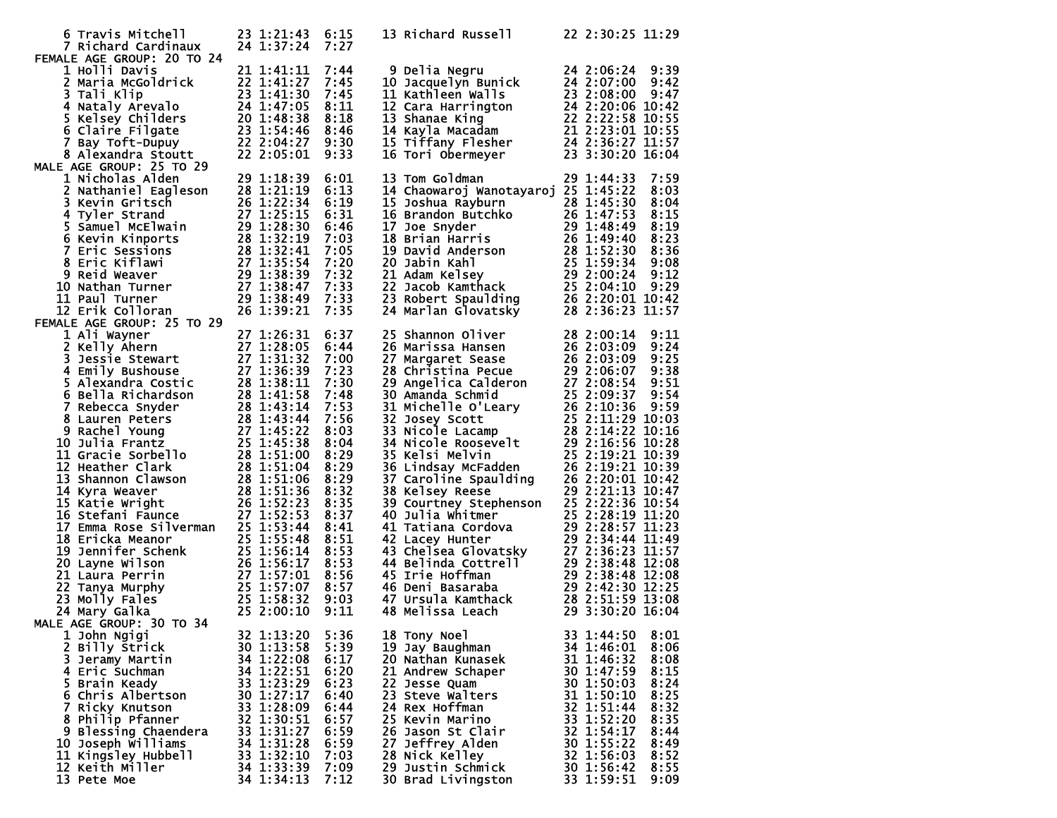| Place | Name | Age | Time | Pace |
|---|---|---|---|---|
| 6 | Travis Mitchell | 23 | 1:21:43 | 6:15 |
| 7 | Richard Cardinaux | 24 | 1:37:24 | 7:27 |
| 13 | Richard Russell | 22 | 2:30:25 | 11:29 |

## FEMALE AGE GROUP: 20 TO 24

| Place | Name | Age | Time | Pace |
|---|---|---|---|---|
| 1 | Holli Davis | 21 | 1:41:11 | 7:44 |
| 2 | Maria McGoldrick | 22 | 1:41:27 | 7:45 |
| 3 | Tali Klip | 23 | 1:41:30 | 7:45 |
| 4 | Nataly Arevalo | 24 | 1:47:05 | 8:11 |
| 5 | Kelsey Childers | 20 | 1:48:38 | 8:18 |
| 6 | Claire Filgate | 23 | 1:54:46 | 8:46 |
| 7 | Bay Toft-Dupuy | 22 | 2:04:27 | 9:30 |
| 8 | Alexandra Stoutt | 22 | 2:05:01 | 9:33 |
| 9 | Delia Negru | 24 | 2:06:24 | 9:39 |
| 10 | Jacquelyn Bunick | 24 | 2:07:00 | 9:42 |
| 11 | Kathleen Walls | 23 | 2:08:00 | 9:47 |
| 12 | Cara Harrington | 24 | 2:20:06 | 10:42 |
| 13 | Shanae King | 22 | 2:22:58 | 10:55 |
| 14 | Kayla Macadam | 21 | 2:23:01 | 10:55 |
| 15 | Tiffany Flesher | 24 | 2:36:27 | 11:57 |
| 16 | Tori Obermeyer | 23 | 3:30:20 | 16:04 |

## MALE AGE GROUP: 25 TO 29

| Place | Name | Age | Time | Pace |
|---|---|---|---|---|
| 1 | Nicholas Alden | 29 | 1:18:39 | 6:01 |
| 2 | Nathaniel Eagleson | 28 | 1:21:19 | 6:13 |
| 3 | Kevin Gritsch | 26 | 1:22:34 | 6:19 |
| 4 | Tyler Strand | 27 | 1:25:15 | 6:31 |
| 5 | Samuel McElwain | 29 | 1:28:30 | 6:46 |
| 6 | Kevin Kinports | 28 | 1:32:19 | 7:03 |
| 7 | Eric Sessions | 28 | 1:32:41 | 7:05 |
| 8 | Eric Kiflawi | 27 | 1:35:54 | 7:20 |
| 9 | Reid Weaver | 29 | 1:38:39 | 7:32 |
| 10 | Nathan Turner | 27 | 1:38:47 | 7:33 |
| 11 | Paul Turner | 29 | 1:38:49 | 7:33 |
| 12 | Erik Colloran | 26 | 1:39:21 | 7:35 |
| 13 | Tom Goldman | 29 | 1:44:33 | 7:59 |
| 14 | Chaowaroj Wanotayaroj | 25 | 1:45:22 | 8:03 |
| 15 | Joshua Rayburn | 28 | 1:45:30 | 8:04 |
| 16 | Brandon Butchko | 26 | 1:47:53 | 8:15 |
| 17 | Joe Snyder | 29 | 1:48:49 | 8:19 |
| 18 | Brian Harris | 26 | 1:49:40 | 8:23 |
| 19 | David Anderson | 28 | 1:52:30 | 8:36 |
| 20 | Jabin Kahl | 25 | 1:59:34 | 9:08 |
| 21 | Adam Kelsey | 29 | 2:00:24 | 9:12 |
| 22 | Jacob Kamthack | 25 | 2:04:10 | 9:29 |
| 23 | Robert Spaulding | 26 | 2:20:01 | 10:42 |
| 24 | Marlan Glovatsky | 28 | 2:36:23 | 11:57 |

## FEMALE AGE GROUP: 25 TO 29

| Place | Name | Age | Time | Pace |
|---|---|---|---|---|
| 1 | Ali Wayner | 27 | 1:26:31 | 6:37 |
| 2 | Kelly Ahern | 27 | 1:28:05 | 6:44 |
| 3 | Jessie Stewart | 27 | 1:31:32 | 7:00 |
| 4 | Emily Bushouse | 27 | 1:36:39 | 7:23 |
| 5 | Alexandra Costic | 28 | 1:38:11 | 7:30 |
| 6 | Bella Richardson | 28 | 1:41:58 | 7:48 |
| 7 | Rebecca Snyder | 28 | 1:43:14 | 7:53 |
| 8 | Lauren Peters | 28 | 1:43:44 | 7:56 |
| 9 | Rachel Young | 27 | 1:45:22 | 8:03 |
| 10 | Julia Frantz | 25 | 1:45:38 | 8:04 |
| 11 | Gracie Sorbello | 28 | 1:51:00 | 8:29 |
| 12 | Heather Clark | 28 | 1:51:04 | 8:29 |
| 13 | Shannon Clawson | 28 | 1:51:06 | 8:29 |
| 14 | Kyra Weaver | 28 | 1:51:36 | 8:32 |
| 15 | Katie Wright | 26 | 1:52:23 | 8:35 |
| 16 | Stefani Faunce | 27 | 1:52:53 | 8:37 |
| 17 | Emma Rose Silverman | 25 | 1:53:44 | 8:41 |
| 18 | Ericka Meanor | 25 | 1:55:48 | 8:51 |
| 19 | Jennifer Schenk | 25 | 1:56:14 | 8:53 |
| 20 | Layne Wilson | 26 | 1:56:17 | 8:53 |
| 21 | Laura Perrin | 27 | 1:57:01 | 8:56 |
| 22 | Tanya Murphy | 25 | 1:57:07 | 8:57 |
| 23 | Molly Fales | 25 | 1:58:32 | 9:03 |
| 24 | Mary Galka | 25 | 2:00:10 | 9:11 |
| 25 | Shannon Oliver | 28 | 2:00:14 | 9:11 |
| 26 | Marissa Hansen | 26 | 2:03:09 | 9:24 |
| 27 | Margaret Sease | 26 | 2:03:09 | 9:25 |
| 28 | Christina Pecue | 29 | 2:06:07 | 9:38 |
| 29 | Angelica Calderon | 27 | 2:08:54 | 9:51 |
| 30 | Amanda Schmid | 25 | 2:09:37 | 9:54 |
| 31 | Michelle O'Leary | 26 | 2:10:36 | 9:59 |
| 32 | Josey Scott | 25 | 2:11:29 | 10:03 |
| 33 | Nicole Lacamp | 28 | 2:14:22 | 10:16 |
| 34 | Nicole Roosevelt | 29 | 2:16:56 | 10:28 |
| 35 | Kelsi Melvin | 25 | 2:19:21 | 10:39 |
| 36 | Lindsay McFadden | 26 | 2:19:21 | 10:39 |
| 37 | Caroline Spaulding | 26 | 2:20:01 | 10:42 |
| 38 | Kelsey Reese | 29 | 2:21:13 | 10:47 |
| 39 | Courtney Stephenson | 25 | 2:22:36 | 10:54 |
| 40 | Julia Whitmer | 25 | 2:28:19 | 11:20 |
| 41 | Tatiana Cordova | 29 | 2:28:57 | 11:23 |
| 42 | Lacey Hunter | 29 | 2:34:44 | 11:49 |
| 43 | Chelsea Glovatsky | 27 | 2:36:23 | 11:57 |
| 44 | Belinda Cottrell | 29 | 2:38:48 | 12:08 |
| 45 | Irie Hoffman | 29 | 2:38:48 | 12:08 |
| 46 | Deni Basaraba | 29 | 2:42:30 | 12:25 |
| 47 | Ursula Kamthack | 28 | 2:51:59 | 13:08 |
| 48 | Melissa Leach | 29 | 3:30:20 | 16:04 |

## MALE AGE GROUP: 30 TO 34

| Place | Name | Age | Time | Pace |
|---|---|---|---|---|
| 1 | John Ngigi | 32 | 1:13:20 | 5:36 |
| 2 | Billy Strick | 30 | 1:13:58 | 5:39 |
| 3 | Jeramy Martin | 34 | 1:22:08 | 6:17 |
| 4 | Eric Suchman | 34 | 1:22:51 | 6:20 |
| 5 | Brain Keady | 33 | 1:23:29 | 6:23 |
| 6 | Chris Albertson | 30 | 1:27:17 | 6:40 |
| 7 | Ricky Knutson | 33 | 1:28:09 | 6:44 |
| 8 | Philip Pfanner | 32 | 1:30:51 | 6:57 |
| 9 | Blessing Chaendera | 33 | 1:31:27 | 6:59 |
| 10 | Joseph Williams | 34 | 1:31:28 | 6:59 |
| 11 | Kingsley Hubbell | 33 | 1:32:10 | 7:03 |
| 12 | Keith Miller | 34 | 1:33:39 | 7:09 |
| 13 | Pete Moe | 34 | 1:34:13 | 7:12 |
| 18 | Tony Noel | 33 | 1:44:50 | 8:01 |
| 19 | Jay Baughman | 34 | 1:46:01 | 8:06 |
| 20 | Nathan Kunasek | 31 | 1:46:32 | 8:08 |
| 21 | Andrew Schaper | 30 | 1:47:59 | 8:15 |
| 22 | Jesse Quam | 30 | 1:50:03 | 8:24 |
| 23 | Steve Walters | 31 | 1:50:10 | 8:25 |
| 24 | Rex Hoffman | 32 | 1:51:44 | 8:32 |
| 25 | Kevin Marino | 33 | 1:52:20 | 8:35 |
| 26 | Jason St Clair | 32 | 1:54:17 | 8:44 |
| 27 | Jeffrey Alden | 30 | 1:55:22 | 8:49 |
| 28 | Nick Kelley | 32 | 1:56:03 | 8:52 |
| 29 | Justin Schmick | 30 | 1:56:42 | 8:55 |
| 30 | Brad Livingston | 33 | 1:59:51 | 9:09 |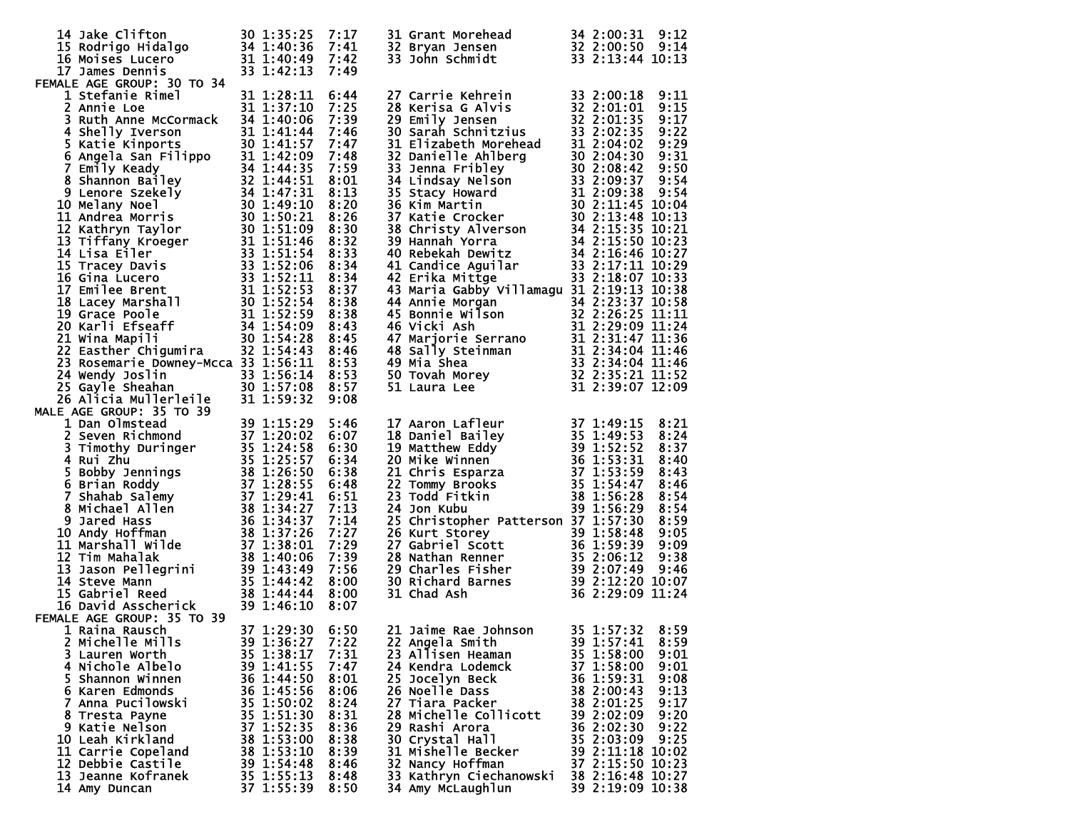| Place | Name | Age | Time | Pace |
|---|---|---|---|---|
| 14 | Jake Clifton | 30 | 1:35:25 | 7:17 |
| 15 | Rodrigo Hidalgo | 34 | 1:40:36 | 7:41 |
| 16 | Moises Lucero | 31 | 1:40:49 | 7:42 |
| 17 | James Dennis | 33 | 1:42:13 | 7:49 |
| 31 | Grant Morehead | 34 | 2:00:31 | 9:12 |
| 32 | Bryan Jensen | 32 | 2:00:50 | 9:14 |
| 33 | John Schmidt | 33 | 2:13:44 | 10:13 |

## FEMALE AGE GROUP: 30 TO 34

| Place | Name | Age | Time | Pace |
|---|---|---|---|---|
| 1 | Stefanie Rimel | 31 | 1:28:11 | 6:44 |
| 2 | Annie Loe | 31 | 1:37:10 | 7:25 |
| 3 | Ruth Anne McCormack | 34 | 1:40:06 | 7:39 |
| 4 | Shelly Iverson | 31 | 1:41:44 | 7:46 |
| 5 | Katie Kinports | 30 | 1:41:57 | 7:47 |
| 6 | Angela San Filippo | 31 | 1:42:09 | 7:48 |
| 7 | Emily Keady | 34 | 1:44:35 | 7:59 |
| 8 | Shannon Bailey | 32 | 1:44:51 | 8:01 |
| 9 | Lenore Szekely | 34 | 1:47:31 | 8:13 |
| 10 | Melany Noel | 30 | 1:49:10 | 8:20 |
| 11 | Andrea Morris | 30 | 1:50:21 | 8:26 |
| 12 | Kathryn Taylor | 30 | 1:51:09 | 8:30 |
| 13 | Tiffany Kroeger | 31 | 1:51:46 | 8:32 |
| 14 | Lisa Eiler | 33 | 1:51:54 | 8:33 |
| 15 | Tracey Davis | 33 | 1:52:06 | 8:34 |
| 16 | Gina Lucero | 33 | 1:52:11 | 8:34 |
| 17 | Emilee Brent | 31 | 1:52:53 | 8:37 |
| 18 | Lacey Marshall | 30 | 1:52:54 | 8:38 |
| 19 | Grace Poole | 31 | 1:52:59 | 8:38 |
| 20 | Karli Efseaff | 34 | 1:54:09 | 8:43 |
| 21 | Wina Mapili | 30 | 1:54:28 | 8:45 |
| 22 | Easther Chigumira | 32 | 1:54:43 | 8:46 |
| 23 | Rosemarie Downey-Mcca | 33 | 1:56:11 | 8:53 |
| 24 | Wendy Joslin | 33 | 1:56:14 | 8:53 |
| 25 | Gayle Sheahan | 30 | 1:57:08 | 8:57 |
| 26 | Alicia Mullerleile | 31 | 1:59:32 | 9:08 |
| 27 | Carrie Kehrein | 33 | 2:00:18 | 9:11 |
| 28 | Kerisa G Alvis | 32 | 2:01:01 | 9:15 |
| 29 | Emily Jensen | 32 | 2:01:35 | 9:17 |
| 30 | Sarah Schnitzius | 33 | 2:02:35 | 9:22 |
| 31 | Elizabeth Morehead | 31 | 2:04:02 | 9:29 |
| 32 | Danielle Ahlberg | 30 | 2:04:30 | 9:31 |
| 33 | Jenna Fribley | 30 | 2:08:42 | 9:50 |
| 34 | Lindsay Nelson | 33 | 2:09:37 | 9:54 |
| 35 | Stacy Howard | 31 | 2:09:38 | 9:54 |
| 36 | Kim Martin | 30 | 2:11:45 | 10:04 |
| 37 | Katie Crocker | 30 | 2:13:48 | 10:13 |
| 38 | Christy Alverson | 34 | 2:15:35 | 10:21 |
| 39 | Hannah Yorra | 34 | 2:15:50 | 10:23 |
| 40 | Rebekah Dewitz | 34 | 2:16:46 | 10:27 |
| 41 | Candice Aguilar | 33 | 2:17:11 | 10:29 |
| 42 | Erika Mittge | 33 | 2:18:07 | 10:33 |
| 43 | Maria Gabby Villamagu | 31 | 2:19:13 | 10:38 |
| 44 | Annie Morgan | 34 | 2:23:37 | 10:58 |
| 45 | Bonnie Wilson | 32 | 2:26:25 | 11:11 |
| 46 | Vicki Ash | 31 | 2:29:09 | 11:24 |
| 47 | Marjorie Serrano | 31 | 2:31:47 | 11:36 |
| 48 | Sally Steinman | 31 | 2:34:04 | 11:46 |
| 49 | Mia Shea | 33 | 2:34:04 | 11:46 |
| 50 | Tovah Morey | 32 | 2:35:21 | 11:52 |
| 51 | Laura Lee | 31 | 2:39:07 | 12:09 |

## MALE AGE GROUP: 35 TO 39

| Place | Name | Age | Time | Pace |
|---|---|---|---|---|
| 1 | Dan Olmstead | 39 | 1:15:29 | 5:46 |
| 2 | Seven Richmond | 37 | 1:20:02 | 6:07 |
| 3 | Timothy Duringer | 35 | 1:24:58 | 6:30 |
| 4 | Rui Zhu | 35 | 1:25:57 | 6:34 |
| 5 | Bobby Jennings | 38 | 1:26:50 | 6:38 |
| 6 | Brian Roddy | 37 | 1:28:55 | 6:48 |
| 7 | Shahab Salemy | 37 | 1:29:41 | 6:51 |
| 8 | Michael Allen | 38 | 1:34:27 | 7:13 |
| 9 | Jared Hass | 36 | 1:34:37 | 7:14 |
| 10 | Andy Hoffman | 38 | 1:37:26 | 7:27 |
| 11 | Marshall Wilde | 37 | 1:38:01 | 7:29 |
| 12 | Tim Mahalak | 38 | 1:40:06 | 7:39 |
| 13 | Jason Pellegrini | 39 | 1:43:49 | 7:56 |
| 14 | Steve Mann | 35 | 1:44:42 | 8:00 |
| 15 | Gabriel Reed | 38 | 1:44:44 | 8:00 |
| 16 | David Asscherick | 39 | 1:46:10 | 8:07 |
| 17 | Aaron Lafleur | 37 | 1:49:15 | 8:21 |
| 18 | Daniel Bailey | 35 | 1:49:53 | 8:24 |
| 19 | Matthew Eddy | 39 | 1:52:52 | 8:37 |
| 20 | Mike Winnen | 36 | 1:53:31 | 8:40 |
| 21 | Chris Esparza | 37 | 1:53:59 | 8:43 |
| 22 | Tommy Brooks | 35 | 1:54:47 | 8:46 |
| 23 | Todd Fitkin | 38 | 1:56:28 | 8:54 |
| 24 | Jon Kubu | 39 | 1:56:29 | 8:54 |
| 25 | Christopher Patterson | 37 | 1:57:30 | 8:59 |
| 26 | Kurt Storey | 39 | 1:58:48 | 9:05 |
| 27 | Gabriel Scott | 36 | 1:59:39 | 9:09 |
| 28 | Nathan Renner | 35 | 2:06:12 | 9:38 |
| 29 | Charles Fisher | 39 | 2:07:49 | 9:46 |
| 30 | Richard Barnes | 39 | 2:12:20 | 10:07 |
| 31 | Chad Ash | 36 | 2:29:09 | 11:24 |

## FEMALE AGE GROUP: 35 TO 39

| Place | Name | Age | Time | Pace |
|---|---|---|---|---|
| 1 | Raina Rausch | 37 | 1:29:30 | 6:50 |
| 2 | Michelle Mills | 39 | 1:36:27 | 7:22 |
| 3 | Lauren Worth | 35 | 1:38:17 | 7:31 |
| 4 | Nichole Albelo | 39 | 1:41:55 | 7:47 |
| 5 | Shannon Winnen | 36 | 1:44:50 | 8:01 |
| 6 | Karen Edmonds | 36 | 1:45:56 | 8:06 |
| 7 | Anna Pucilowski | 35 | 1:50:02 | 8:24 |
| 8 | Tresta Payne | 35 | 1:51:30 | 8:31 |
| 9 | Katie Nelson | 37 | 1:52:35 | 8:36 |
| 10 | Leah Kirkland | 38 | 1:53:00 | 8:38 |
| 11 | Carrie Copeland | 38 | 1:53:10 | 8:39 |
| 12 | Debbie Castile | 39 | 1:54:48 | 8:46 |
| 13 | Jeanne Kofranek | 35 | 1:55:13 | 8:48 |
| 14 | Amy Duncan | 37 | 1:55:39 | 8:50 |
| 21 | Jaime Rae Johnson | 35 | 1:57:32 | 8:59 |
| 22 | Angela Smith | 39 | 1:57:41 | 8:59 |
| 23 | Allisen Heaman | 35 | 1:58:00 | 9:01 |
| 24 | Kendra Lodemck | 37 | 1:58:00 | 9:01 |
| 25 | Jocelyn Beck | 36 | 1:59:31 | 9:08 |
| 26 | Noelle Dass | 38 | 2:00:43 | 9:13 |
| 27 | Tiara Packer | 38 | 2:01:25 | 9:17 |
| 28 | Michelle Collicott | 39 | 2:02:09 | 9:20 |
| 29 | Rashi Arora | 36 | 2:02:30 | 9:22 |
| 30 | Crystal Hall | 35 | 2:03:09 | 9:25 |
| 31 | Mishelle Becker | 39 | 2:11:18 | 10:02 |
| 32 | Nancy Hoffman | 37 | 2:15:50 | 10:23 |
| 33 | Kathryn Ciechanowski | 38 | 2:16:48 | 10:27 |
| 34 | Amy McLaughlun | 39 | 2:19:09 | 10:38 |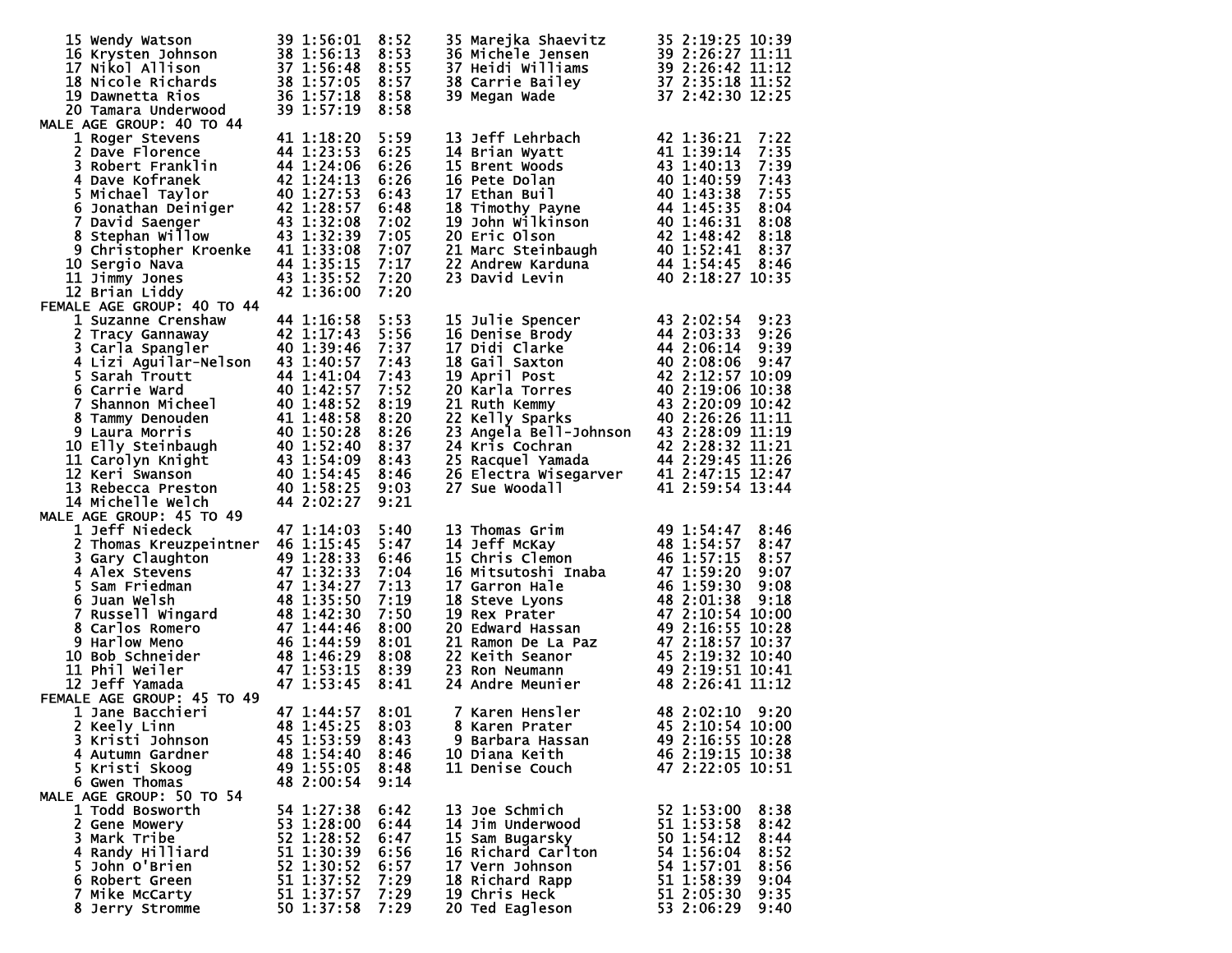| Place | Name | Age | Time | Pace |
|---|---|---|---|---|
| 15 | Wendy Watson | 39 | 1:56:01 | 8:52 |
| 16 | Krysten Johnson | 38 | 1:56:13 | 8:53 |
| 17 | Nikol Allison | 37 | 1:56:48 | 8:55 |
| 18 | Nicole Richards | 38 | 1:57:05 | 8:57 |
| 19 | Dawnetta Rios | 36 | 1:57:18 | 8:58 |
| 20 | Tamara Underwood | 39 | 1:57:19 | 8:58 |
| 35 | Marejka Shaevitz | 35 | 2:19:25 | 10:39 |
| 36 | Michele Jensen | 39 | 2:26:27 | 11:11 |
| 37 | Heidi Williams | 39 | 2:26:42 | 11:12 |
| 38 | Carrie Bailey | 37 | 2:35:18 | 11:52 |
| 39 | Megan Wade | 37 | 2:42:30 | 12:25 |

MALE AGE GROUP: 40 TO 44

| Place | Name | Age | Time | Pace |
|---|---|---|---|---|
| 1 | Roger Stevens | 41 | 1:18:20 | 5:59 |
| 2 | Dave Florence | 44 | 1:23:53 | 6:25 |
| 3 | Robert Franklin | 44 | 1:24:06 | 6:26 |
| 4 | Dave Kofranek | 42 | 1:24:13 | 6:26 |
| 5 | Michael Taylor | 40 | 1:27:53 | 6:43 |
| 6 | Jonathan Deiniger | 42 | 1:28:57 | 6:48 |
| 7 | David Saenger | 43 | 1:32:08 | 7:02 |
| 8 | Stephan Willow | 43 | 1:32:39 | 7:05 |
| 9 | Christopher Kroenke | 41 | 1:33:08 | 7:07 |
| 10 | Sergio Nava | 44 | 1:35:15 | 7:17 |
| 11 | Jimmy Jones | 43 | 1:35:52 | 7:20 |
| 12 | Brian Liddy | 42 | 1:36:00 | 7:20 |
| 13 | Jeff Lehrbach | 42 | 1:36:21 | 7:22 |
| 14 | Brian Wyatt | 41 | 1:39:14 | 7:35 |
| 15 | Brent Woods | 43 | 1:40:13 | 7:39 |
| 16 | Pete Dolan | 40 | 1:40:59 | 7:43 |
| 17 | Ethan Buil | 40 | 1:43:38 | 7:55 |
| 18 | Timothy Payne | 44 | 1:45:35 | 8:04 |
| 19 | John Wilkinson | 40 | 1:46:31 | 8:08 |
| 20 | Eric Olson | 42 | 1:48:42 | 8:18 |
| 21 | Marc Steinbaugh | 40 | 1:52:41 | 8:37 |
| 22 | Andrew Karduna | 44 | 1:54:45 | 8:46 |
| 23 | David Levin | 40 | 2:18:27 | 10:35 |

FEMALE AGE GROUP: 40 TO 44

| Place | Name | Age | Time | Pace |
|---|---|---|---|---|
| 1 | Suzanne Crenshaw | 44 | 1:16:58 | 5:53 |
| 2 | Tracy Gannaway | 42 | 1:17:43 | 5:56 |
| 3 | Carla Spangler | 40 | 1:39:46 | 7:37 |
| 4 | Lizi Aguilar-Nelson | 43 | 1:40:57 | 7:43 |
| 5 | Sarah Troutt | 44 | 1:41:04 | 7:43 |
| 6 | Carrie Ward | 40 | 1:42:57 | 7:52 |
| 7 | Shannon Micheel | 40 | 1:48:52 | 8:19 |
| 8 | Tammy Denouden | 41 | 1:48:58 | 8:20 |
| 9 | Laura Morris | 40 | 1:50:28 | 8:26 |
| 10 | Elly Steinbaugh | 40 | 1:52:40 | 8:37 |
| 11 | Carolyn Knight | 43 | 1:54:09 | 8:43 |
| 12 | Keri Swanson | 40 | 1:54:45 | 8:46 |
| 13 | Rebecca Preston | 40 | 1:58:25 | 9:03 |
| 14 | Michelle Welch | 44 | 2:02:27 | 9:21 |
| 15 | Julie Spencer | 43 | 2:02:54 | 9:23 |
| 16 | Denise Brody | 44 | 2:03:33 | 9:26 |
| 17 | Didi Clarke | 44 | 2:06:14 | 9:39 |
| 18 | Gail Saxton | 40 | 2:08:06 | 9:47 |
| 19 | April Post | 42 | 2:12:57 | 10:09 |
| 20 | Karla Torres | 40 | 2:19:06 | 10:38 |
| 21 | Ruth Kemmy | 43 | 2:20:09 | 10:42 |
| 22 | Kelly Sparks | 40 | 2:26:26 | 11:11 |
| 23 | Angela Bell-Johnson | 43 | 2:28:09 | 11:19 |
| 24 | Kris Cochran | 42 | 2:28:32 | 11:21 |
| 25 | Racquel Yamada | 44 | 2:29:45 | 11:26 |
| 26 | Electra Wisegarver | 41 | 2:47:15 | 12:47 |
| 27 | Sue Woodall | 41 | 2:59:54 | 13:44 |

MALE AGE GROUP: 45 TO 49

| Place | Name | Age | Time | Pace |
|---|---|---|---|---|
| 1 | Jeff Niedeck | 47 | 1:14:03 | 5:40 |
| 2 | Thomas Kreuzpeintner | 46 | 1:15:45 | 5:47 |
| 3 | Gary Claughton | 49 | 1:28:33 | 6:46 |
| 4 | Alex Stevens | 47 | 1:32:33 | 7:04 |
| 5 | Sam Friedman | 47 | 1:34:27 | 7:13 |
| 6 | Juan Welsh | 48 | 1:35:50 | 7:19 |
| 7 | Russell Wingard | 48 | 1:42:30 | 7:50 |
| 8 | Carlos Romero | 47 | 1:44:46 | 8:00 |
| 9 | Harlow Meno | 46 | 1:44:59 | 8:01 |
| 10 | Bob Schneider | 48 | 1:46:29 | 8:08 |
| 11 | Phil Weiler | 47 | 1:53:15 | 8:39 |
| 12 | Jeff Yamada | 47 | 1:53:45 | 8:41 |
| 13 | Thomas Grim | 49 | 1:54:47 | 8:46 |
| 14 | Jeff McKay | 48 | 1:54:57 | 8:47 |
| 15 | Chris Clemon | 46 | 1:57:15 | 8:57 |
| 16 | Mitsutoshi Inaba | 47 | 1:59:20 | 9:07 |
| 17 | Garron Hale | 46 | 1:59:30 | 9:08 |
| 18 | Steve Lyons | 48 | 2:01:38 | 9:18 |
| 19 | Rex Prater | 47 | 2:10:54 | 10:00 |
| 20 | Edward Hassan | 49 | 2:16:55 | 10:28 |
| 21 | Ramon De La Paz | 47 | 2:18:57 | 10:37 |
| 22 | Keith Seanor | 45 | 2:19:32 | 10:40 |
| 23 | Ron Neumann | 49 | 2:19:51 | 10:41 |
| 24 | Andre Meunier | 48 | 2:26:41 | 11:12 |

FEMALE AGE GROUP: 45 TO 49

| Place | Name | Age | Time | Pace |
|---|---|---|---|---|
| 1 | Jane Bacchieri | 47 | 1:44:57 | 8:01 |
| 2 | Keely Linn | 48 | 1:45:25 | 8:03 |
| 3 | Kristi Johnson | 45 | 1:53:59 | 8:43 |
| 4 | Autumn Gardner | 48 | 1:54:40 | 8:46 |
| 5 | Kristi Skoog | 49 | 1:55:05 | 8:48 |
| 6 | Gwen Thomas | 48 | 2:00:54 | 9:14 |
| 7 | Karen Hensler | 48 | 2:02:10 | 9:20 |
| 8 | Karen Prater | 45 | 2:10:54 | 10:00 |
| 9 | Barbara Hassan | 49 | 2:16:55 | 10:28 |
| 10 | Diana Keith | 46 | 2:19:15 | 10:38 |
| 11 | Denise Couch | 47 | 2:22:05 | 10:51 |

MALE AGE GROUP: 50 TO 54

| Place | Name | Age | Time | Pace |
|---|---|---|---|---|
| 1 | Todd Bosworth | 54 | 1:27:38 | 6:42 |
| 2 | Gene Mowery | 53 | 1:28:00 | 6:44 |
| 3 | Mark Tribe | 52 | 1:28:52 | 6:47 |
| 4 | Randy Hilliard | 51 | 1:30:39 | 6:56 |
| 5 | John O'Brien | 52 | 1:30:52 | 6:57 |
| 6 | Robert Green | 51 | 1:37:52 | 7:29 |
| 7 | Mike McCarty | 51 | 1:37:57 | 7:29 |
| 8 | Jerry Stromme | 50 | 1:37:58 | 7:29 |
| 13 | Joe Schmich | 52 | 1:53:00 | 8:38 |
| 14 | Jim Underwood | 51 | 1:53:58 | 8:42 |
| 15 | Sam Bugarsky | 50 | 1:54:12 | 8:44 |
| 16 | Richard Carlton | 54 | 1:56:04 | 8:52 |
| 17 | Vern Johnson | 54 | 1:57:01 | 8:56 |
| 18 | Richard Rapp | 51 | 1:58:39 | 9:04 |
| 19 | Chris Heck | 51 | 2:05:30 | 9:35 |
| 20 | Ted Eagleson | 53 | 2:06:29 | 9:40 |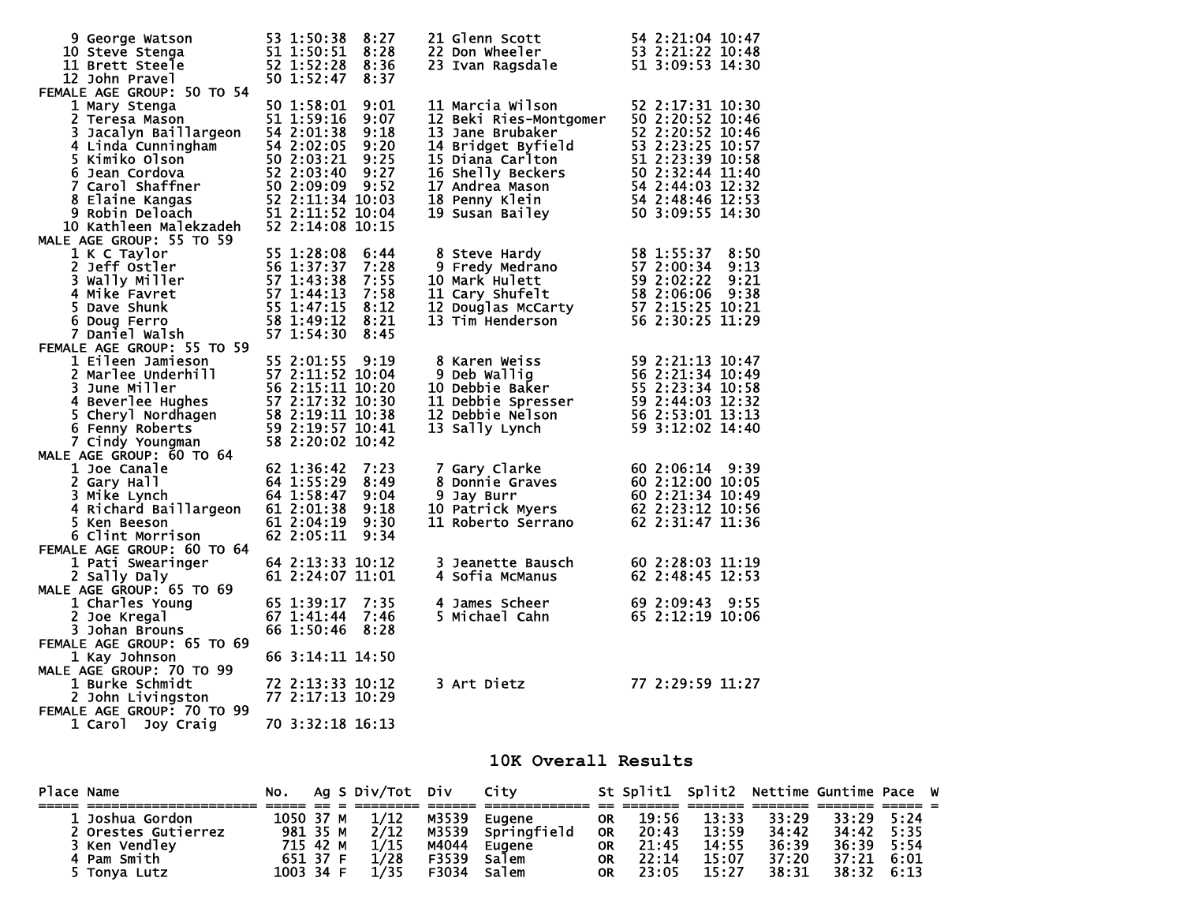```
    9 George Watson         53 1:50:38  8:27      21 Glenn Scott            54 2:21:04 10:47
   10 Steve Stenga          51 1:50:51  8:28      22 Don Wheeler            53 2:21:22 10:48
   11 Brett Steele          52 1:52:28  8:36      23 Ivan Ragsdale          51 3:09:53 14:30
   12 John Pravel           50 1:52:47  8:37
FEMALE AGE GROUP: 50 TO 54
    1 Mary Stenga           50 1:58:01  9:01      11 Marcia Wilson          52 2:17:31 10:30
    2 Teresa Mason          51 1:59:16  9:07      12 Beki Ries-Montgomer    50 2:20:52 10:46
    3 Jacalyn Baillargeon   54 2:01:38  9:18      13 Jane Brubaker          52 2:20:52 10:46
    4 Linda Cunningham      54 2:02:05  9:20      14 Bridget Byfield        53 2:23:25 10:57
    5 Kimiko Olson          50 2:03:21  9:25      15 Diana Carlton          51 2:23:39 10:58
    6 Jean Cordova          52 2:03:40  9:27      16 Shelly Beckers         50 2:32:44 11:40
    7 Carol Shaffner        50 2:09:09  9:52      17 Andrea Mason           54 2:44:03 12:32
    8 Elaine Kangas         52 2:11:34 10:03      18 Penny Klein            54 2:48:46 12:53
    9 Robin Deloach         51 2:11:52 10:04      19 Susan Bailey           50 3:09:55 14:30
   10 Kathleen Malekzadeh   52 2:14:08 10:15
MALE AGE GROUP: 55 TO 59
    1 K C Taylor            55 1:28:08  6:44       8 Steve Hardy            58 1:55:37  8:50
    2 Jeff Ostler           56 1:37:37  7:28       9 Fredy Medrano          57 2:00:34  9:13
    3 Wally Miller          57 1:43:38  7:55      10 Mark Hulett            59 2:02:22  9:21
    4 Mike Favret           57 1:44:13  7:58      11 Cary Shufelt           58 2:06:06  9:38
    5 Dave Shunk            55 1:47:15  8:12      12 Douglas McCarty        57 2:15:25 10:21
    6 Doug Ferro            58 1:49:12  8:21      13 Tim Henderson          56 2:30:25 11:29
    7 Daniel Walsh          57 1:54:30  8:45
FEMALE AGE GROUP: 55 TO 59
    1 Eileen Jamieson       55 2:01:55  9:19       8 Karen Weiss            59 2:21:13 10:47
    2 Marlee Underhill      57 2:11:52 10:04       9 Deb Wallig             56 2:21:34 10:49
    3 June Miller           56 2:15:11 10:20      10 Debbie Baker           55 2:23:34 10:58
    4 Beverlee Hughes       57 2:17:32 10:30      11 Debbie Spresser        59 2:44:03 12:32
    5 Cheryl Nordhagen      58 2:19:11 10:38      12 Debbie Nelson          56 2:53:01 13:13
    6 Fenny Roberts         59 2:19:57 10:41      13 Sally Lynch            59 3:12:02 14:40
    7 Cindy Youngman        58 2:20:02 10:42
MALE AGE GROUP: 60 TO 64
    1 Joe Canale            62 1:36:42  7:23       7 Gary Clarke            60 2:06:14  9:39
    2 Gary Hall             64 1:55:29  8:49       8 Donnie Graves          60 2:12:00 10:05
    3 Mike Lynch            64 1:58:47  9:04       9 Jay Burr               60 2:21:34 10:49
    4 Richard Baillargeon   61 2:01:38  9:18      10 Patrick Myers          62 2:23:12 10:56
    5 Ken Beeson            61 2:04:19  9:30      11 Roberto Serrano        62 2:31:47 11:36
    6 Clint Morrison        62 2:05:11  9:34
FEMALE AGE GROUP: 60 TO 64
    1 Pati Swearinger       64 2:13:33 10:12       3 Jeanette Bausch        60 2:28:03 11:19
    2 Sally Daly            61 2:24:07 11:01       4 Sofia McManus          62 2:48:45 12:53
MALE AGE GROUP: 65 TO 69
    1 Charles Young         65 1:39:17  7:35       4 James Scheer           69 2:09:43  9:55
    2 Joe Kregal            67 1:41:44  7:46       5 Michael Cahn           65 2:12:19 10:06
    3 Johan Brouns          66 1:50:46  8:28
FEMALE AGE GROUP: 65 TO 69
    1 Kay Johnson           66 3:14:11 14:50
MALE AGE GROUP: 70 TO 99
    1 Burke Schmidt         72 2:13:33 10:12       3 Art Dietz              77 2:29:59 11:27
    2 John Livingston       77 2:17:13 10:29
FEMALE AGE GROUP: 70 TO 99
    1 Carol  Joy Craig      70 3:32:18 16:13
```

## 10K Overall Results

| Place | Name | No. | Ag | S | Div/Tot | Div | City | St | Split1 | Split2 | Nettime | Guntime | Pace | W |
|---|---|---|---|---|---|---|---|---|---|---|---|---|---|---|
| 1 | Joshua Gordon | 1050 | 37 | M | 1/12 | M3539 | Eugene | OR | 19:56 | 13:33 | 33:29 | 33:29 | 5:24 | |
| 2 | Orestes Gutierrez | 981 | 35 | M | 2/12 | M3539 | Springfield | OR | 20:43 | 13:59 | 34:42 | 34:42 | 5:35 | |
| 3 | Ken Vendley | 715 | 42 | M | 1/15 | M4044 | Eugene | OR | 21:45 | 14:55 | 36:39 | 36:39 | 5:54 | |
| 4 | Pam Smith | 651 | 37 | F | 1/28 | F3539 | Salem | OR | 22:14 | 15:07 | 37:20 | 37:21 | 6:01 | |
| 5 | Tonya Lutz | 1003 | 34 | F | 1/35 | F3034 | Salem | OR | 23:05 | 15:27 | 38:31 | 38:32 | 6:13 | |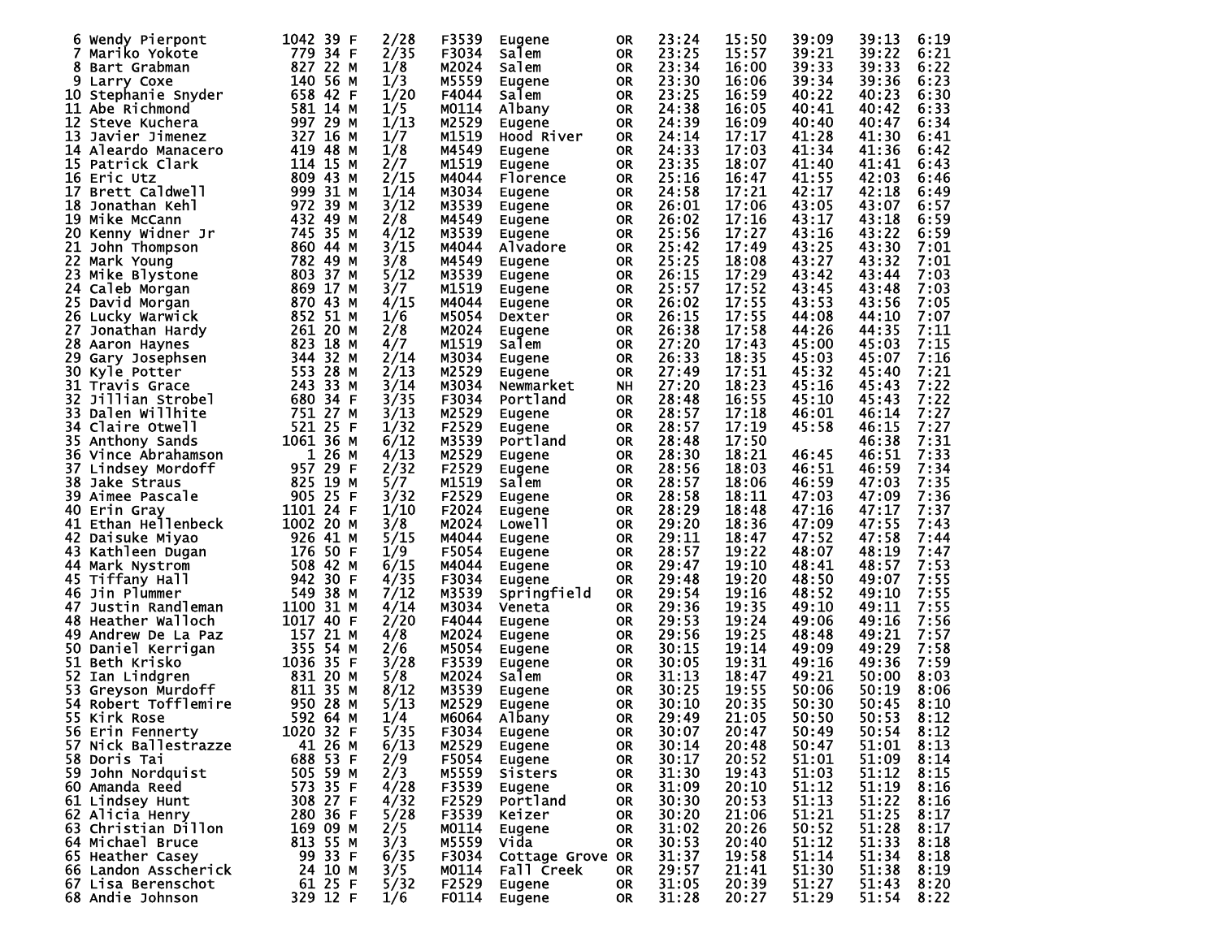| Place | Name | Bib | Age | Sex | Div Place | Division | City | State | Split 1 | Split 2 | Split 3 | Time | Pace |
|---|---|---|---|---|---|---|---|---|---|---|---|---|---|
| 6 | Wendy Pierpont | 1042 | 39 | F | 2/28 | F3539 | Eugene | OR | 23:24 | 15:50 | 39:09 | 39:13 | 6:19 |
| 7 | Mariko Yokote | 779 | 34 | F | 2/35 | F3034 | Salem | OR | 23:25 | 15:57 | 39:21 | 39:22 | 6:21 |
| 8 | Bart Grabman | 827 | 22 | M | 1/8 | M2024 | Salem | OR | 23:34 | 16:00 | 39:33 | 39:33 | 6:22 |
| 9 | Larry Coxe | 140 | 56 | M | 1/3 | M5559 | Eugene | OR | 23:30 | 16:06 | 39:34 | 39:36 | 6:23 |
| 10 | Stephanie Snyder | 658 | 42 | F | 1/20 | F4044 | Salem | OR | 23:25 | 16:59 | 40:22 | 40:23 | 6:30 |
| 11 | Abe Richmond | 581 | 14 | M | 1/5 | M0114 | Albany | OR | 24:38 | 16:05 | 40:41 | 40:42 | 6:33 |
| 12 | Steve Kuchera | 997 | 29 | M | 1/13 | M2529 | Eugene | OR | 24:39 | 16:09 | 40:40 | 40:47 | 6:34 |
| 13 | Javier Jimenez | 327 | 16 | M | 1/7 | M1519 | Hood River | OR | 24:14 | 17:17 | 41:28 | 41:30 | 6:41 |
| 14 | Aleardo Manacero | 419 | 48 | M | 1/8 | M4549 | Eugene | OR | 24:33 | 17:03 | 41:34 | 41:36 | 6:42 |
| 15 | Patrick Clark | 114 | 15 | M | 2/7 | M1519 | Eugene | OR | 23:35 | 18:07 | 41:40 | 41:41 | 6:43 |
| 16 | Eric Utz | 809 | 43 | M | 2/15 | M4044 | Florence | OR | 25:16 | 16:47 | 41:55 | 42:03 | 6:46 |
| 17 | Brett Caldwell | 999 | 31 | M | 1/14 | M3034 | Eugene | OR | 24:58 | 17:21 | 42:17 | 42:18 | 6:49 |
| 18 | Jonathan Kehl | 972 | 39 | M | 3/12 | M3539 | Eugene | OR | 26:01 | 17:06 | 43:05 | 43:07 | 6:57 |
| 19 | Mike McCann | 432 | 49 | M | 2/8 | M4549 | Eugene | OR | 26:02 | 17:16 | 43:17 | 43:18 | 6:59 |
| 20 | Kenny Widner Jr | 745 | 35 | M | 4/12 | M3539 | Eugene | OR | 25:56 | 17:27 | 43:16 | 43:22 | 6:59 |
| 21 | John Thompson | 860 | 44 | M | 3/15 | M4044 | Alvadore | OR | 25:42 | 17:49 | 43:25 | 43:30 | 7:01 |
| 22 | Mark Young | 782 | 49 | M | 3/8 | M4549 | Eugene | OR | 25:25 | 18:08 | 43:27 | 43:32 | 7:01 |
| 23 | Mike Blystone | 803 | 37 | M | 5/12 | M3539 | Eugene | OR | 26:15 | 17:29 | 43:42 | 43:44 | 7:03 |
| 24 | Caleb Morgan | 869 | 17 | M | 3/7 | M1519 | Eugene | OR | 25:57 | 17:52 | 43:45 | 43:48 | 7:03 |
| 25 | David Morgan | 870 | 43 | M | 4/15 | M4044 | Eugene | OR | 26:02 | 17:55 | 43:53 | 43:56 | 7:05 |
| 26 | Lucky Warwick | 852 | 51 | M | 1/6 | M5054 | Dexter | OR | 26:15 | 17:55 | 44:08 | 44:10 | 7:07 |
| 27 | Jonathan Hardy | 261 | 20 | M | 2/8 | M2024 | Eugene | OR | 26:38 | 17:58 | 44:26 | 44:35 | 7:11 |
| 28 | Aaron Haynes | 823 | 18 | M | 4/7 | M1519 | Salem | OR | 27:20 | 17:43 | 45:00 | 45:03 | 7:15 |
| 29 | Gary Josephsen | 344 | 32 | M | 2/14 | M3034 | Eugene | OR | 26:33 | 18:35 | 45:03 | 45:07 | 7:16 |
| 30 | Kyle Potter | 553 | 28 | M | 2/13 | M2529 | Eugene | OR | 27:49 | 17:51 | 45:32 | 45:40 | 7:21 |
| 31 | Travis Grace | 243 | 33 | M | 3/14 | M3034 | Newmarket | NH | 27:20 | 18:23 | 45:16 | 45:43 | 7:22 |
| 32 | Jillian Strobel | 680 | 34 | F | 3/35 | F3034 | Portland | OR | 28:48 | 16:55 | 45:10 | 45:43 | 7:22 |
| 33 | Dalen Willhite | 751 | 27 | M | 3/13 | M2529 | Eugene | OR | 28:57 | 17:18 | 46:01 | 46:14 | 7:27 |
| 34 | Claire Otwell | 521 | 25 | F | 1/32 | F2529 | Eugene | OR | 28:57 | 17:19 | 45:58 | 46:15 | 7:27 |
| 35 | Anthony Sands | 1061 | 36 | M | 6/12 | M3539 | Portland | OR | 28:48 | 17:50 | | 46:38 | 7:31 |
| 36 | Vince Abrahamson | 1 | 26 | M | 4/13 | M2529 | Eugene | OR | 28:30 | 18:21 | 46:45 | 46:51 | 7:33 |
| 37 | Lindsey Mordoff | 957 | 29 | F | 2/32 | F2529 | Eugene | OR | 28:56 | 18:03 | 46:51 | 46:59 | 7:34 |
| 38 | Jake Straus | 825 | 19 | M | 5/7 | M1519 | Salem | OR | 28:57 | 18:06 | 46:59 | 47:03 | 7:35 |
| 39 | Aimee Pascale | 905 | 25 | F | 3/32 | F2529 | Eugene | OR | 28:58 | 18:11 | 47:03 | 47:09 | 7:36 |
| 40 | Erin Gray | 1101 | 24 | F | 1/10 | F2024 | Eugene | OR | 28:29 | 18:48 | 47:16 | 47:17 | 7:37 |
| 41 | Ethan Hellenbeck | 1002 | 20 | M | 3/8 | M2024 | Lowell | OR | 29:20 | 18:36 | 47:09 | 47:55 | 7:43 |
| 42 | Daisuke Miyao | 926 | 41 | M | 5/15 | M4044 | Eugene | OR | 29:11 | 18:47 | 47:52 | 47:58 | 7:44 |
| 43 | Kathleen Dugan | 176 | 50 | F | 1/9 | F5054 | Eugene | OR | 28:57 | 19:22 | 48:07 | 48:19 | 7:47 |
| 44 | Mark Nystrom | 508 | 42 | M | 6/15 | M4044 | Eugene | OR | 29:47 | 19:10 | 48:41 | 48:57 | 7:53 |
| 45 | Tiffany Hall | 942 | 30 | F | 4/35 | F3034 | Eugene | OR | 29:48 | 19:20 | 48:50 | 49:07 | 7:55 |
| 46 | Jin Plummer | 549 | 38 | M | 7/12 | M3539 | Springfield | OR | 29:54 | 19:16 | 48:52 | 49:10 | 7:55 |
| 47 | Justin Randleman | 1100 | 31 | M | 4/14 | M3034 | Veneta | OR | 29:36 | 19:35 | 49:10 | 49:11 | 7:55 |
| 48 | Heather Walloch | 1017 | 40 | F | 2/20 | F4044 | Eugene | OR | 29:53 | 19:24 | 49:06 | 49:16 | 7:56 |
| 49 | Andrew De La Paz | 157 | 21 | M | 4/8 | M2024 | Eugene | OR | 29:56 | 19:25 | 48:48 | 49:21 | 7:57 |
| 50 | Daniel Kerrigan | 355 | 54 | M | 2/6 | M5054 | Eugene | OR | 30:15 | 19:14 | 49:09 | 49:29 | 7:58 |
| 51 | Beth Krisko | 1036 | 35 | F | 3/28 | F3539 | Eugene | OR | 30:05 | 19:31 | 49:16 | 49:36 | 7:59 |
| 52 | Ian Lindgren | 831 | 20 | M | 5/8 | M2024 | Salem | OR | 31:13 | 18:47 | 49:21 | 50:00 | 8:03 |
| 53 | Greyson Murdoff | 811 | 35 | M | 8/12 | M3539 | Eugene | OR | 30:25 | 19:55 | 50:06 | 50:19 | 8:06 |
| 54 | Robert Tofflemire | 950 | 28 | M | 5/13 | M2529 | Eugene | OR | 30:10 | 20:35 | 50:30 | 50:45 | 8:10 |
| 55 | Kirk Rose | 592 | 64 | M | 1/4 | M6064 | Albany | OR | 29:49 | 21:05 | 50:50 | 50:53 | 8:12 |
| 56 | Erin Fennerty | 1020 | 32 | F | 5/35 | F3034 | Eugene | OR | 30:07 | 20:47 | 50:49 | 50:54 | 8:12 |
| 57 | Nick Ballestrazze | 41 | 26 | M | 6/13 | M2529 | Eugene | OR | 30:14 | 20:48 | 50:47 | 51:01 | 8:13 |
| 58 | Doris Tai | 688 | 53 | F | 2/9 | F5054 | Eugene | OR | 30:17 | 20:52 | 51:01 | 51:09 | 8:14 |
| 59 | John Nordquist | 505 | 59 | M | 2/3 | M5559 | Sisters | OR | 31:30 | 19:43 | 51:03 | 51:12 | 8:15 |
| 60 | Amanda Reed | 573 | 35 | F | 4/28 | F3539 | Eugene | OR | 31:09 | 20:10 | 51:12 | 51:19 | 8:16 |
| 61 | Lindsey Hunt | 308 | 27 | F | 4/32 | F2529 | Portland | OR | 30:30 | 20:53 | 51:13 | 51:22 | 8:16 |
| 62 | Alicia Henry | 280 | 36 | F | 5/28 | F3539 | Keizer | OR | 30:20 | 21:06 | 51:21 | 51:25 | 8:17 |
| 63 | Christian Dillon | 169 | 09 | M | 2/5 | M0114 | Eugene | OR | 31:02 | 20:26 | 50:52 | 51:28 | 8:17 |
| 64 | Michael Bruce | 813 | 55 | M | 3/3 | M5559 | Vida | OR | 30:53 | 20:40 | 51:12 | 51:33 | 8:18 |
| 65 | Heather Casey | 99 | 33 | F | 6/35 | F3034 | Cottage Grove | OR | 31:37 | 19:58 | 51:14 | 51:34 | 8:18 |
| 66 | Landon Asscherick | 24 | 10 | M | 3/5 | M0114 | Fall Creek | OR | 29:57 | 21:41 | 51:30 | 51:38 | 8:19 |
| 67 | Lisa Berenschot | 61 | 25 | F | 5/32 | F2529 | Eugene | OR | 31:05 | 20:39 | 51:27 | 51:43 | 8:20 |
| 68 | Andie Johnson | 329 | 12 | F | 1/6 | F0114 | Eugene | OR | 31:28 | 20:27 | 51:29 | 51:54 | 8:22 |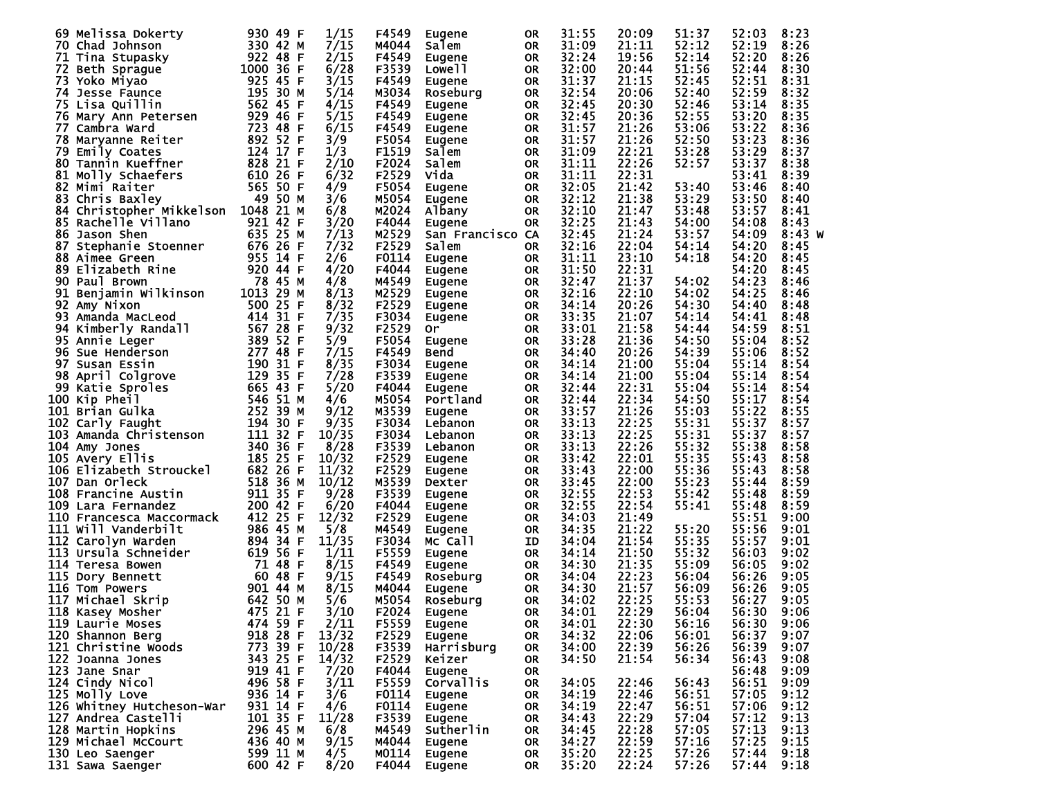| Place | Name | Bib | Age | Sex | Div Place | Division | City | State | Split 1 | Split 2 | Gun Time | Chip Time | Pace | |
|---|---|---|---|---|---|---|---|---|---|---|---|---|---|---|
| 69 | Melissa Dokerty | 930 | 49 | F | 1/15 | F4549 | Eugene | OR | 31:55 | 20:09 | 51:37 | 52:03 | 8:23 | |
| 70 | Chad Johnson | 330 | 42 | M | 7/15 | M4044 | Salem | OR | 31:09 | 21:11 | 52:12 | 52:19 | 8:26 | |
| 71 | Tina Stupasky | 922 | 48 | F | 2/15 | F4549 | Eugene | OR | 32:24 | 19:56 | 52:14 | 52:20 | 8:26 | |
| 72 | Beth Sprague | 1000 | 36 | F | 6/28 | F3539 | Lowell | OR | 32:00 | 20:44 | 51:56 | 52:44 | 8:30 | |
| 73 | Yoko Miyao | 925 | 45 | F | 3/15 | F4549 | Eugene | OR | 31:37 | 21:15 | 52:45 | 52:51 | 8:31 | |
| 74 | Jesse Faunce | 195 | 30 | M | 5/14 | M3034 | Roseburg | OR | 32:54 | 20:06 | 52:40 | 52:59 | 8:32 | |
| 75 | Lisa Quillin | 562 | 45 | F | 4/15 | F4549 | Eugene | OR | 32:45 | 20:30 | 52:46 | 53:14 | 8:35 | |
| 76 | Mary Ann Petersen | 929 | 46 | F | 5/15 | F4549 | Eugene | OR | 32:45 | 20:36 | 52:55 | 53:20 | 8:35 | |
| 77 | Cambra Ward | 723 | 48 | F | 6/15 | F4549 | Eugene | OR | 31:57 | 21:26 | 53:06 | 53:22 | 8:36 | |
| 78 | Maryanne Reiter | 892 | 52 | F | 3/9 | F5054 | Eugene | OR | 31:57 | 21:26 | 52:50 | 53:23 | 8:36 | |
| 79 | Emily Coates | 124 | 17 | F | 1/3 | F1519 | Salem | OR | 31:09 | 22:21 | 53:28 | 53:29 | 8:37 | |
| 80 | Tannin Kueffner | 828 | 21 | F | 2/10 | F2024 | Salem | OR | 31:11 | 22:26 | 52:57 | 53:37 | 8:38 | |
| 81 | Molly Schaefers | 610 | 26 | F | 6/32 | F2529 | Vida | OR | 31:11 | 22:31 | | 53:41 | 8:39 | |
| 82 | Mimi Raiter | 565 | 50 | F | 4/9 | F5054 | Eugene | OR | 32:05 | 21:42 | 53:40 | 53:46 | 8:40 | |
| 83 | Chris Baxley | 49 | 50 | M | 3/6 | M5054 | Eugene | OR | 32:12 | 21:38 | 53:29 | 53:50 | 8:40 | |
| 84 | Christopher Mikkelson | 1048 | 21 | M | 6/8 | M2024 | Albany | OR | 32:10 | 21:47 | 53:48 | 53:57 | 8:41 | |
| 85 | Rachelle Villano | 921 | 42 | F | 3/20 | F4044 | Eugene | OR | 32:25 | 21:43 | 54:00 | 54:08 | 8:43 | |
| 86 | Jason Shen | 635 | 25 | M | 7/13 | M2529 | San Francisco | CA | 32:45 | 21:24 | 53:57 | 54:09 | 8:43 | W |
| 87 | Stephanie Stoenner | 676 | 26 | F | 7/32 | F2529 | Salem | OR | 32:16 | 22:04 | 54:14 | 54:20 | 8:45 | |
| 88 | Aimee Green | 955 | 14 | F | 2/6 | F0114 | Eugene | OR | 31:11 | 23:10 | 54:18 | 54:20 | 8:45 | |
| 89 | Elizabeth Rine | 920 | 44 | F | 4/20 | F4044 | Eugene | OR | 31:50 | 22:31 | | 54:20 | 8:45 | |
| 90 | Paul Brown | 78 | 45 | M | 4/8 | M4549 | Eugene | OR | 32:47 | 21:37 | 54:02 | 54:23 | 8:46 | |
| 91 | Benjamin Wilkinson | 1013 | 29 | M | 8/13 | M2529 | Eugene | OR | 32:16 | 22:10 | 54:02 | 54:25 | 8:46 | |
| 92 | Amy Nixon | 500 | 25 | F | 8/32 | F2529 | Eugene | OR | 34:14 | 20:26 | 54:30 | 54:40 | 8:48 | |
| 93 | Amanda MacLeod | 414 | 31 | F | 7/35 | F3034 | Eugene | OR | 33:35 | 21:07 | 54:14 | 54:41 | 8:48 | |
| 94 | Kimberly Randall | 567 | 28 | F | 9/32 | F2529 | Or | OR | 33:01 | 21:58 | 54:44 | 54:59 | 8:51 | |
| 95 | Annie Leger | 389 | 52 | F | 5/9 | F5054 | Eugene | OR | 33:28 | 21:36 | 54:50 | 55:04 | 8:52 | |
| 96 | Sue Henderson | 277 | 48 | F | 7/15 | F4549 | Bend | OR | 34:40 | 20:26 | 54:39 | 55:06 | 8:52 | |
| 97 | Susan Essin | 190 | 31 | F | 8/35 | F3034 | Eugene | OR | 34:14 | 21:00 | 55:04 | 55:14 | 8:54 | |
| 98 | April Colgrove | 129 | 35 | F | 7/28 | F3539 | Eugene | OR | 34:14 | 21:00 | 55:04 | 55:14 | 8:54 | |
| 99 | Katie Sproles | 665 | 43 | F | 5/20 | F4044 | Eugene | OR | 32:44 | 22:31 | 55:04 | 55:14 | 8:54 | |
| 100 | Kip Pheil | 546 | 51 | M | 4/6 | M5054 | Portland | OR | 32:44 | 22:34 | 54:50 | 55:17 | 8:54 | |
| 101 | Brian Gulka | 252 | 39 | M | 9/12 | M3539 | Eugene | OR | 33:57 | 21:26 | 55:03 | 55:22 | 8:55 | |
| 102 | Carly Faught | 194 | 30 | F | 9/35 | F3034 | Lebanon | OR | 33:13 | 22:25 | 55:31 | 55:37 | 8:57 | |
| 103 | Amanda Christenson | 111 | 32 | F | 10/35 | F3034 | Lebanon | OR | 33:13 | 22:25 | 55:31 | 55:37 | 8:57 | |
| 104 | Amy Jones | 340 | 36 | F | 8/28 | F3539 | Lebanon | OR | 33:13 | 22:26 | 55:32 | 55:38 | 8:58 | |
| 105 | Avery Ellis | 185 | 25 | F | 10/32 | F2529 | Eugene | OR | 33:42 | 22:01 | 55:35 | 55:43 | 8:58 | |
| 106 | Elizabeth Strouckel | 682 | 26 | F | 11/32 | F2529 | Eugene | OR | 33:43 | 22:00 | 55:36 | 55:43 | 8:58 | |
| 107 | Dan Orleck | 518 | 36 | M | 10/12 | M3539 | Dexter | OR | 33:45 | 22:00 | 55:23 | 55:44 | 8:59 | |
| 108 | Francine Austin | 911 | 35 | F | 9/28 | F3539 | Eugene | OR | 32:55 | 22:53 | 55:42 | 55:48 | 8:59 | |
| 109 | Lara Fernandez | 200 | 42 | F | 6/20 | F4044 | Eugene | OR | 32:55 | 22:54 | 55:41 | 55:48 | 8:59 | |
| 110 | Francesca Maccormack | 412 | 25 | F | 12/32 | F2529 | Eugene | OR | 34:03 | 21:49 | | 55:51 | 9:00 | |
| 111 | Will Vanderbilt | 986 | 45 | M | 5/8 | M4549 | Eugene | OR | 34:35 | 21:22 | 55:20 | 55:56 | 9:01 | |
| 112 | Carolyn Warden | 894 | 34 | F | 11/35 | F3034 | Mc Call | ID | 34:04 | 21:54 | 55:35 | 55:57 | 9:01 | |
| 113 | Ursula Schneider | 619 | 56 | F | 1/11 | F5559 | Eugene | OR | 34:14 | 21:50 | 55:32 | 56:03 | 9:02 | |
| 114 | Teresa Bowen | 71 | 48 | F | 8/15 | F4549 | Eugene | OR | 34:30 | 21:35 | 55:09 | 56:05 | 9:02 | |
| 115 | Dory Bennett | 60 | 48 | F | 9/15 | F4549 | Roseburg | OR | 34:04 | 22:23 | 56:04 | 56:26 | 9:05 | |
| 116 | Tom Powers | 901 | 44 | M | 8/15 | M4044 | Eugene | OR | 34:30 | 21:57 | 56:09 | 56:26 | 9:05 | |
| 117 | Michael Skrip | 642 | 50 | M | 5/6 | M5054 | Roseburg | OR | 34:02 | 22:25 | 55:53 | 56:27 | 9:05 | |
| 118 | Kasey Mosher | 475 | 21 | F | 3/10 | F2024 | Eugene | OR | 34:01 | 22:29 | 56:04 | 56:30 | 9:06 | |
| 119 | Laurie Moses | 474 | 59 | F | 2/11 | F5559 | Eugene | OR | 34:01 | 22:30 | 56:16 | 56:30 | 9:06 | |
| 120 | Shannon Berg | 918 | 28 | F | 13/32 | F2529 | Eugene | OR | 34:32 | 22:06 | 56:01 | 56:37 | 9:07 | |
| 121 | Christine Woods | 773 | 39 | F | 10/28 | F3539 | Harrisburg | OR | 34:00 | 22:39 | 56:26 | 56:39 | 9:07 | |
| 122 | Joanna Jones | 343 | 25 | F | 14/32 | F2529 | Keizer | OR | 34:50 | 21:54 | 56:34 | 56:43 | 9:08 | |
| 123 | Jane Snar | 919 | 41 | F | 7/20 | F4044 | Eugene | OR | | | | 56:48 | 9:09 | |
| 124 | Cindy Nicol | 496 | 58 | F | 3/11 | F5559 | Corvallis | OR | 34:05 | 22:46 | 56:43 | 56:51 | 9:09 | |
| 125 | Molly Love | 936 | 14 | F | 3/6 | F0114 | Eugene | OR | 34:19 | 22:46 | 56:51 | 57:05 | 9:12 | |
| 126 | Whitney Hutcheson-War | 931 | 14 | F | 4/6 | F0114 | Eugene | OR | 34:19 | 22:47 | 56:51 | 57:06 | 9:12 | |
| 127 | Andrea Castelli | 101 | 35 | F | 11/28 | F3539 | Eugene | OR | 34:43 | 22:29 | 57:04 | 57:12 | 9:13 | |
| 128 | Martin Hopkins | 296 | 45 | M | 6/8 | M4549 | Sutherlin | OR | 34:45 | 22:28 | 57:05 | 57:13 | 9:13 | |
| 129 | Michael McCourt | 436 | 40 | M | 9/15 | M4044 | Eugene | OR | 34:27 | 22:59 | 57:16 | 57:25 | 9:15 | |
| 130 | Leo Saenger | 599 | 11 | M | 4/5 | M0114 | Eugene | OR | 35:20 | 22:25 | 57:26 | 57:44 | 9:18 | |
| 131 | Sawa Saenger | 600 | 42 | F | 8/20 | F4044 | Eugene | OR | 35:20 | 22:24 | 57:26 | 57:44 | 9:18 | |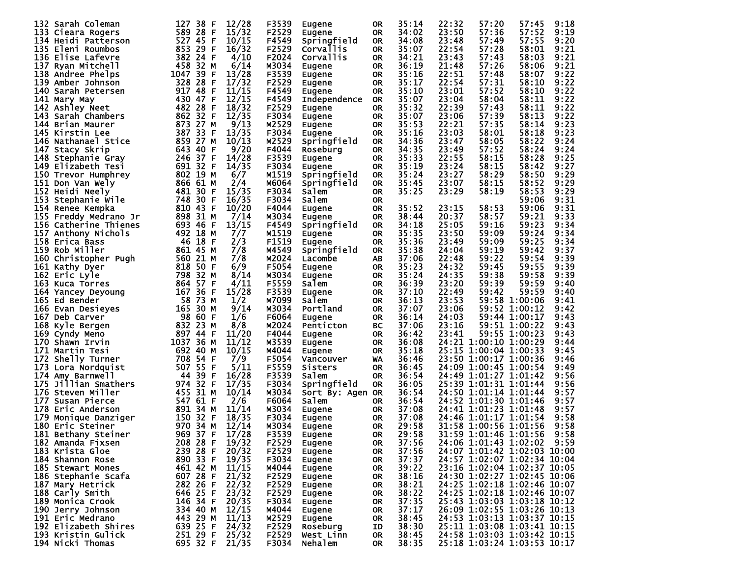| Place | Name | Bib | Age | Sex | Div Place | Division | City | State | Split 1 | Split 2 | Chip Time | Gun Time | Pace |
|---|---|---|---|---|---|---|---|---|---|---|---|---|---|
| 132 | Sarah Coleman | 127 | 38 | F | 12/28 | F3539 | Eugene | OR | 35:14 | 22:32 | 57:20 | 57:45 | 9:18 |
| 133 | Cieara Rogers | 589 | 28 | F | 15/32 | F2529 | Eugene | OR | 34:02 | 23:50 | 57:36 | 57:52 | 9:19 |
| 134 | Heidi Patterson | 527 | 45 | F | 10/15 | F4549 | Springfield | OR | 34:08 | 23:48 | 57:49 | 57:55 | 9:20 |
| 135 | Eleni Roumbos | 853 | 29 | F | 16/32 | F2529 | Corvallis | OR | 35:07 | 22:54 | 57:28 | 58:01 | 9:21 |
| 136 | Elise Lafevre | 382 | 24 | F | 4/10 | F2024 | Corvallis | OR | 34:21 | 23:43 | 57:43 | 58:03 | 9:21 |
| 137 | Ryan Mitchell | 458 | 32 | M | 6/14 | M3034 | Eugene | OR | 36:19 | 21:48 | 57:26 | 58:06 | 9:21 |
| 138 | Andree Phelps | 1047 | 39 | F | 13/28 | F3539 | Eugene | OR | 35:16 | 22:51 | 57:48 | 58:07 | 9:22 |
| 139 | Amber Johnson | 328 | 28 | F | 17/32 | F2529 | Eugene | OR | 35:17 | 22:54 | 57:31 | 58:10 | 9:22 |
| 140 | Sarah Petersen | 917 | 48 | F | 11/15 | F4549 | Eugene | OR | 35:10 | 23:01 | 57:52 | 58:10 | 9:22 |
| 141 | Mary May | 430 | 47 | F | 12/15 | F4549 | Independence | OR | 35:07 | 23:04 | 58:04 | 58:11 | 9:22 |
| 142 | Ashley Neet | 482 | 28 | F | 18/32 | F2529 | Eugene | OR | 35:32 | 22:39 | 57:43 | 58:11 | 9:22 |
| 143 | Sarah Chambers | 862 | 32 | F | 12/35 | F3034 | Eugene | OR | 35:07 | 23:06 | 57:39 | 58:13 | 9:22 |
| 144 | Brian Maurer | 873 | 27 | M | 9/13 | M2529 | Eugene | OR | 35:53 | 22:21 | 57:35 | 58:14 | 9:23 |
| 145 | Kirstin Lee | 387 | 33 | F | 13/35 | F3034 | Eugene | OR | 35:16 | 23:03 | 58:01 | 58:18 | 9:23 |
| 146 | Nathanael Stice | 859 | 27 | M | 10/13 | M2529 | Springfield | OR | 34:36 | 23:47 | 58:05 | 58:22 | 9:24 |
| 147 | Stacy Skrip | 643 | 40 | F | 9/20 | F4044 | Roseburg | OR | 34:35 | 23:49 | 57:52 | 58:24 | 9:24 |
| 148 | Stephanie Gray | 246 | 37 | F | 14/28 | F3539 | Eugene | OR | 35:33 | 22:55 | 58:15 | 58:28 | 9:25 |
| 149 | Elizabeth Tesi | 691 | 32 | F | 14/35 | F3034 | Eugene | OR | 35:19 | 23:24 | 58:15 | 58:42 | 9:27 |
| 150 | Trevor Humphrey | 802 | 19 | M | 6/7 | M1519 | Springfield | OR | 35:24 | 23:27 | 58:29 | 58:50 | 9:29 |
| 151 | Don Van Wely | 866 | 61 | M | 2/4 | M6064 | Springfield | OR | 35:45 | 23:07 | 58:15 | 58:52 | 9:29 |
| 152 | Heidi Neely | 481 | 30 | F | 15/35 | F3034 | Salem | OR | 35:25 | 23:29 | 58:19 | 58:53 | 9:29 |
| 153 | Stephanie Wile | 748 | 30 | F | 16/35 | F3034 | Salem | OR | | | | 59:06 | 9:31 |
| 154 | Renee Kempka | 810 | 43 | F | 10/20 | F4044 | Eugene | OR | 35:52 | 23:15 | 58:53 | 59:06 | 9:31 |
| 155 | Freddy Medrano Jr | 898 | 31 | M | 7/14 | M3034 | Eugene | OR | 38:44 | 20:37 | 58:57 | 59:21 | 9:33 |
| 156 | Catherine Thienes | 693 | 46 | F | 13/15 | F4549 | Springfield | OR | 34:18 | 25:05 | 59:16 | 59:23 | 9:34 |
| 157 | Anthony Nichols | 492 | 18 | M | 7/7 | M1519 | Eugene | OR | 35:35 | 23:50 | 59:09 | 59:24 | 9:34 |
| 158 | Erica Bass | 46 | 18 | F | 2/3 | F1519 | Eugene | OR | 35:36 | 23:49 | 59:09 | 59:25 | 9:34 |
| 159 | Rob Miller | 861 | 45 | M | 7/8 | M4549 | Springfield | OR | 35:38 | 24:04 | 59:19 | 59:42 | 9:37 |
| 160 | Christopher Pugh | 560 | 21 | M | 7/8 | M2024 | Lacombe | AB | 37:06 | 22:48 | 59:22 | 59:54 | 9:39 |
| 161 | Kathy Dyer | 818 | 50 | F | 6/9 | F5054 | Eugene | OR | 35:23 | 24:32 | 59:45 | 59:55 | 9:39 |
| 162 | Eric Lyle | 798 | 32 | M | 8/14 | M3034 | Eugene | OR | 35:24 | 24:35 | 59:38 | 59:58 | 9:39 |
| 163 | Kuca Torres | 864 | 57 | F | 4/11 | F5559 | Salem | OR | 36:39 | 23:20 | 59:39 | 59:59 | 9:40 |
| 164 | Yancey Deyoung | 167 | 36 | F | 15/28 | F3539 | Eugene | OR | 37:10 | 22:49 | 59:42 | 59:59 | 9:40 |
| 165 | Ed Bender | 58 | 73 | M | 1/2 | M7099 | Salem | OR | 36:13 | 23:53 | 59:58 | 1:00:06 | 9:41 |
| 166 | Evan Desieyes | 165 | 30 | M | 9/14 | M3034 | Portland | OR | 37:07 | 23:06 | 59:52 | 1:00:12 | 9:42 |
| 167 | Deb Carver | 98 | 60 | F | 1/6 | F6064 | Eugene | OR | 36:14 | 24:03 | 59:44 | 1:00:17 | 9:43 |
| 168 | Kyle Bergen | 832 | 23 | M | 8/8 | M2024 | Penticton | BC | 37:06 | 23:16 | 59:51 | 1:00:22 | 9:43 |
| 169 | Cyndy Meno | 897 | 44 | F | 11/20 | F4044 | Eugene | OR | 36:42 | 23:41 | 59:55 | 1:00:23 | 9:43 |
| 170 | Shawn Irvin | 1037 | 36 | M | 11/12 | M3539 | Eugene | OR | 36:08 | 24:21 | 1:00:10 | 1:00:29 | 9:44 |
| 171 | Martin Tesi | 692 | 40 | M | 10/15 | M4044 | Eugene | OR | 35:18 | 25:15 | 1:00:04 | 1:00:33 | 9:45 |
| 172 | Shelly Turner | 708 | 54 | F | 7/9 | F5054 | Vancouver | WA | 36:46 | 23:50 | 1:00:17 | 1:00:36 | 9:46 |
| 173 | Lora Nordquist | 507 | 55 | F | 5/11 | F5559 | Sisters | OR | 36:45 | 24:09 | 1:00:45 | 1:00:54 | 9:49 |
| 174 | Amy Barnwell | 44 | 39 | F | 16/28 | F3539 | Salem | OR | 36:54 | 24:49 | 1:01:27 | 1:01:42 | 9:56 |
| 175 | Jillian Smathers | 974 | 32 | F | 17/35 | F3034 | Springfield | OR | 36:05 | 25:39 | 1:01:31 | 1:01:44 | 9:56 |
| 176 | Steven Miller | 455 | 31 | M | 10/14 | M3034 | Sort By: Agen | OR | 36:54 | 24:50 | 1:01:14 | 1:01:44 | 9:57 |
| 177 | Susan Pierce | 547 | 61 | F | 2/6 | F6064 | Salem | OR | 36:54 | 24:52 | 1:01:30 | 1:01:46 | 9:57 |
| 178 | Eric Anderson | 891 | 34 | M | 11/14 | M3034 | Eugene | OR | 37:08 | 24:41 | 1:01:23 | 1:01:48 | 9:57 |
| 179 | Monique Danziger | 150 | 32 | F | 18/35 | F3034 | Eugene | OR | 37:08 | 24:46 | 1:01:17 | 1:01:54 | 9:58 |
| 180 | Eric Steiner | 970 | 34 | M | 12/14 | M3034 | Eugene | OR | 29:58 | 31:58 | 1:00:56 | 1:01:56 | 9:58 |
| 181 | Bethany Steiner | 969 | 37 | F | 17/28 | F3539 | Eugene | OR | 29:58 | 31:59 | 1:01:46 | 1:01:56 | 9:58 |
| 182 | Amanda Fixsen | 208 | 28 | F | 19/32 | F2529 | Eugene | OR | 37:56 | 24:06 | 1:01:43 | 1:02:02 | 9:59 |
| 183 | Krista Gloe | 239 | 28 | F | 20/32 | F2529 | Eugene | OR | 37:56 | 24:07 | 1:01:42 | 1:02:03 | 10:00 |
| 184 | Shannon Rose | 890 | 33 | F | 19/35 | F3034 | Eugene | OR | 37:37 | 24:57 | 1:02:07 | 1:02:34 | 10:04 |
| 185 | Stewart Mones | 461 | 42 | M | 11/15 | M4044 | Eugene | OR | 39:22 | 23:16 | 1:02:04 | 1:02:37 | 10:05 |
| 186 | Stephanie Scafa | 607 | 28 | F | 21/32 | F2529 | Eugene | OR | 38:16 | 24:30 | 1:02:27 | 1:02:45 | 10:06 |
| 187 | Mary Hetrick | 282 | 26 | F | 22/32 | F2529 | Eugene | OR | 38:21 | 24:25 | 1:02:18 | 1:02:46 | 10:07 |
| 188 | Carly Smith | 646 | 25 | F | 23/32 | F2529 | Eugene | OR | 38:22 | 24:25 | 1:02:18 | 1:02:46 | 10:07 |
| 189 | Monica Crook | 146 | 34 | F | 20/35 | F3034 | Eugene | OR | 37:35 | 25:43 | 1:03:03 | 1:03:18 | 10:12 |
| 190 | Jerry Johnson | 334 | 40 | M | 12/15 | M4044 | Eugene | OR | 37:17 | 26:09 | 1:02:55 | 1:03:26 | 10:13 |
| 191 | Eric Medrano | 443 | 29 | M | 11/13 | M2529 | Eugene | OR | 38:45 | 24:53 | 1:03:13 | 1:03:37 | 10:15 |
| 192 | Elizabeth Shires | 639 | 25 | F | 24/32 | F2529 | Roseburg | ID | 38:30 | 25:11 | 1:03:08 | 1:03:41 | 10:15 |
| 193 | Kristin Gulick | 251 | 29 | F | 25/32 | F2529 | West Linn | OR | 38:45 | 24:58 | 1:03:03 | 1:03:42 | 10:15 |
| 194 | Nicki Thomas | 695 | 32 | F | 21/35 | F3034 | Nehalem | OR | 38:35 | 25:18 | 1:03:24 | 1:03:53 | 10:17 |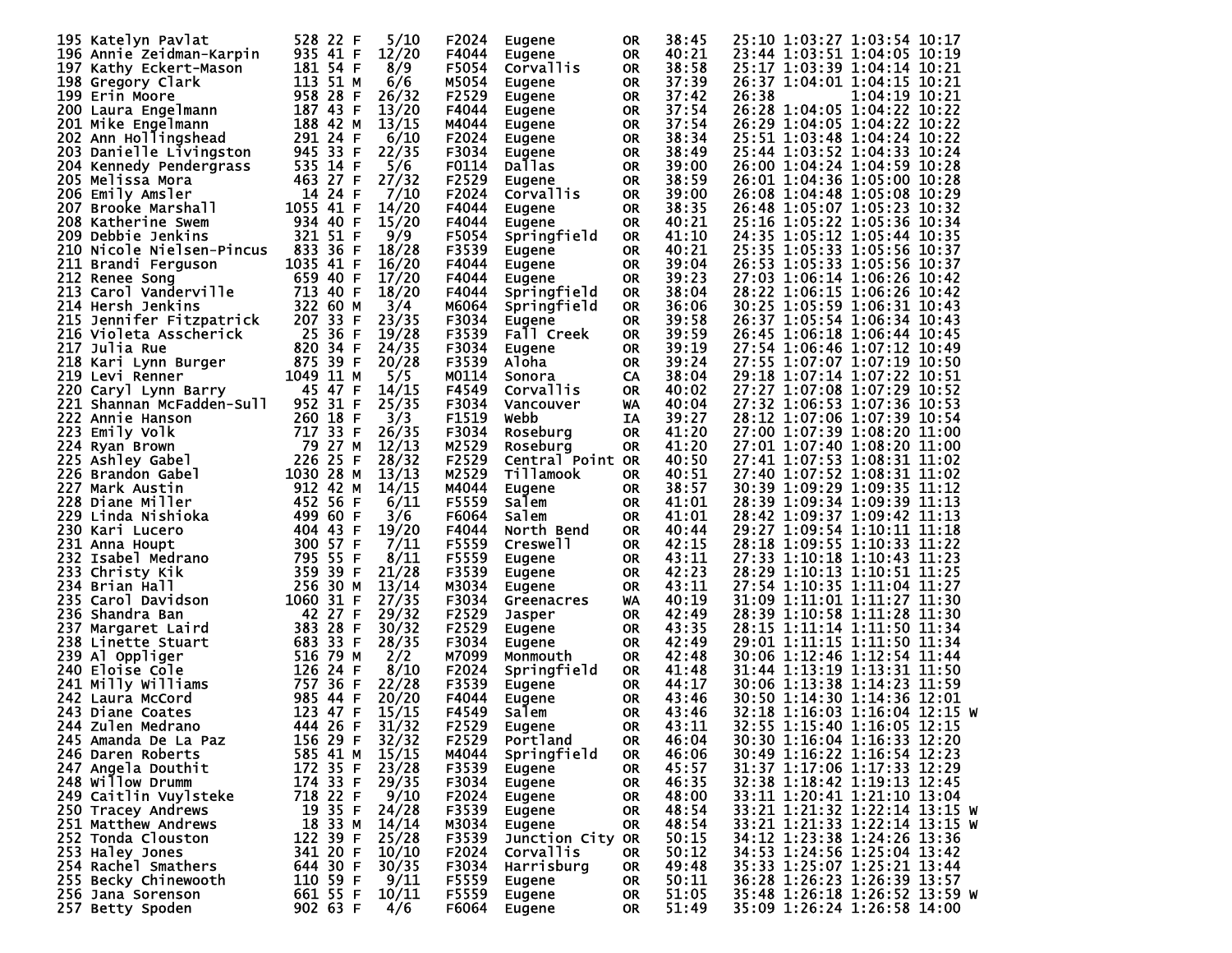| Place | Name | Bib | Age | Sex | Div Place | Division | City | State | Split 1 | Split 2 | Chip Time | Gun Time | Pace | |
|---|---|---|---|---|---|---|---|---|---|---|---|---|---|---|
| 195 | Katelyn Pavlat | 528 | 22 | F | 5/10 | F2024 | Eugene | OR | 38:45 | 25:10 | 1:03:27 | 1:03:54 | 10:17 | |
| 196 | Annie Zeidman-Karpin | 935 | 41 | F | 12/20 | F4044 | Eugene | OR | 40:21 | 23:44 | 1:03:51 | 1:04:05 | 10:19 | |
| 197 | Kathy Eckert-Mason | 181 | 54 | F | 8/9 | F5054 | Corvallis | OR | 38:58 | 25:17 | 1:03:39 | 1:04:14 | 10:21 | |
| 198 | Gregory Clark | 113 | 51 | M | 6/6 | M5054 | Eugene | OR | 37:39 | 26:37 | 1:04:01 | 1:04:15 | 10:21 | |
| 199 | Erin Moore | 958 | 28 | F | 26/32 | F2529 | Eugene | OR | 37:42 | 26:38 | | 1:04:19 | 10:21 | |
| 200 | Laura Engelmann | 187 | 43 | F | 13/20 | F4044 | Eugene | OR | 37:54 | 26:28 | 1:04:05 | 1:04:22 | 10:22 | |
| 201 | Mike Engelmann | 188 | 42 | M | 13/15 | M4044 | Eugene | OR | 37:54 | 26:29 | 1:04:05 | 1:04:22 | 10:22 | |
| 202 | Ann Hollingshead | 291 | 24 | F | 6/10 | F2024 | Eugene | OR | 38:34 | 25:51 | 1:03:48 | 1:04:24 | 10:22 | |
| 203 | Danielle Livingston | 945 | 33 | F | 22/35 | F3034 | Eugene | OR | 38:49 | 25:44 | 1:03:52 | 1:04:33 | 10:24 | |
| 204 | Kennedy Pendergrass | 535 | 14 | F | 5/6 | F0114 | Dallas | OR | 39:00 | 26:00 | 1:04:24 | 1:04:59 | 10:28 | |
| 205 | Melissa Mora | 463 | 27 | F | 27/32 | F2529 | Eugene | OR | 38:59 | 26:01 | 1:04:36 | 1:05:00 | 10:28 | |
| 206 | Emily Amsler | 14 | 24 | F | 7/10 | F2024 | Corvallis | OR | 39:00 | 26:08 | 1:04:48 | 1:05:08 | 10:29 | |
| 207 | Brooke Marshall | 1055 | 41 | F | 14/20 | F4044 | Eugene | OR | 38:35 | 26:48 | 1:05:07 | 1:05:23 | 10:32 | |
| 208 | Katherine Swem | 934 | 40 | F | 15/20 | F4044 | Eugene | OR | 40:21 | 25:16 | 1:05:22 | 1:05:36 | 10:34 | |
| 209 | Debbie Jenkins | 321 | 51 | F | 9/9 | F5054 | Springfield | OR | 41:10 | 24:35 | 1:05:12 | 1:05:44 | 10:35 | |
| 210 | Nicole Nielsen-Pincus | 833 | 36 | F | 18/28 | F3539 | Eugene | OR | 40:21 | 25:35 | 1:05:33 | 1:05:56 | 10:37 | |
| 211 | Brandi Ferguson | 1035 | 41 | F | 16/20 | F4044 | Eugene | OR | 39:04 | 26:53 | 1:05:33 | 1:05:56 | 10:37 | |
| 212 | Renee Song | 659 | 40 | F | 17/20 | F4044 | Eugene | OR | 39:23 | 27:03 | 1:06:14 | 1:06:26 | 10:42 | |
| 213 | Carol Vanderville | 713 | 40 | F | 18/20 | F4044 | Springfield | OR | 38:04 | 28:22 | 1:06:15 | 1:06:26 | 10:42 | |
| 214 | Hersh Jenkins | 322 | 60 | M | 3/4 | M6064 | Springfield | OR | 36:06 | 30:25 | 1:05:59 | 1:06:31 | 10:43 | |
| 215 | Jennifer Fitzpatrick | 207 | 33 | F | 23/35 | F3034 | Eugene | OR | 39:58 | 26:37 | 1:05:54 | 1:06:34 | 10:43 | |
| 216 | Violeta Asscherick | 25 | 36 | F | 19/28 | F3539 | Fall Creek | OR | 39:59 | 26:45 | 1:06:18 | 1:06:44 | 10:45 | |
| 217 | Julia Rue | 820 | 34 | F | 24/35 | F3034 | Eugene | OR | 39:19 | 27:54 | 1:06:46 | 1:07:12 | 10:49 | |
| 218 | Kari Lynn Burger | 875 | 39 | F | 20/28 | F3539 | Aloha | OR | 39:24 | 27:55 | 1:07:07 | 1:07:19 | 10:50 | |
| 219 | Levi Renner | 1049 | 11 | M | 5/5 | M0114 | Sonora | CA | 38:04 | 29:18 | 1:07:14 | 1:07:22 | 10:51 | |
| 220 | Caryl Lynn Barry | 45 | 47 | F | 14/15 | F4549 | Corvallis | OR | 40:02 | 27:27 | 1:07:08 | 1:07:29 | 10:52 | |
| 221 | Shannan McFadden-Sull | 952 | 31 | F | 25/35 | F3034 | Vancouver | WA | 40:04 | 27:32 | 1:06:53 | 1:07:36 | 10:53 | |
| 222 | Annie Hanson | 260 | 18 | F | 3/3 | F1519 | Webb | IA | 39:27 | 28:12 | 1:07:06 | 1:07:39 | 10:54 | |
| 223 | Emily Volk | 717 | 33 | F | 26/35 | F3034 | Roseburg | OR | 41:20 | 27:00 | 1:07:39 | 1:08:20 | 11:00 | |
| 224 | Ryan Brown | 79 | 27 | M | 12/13 | M2529 | Roseburg | OR | 41:20 | 27:01 | 1:07:40 | 1:08:20 | 11:00 | |
| 225 | Ashley Gabel | 226 | 25 | F | 28/32 | F2529 | Central Point | OR | 40:50 | 27:41 | 1:07:53 | 1:08:31 | 11:02 | |
| 226 | Brandon Gabel | 1030 | 28 | M | 13/13 | M2529 | Tillamook | OR | 40:51 | 27:40 | 1:07:52 | 1:08:31 | 11:02 | |
| 227 | Mark Austin | 912 | 42 | M | 14/15 | M4044 | Eugene | OR | 38:57 | 30:39 | 1:09:29 | 1:09:35 | 11:12 | |
| 228 | Diane Miller | 452 | 56 | F | 6/11 | F5559 | Salem | OR | 41:01 | 28:39 | 1:09:34 | 1:09:39 | 11:13 | |
| 229 | Linda Nishioka | 499 | 60 | F | 3/6 | F6064 | Salem | OR | 41:01 | 28:42 | 1:09:37 | 1:09:42 | 11:13 | |
| 230 | Kari Lucero | 404 | 43 | F | 19/20 | F4044 | North Bend | OR | 40:44 | 29:27 | 1:09:54 | 1:10:11 | 11:18 | |
| 231 | Anna Houpt | 300 | 57 | F | 7/11 | F5559 | Creswell | OR | 42:15 | 28:18 | 1:09:55 | 1:10:33 | 11:22 | |
| 232 | Isabel Medrano | 795 | 55 | F | 8/11 | F5559 | Eugene | OR | 43:11 | 27:33 | 1:10:18 | 1:10:43 | 11:23 | |
| 233 | Christy Kik | 359 | 39 | F | 21/28 | F3539 | Eugene | OR | 42:23 | 28:29 | 1:10:13 | 1:10:51 | 11:25 | |
| 234 | Brian Hall | 256 | 30 | M | 13/14 | M3034 | Eugene | OR | 43:11 | 27:54 | 1:10:35 | 1:11:04 | 11:27 | |
| 235 | Carol Davidson | 1060 | 31 | F | 27/35 | F3034 | Greenacres | WA | 40:19 | 31:09 | 1:11:01 | 1:11:27 | 11:30 | |
| 236 | Shandra Ban | 42 | 27 | F | 29/32 | F2529 | Jasper | OR | 42:49 | 28:39 | 1:10:58 | 1:11:28 | 11:30 | |
| 237 | Margaret Laird | 383 | 28 | F | 30/32 | F2529 | Eugene | OR | 43:35 | 28:15 | 1:11:14 | 1:11:50 | 11:34 | |
| 238 | Linette Stuart | 683 | 33 | F | 28/35 | F3034 | Eugene | OR | 42:49 | 29:01 | 1:11:15 | 1:11:50 | 11:34 | |
| 239 | Al Oppliger | 516 | 79 | M | 2/2 | M7099 | Monmouth | OR | 42:48 | 30:06 | 1:12:46 | 1:12:54 | 11:44 | |
| 240 | Eloise Cole | 126 | 24 | F | 8/10 | F2024 | Springfield | OR | 41:48 | 31:44 | 1:13:19 | 1:13:31 | 11:50 | |
| 241 | Milly Williams | 757 | 36 | F | 22/28 | F3539 | Eugene | OR | 44:17 | 30:06 | 1:13:38 | 1:14:23 | 11:59 | |
| 242 | Laura McCord | 985 | 44 | F | 20/20 | F4044 | Eugene | OR | 43:46 | 30:50 | 1:14:30 | 1:14:36 | 12:01 | |
| 243 | Diane Coates | 123 | 47 | F | 15/15 | F4549 | Salem | OR | 43:46 | 32:18 | 1:16:03 | 1:16:04 | 12:15 | W |
| 244 | Zulen Medrano | 444 | 26 | F | 31/32 | F2529 | Eugene | OR | 43:11 | 32:55 | 1:15:40 | 1:16:05 | 12:15 | |
| 245 | Amanda De La Paz | 156 | 29 | F | 32/32 | F2529 | Portland | OR | 46:04 | 30:30 | 1:16:04 | 1:16:33 | 12:20 | |
| 246 | Daren Roberts | 585 | 41 | M | 15/15 | M4044 | Springfield | OR | 46:06 | 30:49 | 1:16:22 | 1:16:54 | 12:23 | |
| 247 | Angela Douthit | 172 | 35 | F | 23/28 | F3539 | Eugene | OR | 45:57 | 31:37 | 1:17:06 | 1:17:33 | 12:29 | |
| 248 | Willow Drumm | 174 | 33 | F | 29/35 | F3034 | Eugene | OR | 46:35 | 32:38 | 1:18:42 | 1:19:13 | 12:45 | |
| 249 | Caitlin Vuylsteke | 718 | 22 | F | 9/10 | F2024 | Eugene | OR | 48:00 | 33:11 | 1:20:41 | 1:21:10 | 13:04 | |
| 250 | Tracey Andrews | 19 | 35 | F | 24/28 | F3539 | Eugene | OR | 48:54 | 33:21 | 1:21:32 | 1:22:14 | 13:15 | W |
| 251 | Matthew Andrews | 18 | 33 | M | 14/14 | M3034 | Eugene | OR | 48:54 | 33:21 | 1:21:33 | 1:22:14 | 13:15 | W |
| 252 | Tonda Clouston | 122 | 39 | F | 25/28 | F3539 | Junction City | OR | 50:15 | 34:12 | 1:23:38 | 1:24:26 | 13:36 | |
| 253 | Haley Jones | 341 | 20 | F | 10/10 | F2024 | Corvallis | OR | 50:12 | 34:53 | 1:24:56 | 1:25:04 | 13:42 | |
| 254 | Rachel Smathers | 644 | 30 | F | 30/35 | F3034 | Harrisburg | OR | 49:48 | 35:33 | 1:25:07 | 1:25:21 | 13:44 | |
| 255 | Becky Chinewooth | 110 | 59 | F | 9/11 | F5559 | Eugene | OR | 50:11 | 36:28 | 1:26:23 | 1:26:39 | 13:57 | |
| 256 | Jana Sorenson | 661 | 55 | F | 10/11 | F5559 | Eugene | OR | 51:05 | 35:48 | 1:26:18 | 1:26:52 | 13:59 | W |
| 257 | Betty Spoden | 902 | 63 | F | 4/6 | F6064 | Eugene | OR | 51:49 | 35:09 | 1:26:24 | 1:26:58 | 14:00 | |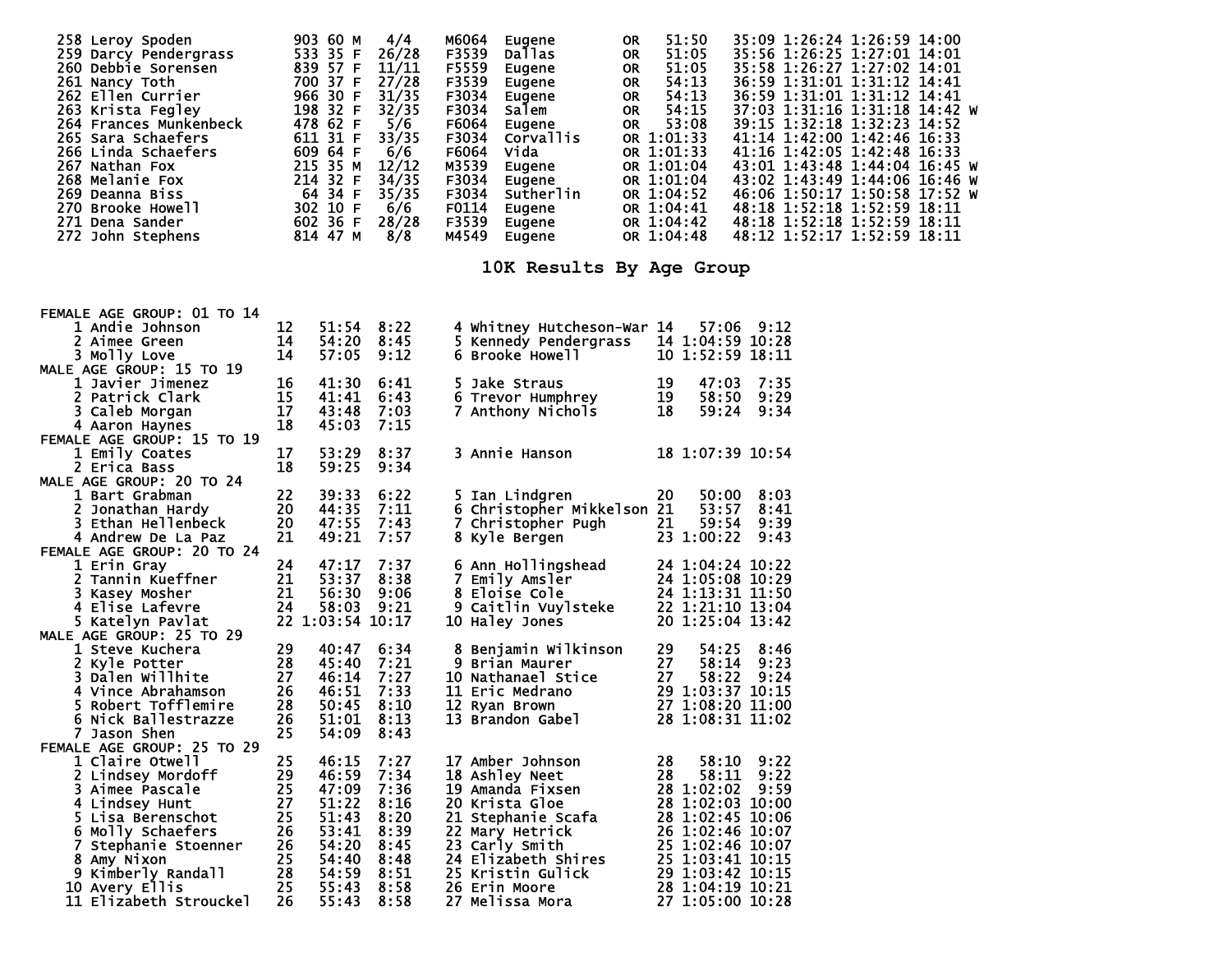| Place | Name | Bib | Age | Sex | Div Place | Div | City | State | Time | Split 1 | Split 2 | Split 3 | Pace | |
|---|---|---|---|---|---|---|---|---|---|---|---|---|---|---|
| 258 | Leroy Spoden | 903 | 60 | M | 4/4 | M6064 | Eugene | OR | 51:50 | 35:09 | 1:26:24 | 1:26:59 | 14:00 | |
| 259 | Darcy Pendergrass | 533 | 35 | F | 26/28 | F3539 | Dallas | OR | 51:05 | 35:56 | 1:26:25 | 1:27:01 | 14:01 | |
| 260 | Debbie Sorensen | 839 | 57 | F | 11/11 | F5559 | Eugene | OR | 51:05 | 35:58 | 1:26:27 | 1:27:02 | 14:01 | |
| 261 | Nancy Toth | 700 | 37 | F | 27/28 | F3539 | Eugene | OR | 54:13 | 36:59 | 1:31:01 | 1:31:12 | 14:41 | |
| 262 | Ellen Currier | 966 | 30 | F | 31/35 | F3034 | Eugene | OR | 54:13 | 36:59 | 1:31:01 | 1:31:12 | 14:41 | |
| 263 | Krista Fegley | 198 | 32 | F | 32/35 | F3034 | Salem | OR | 54:15 | 37:03 | 1:31:16 | 1:31:18 | 14:42 | W |
| 264 | Frances Munkenbeck | 478 | 62 | F | 5/6 | F6064 | Eugene | OR | 53:08 | 39:15 | 1:32:18 | 1:32:23 | 14:52 | |
| 265 | Sara Schaefers | 611 | 31 | F | 33/35 | F3034 | Corvallis | OR | 1:01:33 | 41:14 | 1:42:00 | 1:42:46 | 16:33 | |
| 266 | Linda Schaefers | 609 | 64 | F | 6/6 | F6064 | Vida | OR | 1:01:33 | 41:16 | 1:42:05 | 1:42:48 | 16:33 | |
| 267 | Nathan Fox | 215 | 35 | M | 12/12 | M3539 | Eugene | OR | 1:01:04 | 43:01 | 1:43:48 | 1:44:04 | 16:45 | W |
| 268 | Melanie Fox | 214 | 32 | F | 34/35 | F3034 | Eugene | OR | 1:01:04 | 43:02 | 1:43:49 | 1:44:06 | 16:46 | W |
| 269 | Deanna Biss | 64 | 34 | F | 35/35 | F3034 | Sutherlin | OR | 1:04:52 | 46:06 | 1:50:17 | 1:50:58 | 17:52 | W |
| 270 | Brooke Howell | 302 | 10 | F | 6/6 | F0114 | Eugene | OR | 1:04:41 | 48:18 | 1:52:18 | 1:52:59 | 18:11 | |
| 271 | Dena Sander | 602 | 36 | F | 28/28 | F3539 | Eugene | OR | 1:04:42 | 48:18 | 1:52:18 | 1:52:59 | 18:11 | |
| 272 | John Stephens | 814 | 47 | M | 8/8 | M4549 | Eugene | OR | 1:04:48 | 48:12 | 1:52:17 | 1:52:59 | 18:11 | |

## 10K Results By Age Group

**FEMALE AGE GROUP: 01 TO 14**

| Place | Name | Age | Time | Pace |
|---|---|---|---|---|
| 1 | Andie Johnson | 12 | 51:54 | 8:22 |
| 2 | Aimee Green | 14 | 54:20 | 8:45 |
| 3 | Molly Love | 14 | 57:05 | 9:12 |
| 4 | Whitney Hutcheson-War | 14 | 57:06 | 9:12 |
| 5 | Kennedy Pendergrass | 14 | 1:04:59 | 10:28 |
| 6 | Brooke Howell | 10 | 1:52:59 | 18:11 |

**MALE AGE GROUP: 15 TO 19**

| Place | Name | Age | Time | Pace |
|---|---|---|---|---|
| 1 | Javier Jimenez | 16 | 41:30 | 6:41 |
| 2 | Patrick Clark | 15 | 41:41 | 6:43 |
| 3 | Caleb Morgan | 17 | 43:48 | 7:03 |
| 4 | Aaron Haynes | 18 | 45:03 | 7:15 |
| 5 | Jake Straus | 19 | 47:03 | 7:35 |
| 6 | Trevor Humphrey | 19 | 58:50 | 9:29 |
| 7 | Anthony Nichols | 18 | 59:24 | 9:34 |

**FEMALE AGE GROUP: 15 TO 19**

| Place | Name | Age | Time | Pace |
|---|---|---|---|---|
| 1 | Emily Coates | 17 | 53:29 | 8:37 |
| 2 | Erica Bass | 18 | 59:25 | 9:34 |
| 3 | Annie Hanson | 18 | 1:07:39 | 10:54 |

**MALE AGE GROUP: 20 TO 24**

| Place | Name | Age | Time | Pace |
|---|---|---|---|---|
| 1 | Bart Grabman | 22 | 39:33 | 6:22 |
| 2 | Jonathan Hardy | 20 | 44:35 | 7:11 |
| 3 | Ethan Hellenbeck | 20 | 47:55 | 7:43 |
| 4 | Andrew De La Paz | 21 | 49:21 | 7:57 |
| 5 | Ian Lindgren | 20 | 50:00 | 8:03 |
| 6 | Christopher Mikkelson | 21 | 53:57 | 8:41 |
| 7 | Christopher Pugh | 21 | 59:54 | 9:39 |
| 8 | Kyle Bergen | 23 | 1:00:22 | 9:43 |

**FEMALE AGE GROUP: 20 TO 24**

| Place | Name | Age | Time | Pace |
|---|---|---|---|---|
| 1 | Erin Gray | 24 | 47:17 | 7:37 |
| 2 | Tannin Kueffner | 21 | 53:37 | 8:38 |
| 3 | Kasey Mosher | 21 | 56:30 | 9:06 |
| 4 | Elise Lafevre | 24 | 58:03 | 9:21 |
| 5 | Katelyn Pavlat | 22 | 1:03:54 | 10:17 |
| 6 | Ann Hollingshead | 24 | 1:04:24 | 10:22 |
| 7 | Emily Amsler | 24 | 1:05:08 | 10:29 |
| 8 | Eloise Cole | 24 | 1:13:31 | 11:50 |
| 9 | Caitlin Vuylsteke | 22 | 1:21:10 | 13:04 |
| 10 | Haley Jones | 20 | 1:25:04 | 13:42 |

**MALE AGE GROUP: 25 TO 29**

| Place | Name | Age | Time | Pace |
|---|---|---|---|---|
| 1 | Steve Kuchera | 29 | 40:47 | 6:34 |
| 2 | Kyle Potter | 28 | 45:40 | 7:21 |
| 3 | Dalen Willhite | 27 | 46:14 | 7:27 |
| 4 | Vince Abrahamson | 26 | 46:51 | 7:33 |
| 5 | Robert Tofflemire | 28 | 50:45 | 8:10 |
| 6 | Nick Ballestrazze | 26 | 51:01 | 8:13 |
| 7 | Jason Shen | 25 | 54:09 | 8:43 |
| 8 | Benjamin Wilkinson | 29 | 54:25 | 8:46 |
| 9 | Brian Maurer | 27 | 58:14 | 9:23 |
| 10 | Nathanael Stice | 27 | 58:22 | 9:24 |
| 11 | Eric Medrano | 29 | 1:03:37 | 10:15 |
| 12 | Ryan Brown | 27 | 1:08:20 | 11:00 |
| 13 | Brandon Gabel | 28 | 1:08:31 | 11:02 |

**FEMALE AGE GROUP: 25 TO 29**

| Place | Name | Age | Time | Pace |
|---|---|---|---|---|
| 1 | Claire Otwell | 25 | 46:15 | 7:27 |
| 2 | Lindsey Mordoff | 29 | 46:59 | 7:34 |
| 3 | Aimee Pascale | 25 | 47:09 | 7:36 |
| 4 | Lindsey Hunt | 27 | 51:22 | 8:16 |
| 5 | Lisa Berenschot | 25 | 51:43 | 8:20 |
| 6 | Molly Schaefers | 26 | 53:41 | 8:39 |
| 7 | Stephanie Stoenner | 26 | 54:20 | 8:45 |
| 8 | Amy Nixon | 25 | 54:40 | 8:48 |
| 9 | Kimberly Randall | 28 | 54:59 | 8:51 |
| 10 | Avery Ellis | 25 | 55:43 | 8:58 |
| 11 | Elizabeth Strouckel | 26 | 55:43 | 8:58 |
| 17 | Amber Johnson | 28 | 58:10 | 9:22 |
| 18 | Ashley Neet | 28 | 58:11 | 9:22 |
| 19 | Amanda Fixsen | 28 | 1:02:02 | 9:59 |
| 20 | Krista Gloe | 28 | 1:02:03 | 10:00 |
| 21 | Stephanie Scafa | 28 | 1:02:45 | 10:06 |
| 22 | Mary Hetrick | 26 | 1:02:46 | 10:07 |
| 23 | Carly Smith | 25 | 1:02:46 | 10:07 |
| 24 | Elizabeth Shires | 25 | 1:03:41 | 10:15 |
| 25 | Kristin Gulick | 29 | 1:03:42 | 10:15 |
| 26 | Erin Moore | 28 | 1:04:19 | 10:21 |
| 27 | Melissa Mora | 27 | 1:05:00 | 10:28 |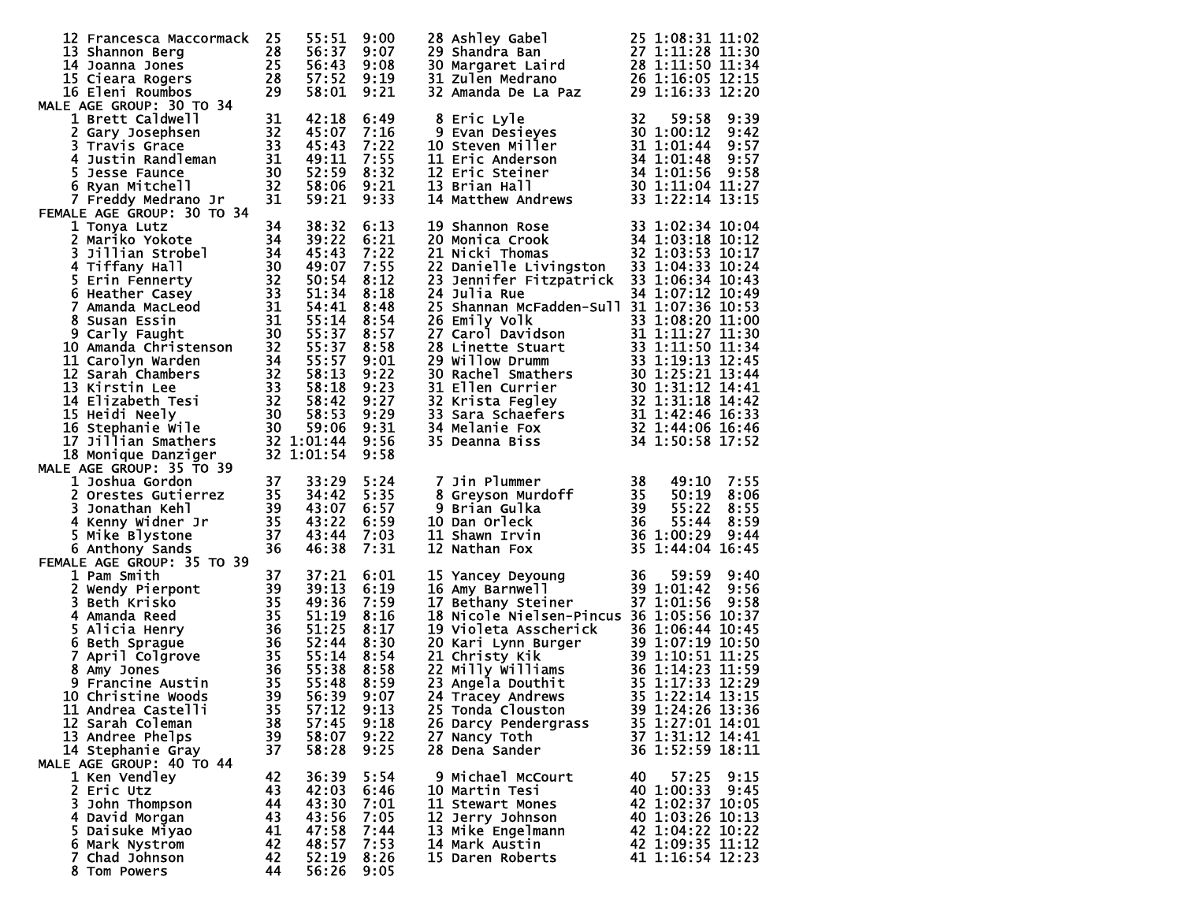```
   12 Francesca Maccormack  25    55:51  9:00     28 Ashley Gabel           25 1:08:31 11:02
   13 Shannon Berg          28    56:37  9:07     29 Shandra Ban            27 1:11:28 11:30
   14 Joanna Jones          25    56:43  9:08     30 Margaret Laird         28 1:11:50 11:34
   15 Cieara Rogers         28    57:52  9:19     31 Zulen Medrano          26 1:16:05 12:15
   16 Eleni Roumbos         29    58:01  9:21     32 Amanda De La Paz       29 1:16:33 12:20
MALE AGE GROUP: 30 TO 34
    1 Brett Caldwell        31    42:18  6:49      8 Eric Lyle              32   59:58  9:39
    2 Gary Josephsen        32    45:07  7:16      9 Evan Desieyes          30 1:00:12  9:42
    3 Travis Grace          33    45:43  7:22     10 Steven Miller          31 1:01:44  9:57
    4 Justin Randleman      31    49:11  7:55     11 Eric Anderson          34 1:01:48  9:57
    5 Jesse Faunce          30    52:59  8:32     12 Eric Steiner           34 1:01:56  9:58
    6 Ryan Mitchell         32    58:06  9:21     13 Brian Hall             30 1:11:04 11:27
    7 Freddy Medrano Jr     31    59:21  9:33     14 Matthew Andrews        33 1:22:14 13:15
FEMALE AGE GROUP: 30 TO 34
    1 Tonya Lutz            34    38:32  6:13     19 Shannon Rose           33 1:02:34 10:04
    2 Mariko Yokote         34    39:22  6:21     20 Monica Crook           34 1:03:18 10:12
    3 Jillian Strobel       34    45:43  7:22     21 Nicki Thomas           32 1:03:53 10:17
    4 Tiffany Hall          30    49:07  7:55     22 Danielle Livingston    33 1:04:33 10:24
    5 Erin Fennerty         32    50:54  8:12     23 Jennifer Fitzpatrick   33 1:06:34 10:43
    6 Heather Casey         33    51:34  8:18     24 Julia Rue              34 1:07:12 10:49
    7 Amanda MacLeod        31    54:41  8:48     25 Shannan McFadden-Sull  31 1:07:36 10:53
    8 Susan Essin           31    55:14  8:54     26 Emily Volk             33 1:08:20 11:00
    9 Carly Faught          30    55:37  8:57     27 Carol Davidson         31 1:11:27 11:30
   10 Amanda Christenson    32    55:37  8:58     28 Linette Stuart         33 1:11:50 11:34
   11 Carolyn Warden        34    55:57  9:01     29 Willow Drumm           33 1:19:13 12:45
   12 Sarah Chambers        32    58:13  9:22     30 Rachel Smathers        30 1:25:21 13:44
   13 Kirstin Lee           33    58:18  9:23     31 Ellen Currier          30 1:31:12 14:41
   14 Elizabeth Tesi        32    58:42  9:27     32 Krista Fegley          32 1:31:18 14:42
   15 Heidi Neely           30    58:53  9:29     33 Sara Schaefers         31 1:42:46 16:33
   16 Stephanie Wile        30    59:06  9:31     34 Melanie Fox            32 1:44:06 16:46
   17 Jillian Smathers      32 1:01:44  9:56     35 Deanna Biss            34 1:50:58 17:52
   18 Monique Danziger      32 1:01:54  9:58
MALE AGE GROUP: 35 TO 39
    1 Joshua Gordon         37    33:29  5:24      7 Jin Plummer            38    49:10  7:55
    2 Orestes Gutierrez     35    34:42  5:35      8 Greyson Murdoff        35    50:19  8:06
    3 Jonathan Kehl         39    43:07  6:57      9 Brian Gulka            39    55:22  8:55
    4 Kenny Widner Jr       35    43:22  6:59     10 Dan Orleck             36    55:44  8:59
    5 Mike Blystone         37    43:44  7:03     11 Shawn Irvin            36 1:00:29  9:44
    6 Anthony Sands         36    46:38  7:31     12 Nathan Fox             35 1:44:04 16:45
FEMALE AGE GROUP: 35 TO 39
    1 Pam Smith             37    37:21  6:01     15 Yancey Deyoung         36   59:59  9:40
    2 Wendy Pierpont        39    39:13  6:19     16 Amy Barnwell           39 1:01:42  9:56
    3 Beth Krisko           35    49:36  7:59     17 Bethany Steiner        37 1:01:56  9:58
    4 Amanda Reed           35    51:19  8:16     18 Nicole Nielsen-Pincus  36 1:05:56 10:37
    5 Alicia Henry          36    51:25  8:17     19 Violeta Asscherick     36 1:06:44 10:45
    6 Beth Sprague          36    52:44  8:30     20 Kari Lynn Burger       39 1:07:19 10:50
    7 April Colgrove        35    55:14  8:54     21 Christy Kik            39 1:10:51 11:25
    8 Amy Jones             36    55:38  8:58     22 Milly Williams         36 1:14:23 11:59
    9 Francine Austin       35    55:48  8:59     23 Angela Douthit         35 1:17:33 12:29
   10 Christine Woods       39    56:39  9:07     24 Tracey Andrews         35 1:22:14 13:15
   11 Andrea Castelli       35    57:12  9:13     25 Tonda Clouston         39 1:24:26 13:36
   12 Sarah Coleman         38    57:45  9:18     26 Darcy Pendergrass      35 1:27:01 14:01
   13 Andree Phelps         39    58:07  9:22     27 Nancy Toth             37 1:31:12 14:41
   14 Stephanie Gray        37    58:28  9:25     28 Dena Sander            36 1:52:59 18:11
MALE AGE GROUP: 40 TO 44
    1 Ken Vendley           42    36:39  5:54      9 Michael McCourt        40    57:25  9:15
    2 Eric Utz              43    42:03  6:46     10 Martin Tesi            40 1:00:33  9:45
    3 John Thompson         44    43:30  7:01     11 Stewart Mones          42 1:02:37 10:05
    4 David Morgan          43    43:56  7:05     12 Jerry Johnson          40 1:03:26 10:13
    5 Daisuke Miyao         41    47:58  7:44     13 Mike Engelmann         42 1:04:22 10:22
    6 Mark Nystrom          42    48:57  7:53     14 Mark Austin            42 1:09:35 11:12
    7 Chad Johnson          42    52:19  8:26     15 Daren Roberts          41 1:16:54 12:23
    8 Tom Powers            44    56:26  9:05
```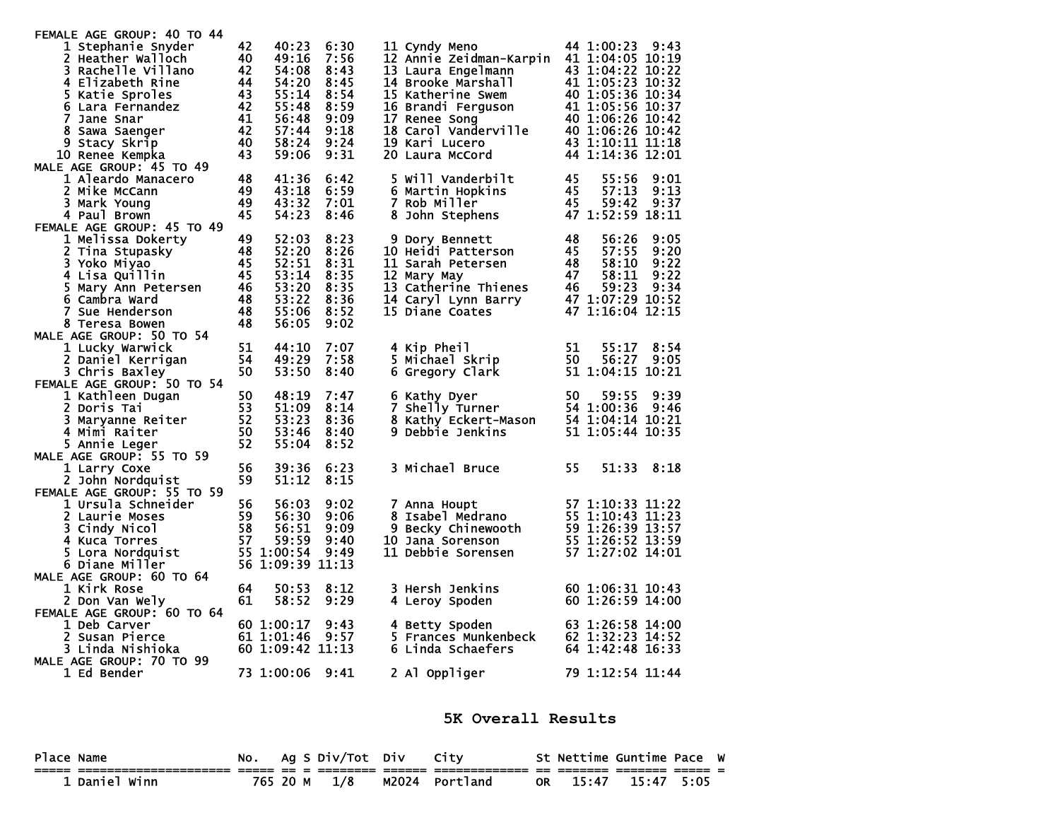```
FEMALE AGE GROUP: 40 TO 44
    1 Stephanie Snyder     42   40:23  6:30     11 Cyndy Meno           44 1:00:23  9:43
    2 Heather Walloch      40   49:16  7:56     12 Annie Zeidman-Karpin 41 1:04:05 10:19
    3 Rachelle Villano     42   54:08  8:43     13 Laura Engelmann      43 1:04:22 10:22
    4 Elizabeth Rine       44   54:20  8:45     14 Brooke Marshall      41 1:05:23 10:32
    5 Katie Sproles        43   55:14  8:54     15 Katherine Swem       40 1:05:36 10:34
    6 Lara Fernandez       42   55:48  8:59     16 Brandi Ferguson      41 1:05:56 10:37
    7 Jane Snar            41   56:48  9:09     17 Renee Song           40 1:06:26 10:42
    8 Sawa Saenger         42   57:44  9:18     18 Carol Vanderville    40 1:06:26 10:42
    9 Stacy Skrip          40   58:24  9:24     19 Kari Lucero          43 1:10:11 11:18
   10 Renee Kempka         43   59:06  9:31     20 Laura McCord         44 1:14:36 12:01
MALE AGE GROUP: 45 TO 49
    1 Aleardo Manacero     48   41:36  6:42      5 Will Vanderbilt      45   55:56  9:01
    2 Mike McCann          49   43:18  6:59      6 Martin Hopkins       45   57:13  9:13
    3 Mark Young           49   43:32  7:01      7 Rob Miller           45   59:42  9:37
    4 Paul Brown           45   54:23  8:46      8 John Stephens        47 1:52:59 18:11
FEMALE AGE GROUP: 45 TO 49
    1 Melissa Dokerty      49   52:03  8:23      9 Dory Bennett         48   56:26  9:05
    2 Tina Stupasky        48   52:20  8:26     10 Heidi Patterson      45   57:55  9:20
    3 Yoko Miyao           45   52:51  8:31     11 Sarah Petersen       48   58:10  9:22
    4 Lisa Quillin         45   53:14  8:35     12 Mary May             47   58:11  9:22
    5 Mary Ann Petersen    46   53:20  8:35     13 Catherine Thienes    46   59:23  9:34
    6 Cambra Ward          48   53:22  8:36     14 Caryl Lynn Barry     47 1:07:29 10:52
    7 Sue Henderson        48   55:06  8:52     15 Diane Coates         47 1:16:04 12:15
    8 Teresa Bowen         48   56:05  9:02
MALE AGE GROUP: 50 TO 54
    1 Lucky Warwick        51   44:10  7:07      4 Kip Pheil            51   55:17  8:54
    2 Daniel Kerrigan      54   49:29  7:58      5 Michael Skrip        50   56:27  9:05
    3 Chris Baxley         50   53:50  8:40      6 Gregory Clark        51 1:04:15 10:21
FEMALE AGE GROUP: 50 TO 54
    1 Kathleen Dugan       50   48:19  7:47      6 Kathy Dyer           50   59:55  9:39
    2 Doris Tai            53   51:09  8:14      7 Shelly Turner        54 1:00:36  9:46
    3 Maryanne Reiter      52   53:23  8:36      8 Kathy Eckert-Mason   54 1:04:14 10:21
    4 Mimi Raiter          50   53:46  8:40      9 Debbie Jenkins       51 1:05:44 10:35
    5 Annie Leger          52   55:04  8:52
MALE AGE GROUP: 55 TO 59
    1 Larry Coxe           56   39:36  6:23      3 Michael Bruce        55   51:33  8:18
    2 John Nordquist       59   51:12  8:15
FEMALE AGE GROUP: 55 TO 59
    1 Ursula Schneider     56   56:03  9:02      7 Anna Houpt           57 1:10:33 11:22
    2 Laurie Moses         59   56:30  9:06      8 Isabel Medrano       55 1:10:43 11:23
    3 Cindy Nicol          58   56:51  9:09      9 Becky Chinewooth     59 1:26:39 13:57
    4 Kuca Torres          57   59:59  9:40     10 Jana Sorenson        55 1:26:52 13:59
    5 Lora Nordquist       55 1:00:54  9:49     11 Debbie Sorensen      57 1:27:02 14:01
    6 Diane Miller         56 1:09:39 11:13
MALE AGE GROUP: 60 TO 64
    1 Kirk Rose            64   50:53  8:12      3 Hersh Jenkins        60 1:06:31 10:43
    2 Don Van Wely         61   58:52  9:29      4 Leroy Spoden         60 1:26:59 14:00
FEMALE AGE GROUP: 60 TO 64
    1 Deb Carver           60 1:00:17  9:43      4 Betty Spoden         63 1:26:58 14:00
    2 Susan Pierce         61 1:01:46  9:57      5 Frances Munkenbeck   62 1:32:23 14:52
    3 Linda Nishioka       60 1:09:42 11:13      6 Linda Schaefers      64 1:42:48 16:33
MALE AGE GROUP: 70 TO 99
    1 Ed Bender            73 1:00:06  9:41      2 Al Oppliger          79 1:12:54 11:44
```

## 5K Overall Results

```
Place Name                   No.   Ag S Div/Tot  Div    City          St Nettime Guntime Pace  W
===== ==================== ===== == = ======== ====== ============= == ======= ======= ===== =
    1 Daniel Winn            765 20 M   1/8    M2024  Portland      OR   15:47   15:47  5:05
```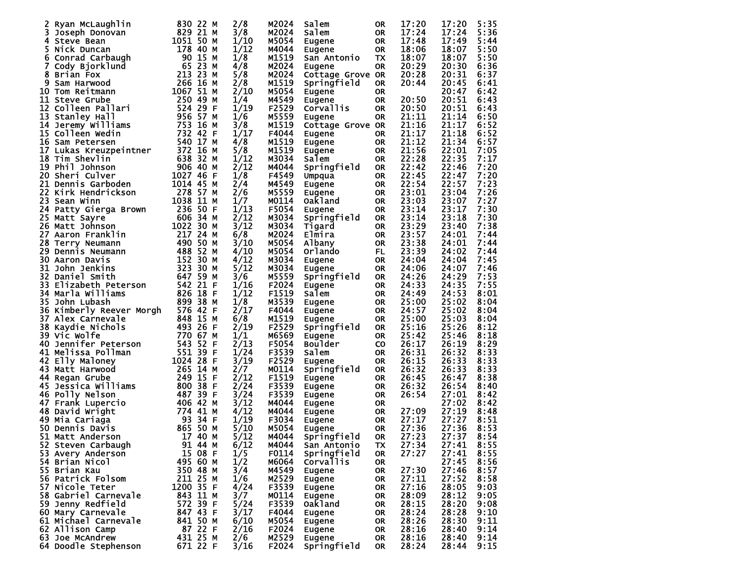| | | | | | | | | | | |
|---|---|---|---|---|---|---|---|---|---|---|
| 2 | Ryan McLaughlin | 830 | 22 | M | 2/8 | M2024 | Salem | OR | 17:20 | 17:20 | 5:35 |
| 3 | Joseph Donovan | 829 | 21 | M | 3/8 | M2024 | Salem | OR | 17:24 | 17:24 | 5:36 |
| 4 | Steve Bean | 1051 | 50 | M | 1/10 | M5054 | Eugene | OR | 17:48 | 17:49 | 5:44 |
| 5 | Nick Duncan | 178 | 40 | M | 1/12 | M4044 | Eugene | OR | 18:06 | 18:07 | 5:50 |
| 6 | Conrad Carbaugh | 90 | 15 | M | 1/8 | M1519 | San Antonio | TX | 18:07 | 18:07 | 5:50 |
| 7 | Cody Bjorklund | 65 | 23 | M | 4/8 | M2024 | Eugene | OR | 20:29 | 20:30 | 6:36 |
| 8 | Brian Fox | 213 | 23 | M | 5/8 | M2024 | Cottage Grove | OR | 20:28 | 20:31 | 6:37 |
| 9 | Sam Harwood | 266 | 16 | M | 2/8 | M1519 | Springfield | OR | 20:44 | 20:45 | 6:41 |
| 10 | Tom Reitmann | 1067 | 51 | M | 2/10 | M5054 | Eugene | OR | | 20:47 | 6:42 |
| 11 | Steve Grube | 250 | 49 | M | 1/4 | M4549 | Eugene | OR | 20:50 | 20:51 | 6:43 |
| 12 | Colleen Pallari | 524 | 29 | F | 1/19 | F2529 | Corvallis | OR | 20:50 | 20:51 | 6:43 |
| 13 | Stanley Hall | 956 | 57 | M | 1/6 | M5559 | Eugene | OR | 21:11 | 21:14 | 6:50 |
| 14 | Jeremy Williams | 753 | 16 | M | 3/8 | M1519 | Cottage Grove | OR | 21:16 | 21:17 | 6:52 |
| 15 | Colleen Wedin | 732 | 42 | F | 1/17 | F4044 | Eugene | OR | 21:17 | 21:18 | 6:52 |
| 16 | Sam Petersen | 540 | 17 | M | 4/8 | M1519 | Eugene | OR | 21:12 | 21:34 | 6:57 |
| 17 | Lukas Kreuzpeintner | 372 | 16 | M | 5/8 | M1519 | Eugene | OR | 21:56 | 22:01 | 7:05 |
| 18 | Tim Shevlin | 638 | 32 | M | 1/12 | M3034 | Salem | OR | 22:28 | 22:35 | 7:17 |
| 19 | Phil Johnson | 906 | 40 | M | 2/12 | M4044 | Springfield | OR | 22:42 | 22:46 | 7:20 |
| 20 | Sheri Culver | 1027 | 46 | F | 1/8 | F4549 | Umpqua | OR | 22:45 | 22:47 | 7:20 |
| 21 | Dennis Garboden | 1014 | 45 | M | 2/4 | M4549 | Eugene | OR | 22:54 | 22:57 | 7:23 |
| 22 | Kirk Hendrickson | 278 | 57 | M | 2/6 | M5559 | Eugene | OR | 23:01 | 23:04 | 7:26 |
| 23 | Sean Winn | 1038 | 11 | M | 1/7 | M0114 | Oakland | OR | 23:03 | 23:07 | 7:27 |
| 24 | Patty Gierga Brown | 236 | 50 | F | 1/13 | F5054 | Eugene | OR | 23:14 | 23:17 | 7:30 |
| 25 | Matt Sayre | 606 | 34 | M | 2/12 | M3034 | Springfield | OR | 23:14 | 23:18 | 7:30 |
| 26 | Matt Johnson | 1022 | 30 | M | 3/12 | M3034 | Tigard | OR | 23:29 | 23:40 | 7:38 |
| 27 | Aaron Franklin | 217 | 24 | M | 6/8 | M2024 | Elmira | OR | 23:57 | 24:01 | 7:44 |
| 28 | Terry Neumann | 490 | 50 | M | 3/10 | M5054 | Albany | OR | 23:38 | 24:01 | 7:44 |
| 29 | Dennis Neumann | 488 | 52 | M | 4/10 | M5054 | Orlando | FL | 23:39 | 24:02 | 7:44 |
| 30 | Aaron Davis | 152 | 30 | M | 4/12 | M3034 | Eugene | OR | 24:04 | 24:04 | 7:45 |
| 31 | John Jenkins | 323 | 30 | M | 5/12 | M3034 | Eugene | OR | 24:06 | 24:07 | 7:46 |
| 32 | Daniel Smith | 647 | 59 | M | 3/6 | M5559 | Springfield | OR | 24:26 | 24:29 | 7:53 |
| 33 | Elizabeth Peterson | 542 | 21 | F | 1/16 | F2024 | Eugene | OR | 24:33 | 24:35 | 7:55 |
| 34 | Marla Williams | 826 | 18 | F | 1/12 | F1519 | Salem | OR | 24:49 | 24:53 | 8:01 |
| 35 | John Lubash | 899 | 38 | M | 1/8 | M3539 | Eugene | OR | 25:00 | 25:02 | 8:04 |
| 36 | Kimberly Reever Morgh | 576 | 42 | F | 2/17 | F4044 | Eugene | OR | 24:57 | 25:02 | 8:04 |
| 37 | Alex Carnevale | 848 | 15 | M | 6/8 | M1519 | Eugene | OR | 25:00 | 25:03 | 8:04 |
| 38 | Kaydie Nichols | 493 | 26 | F | 2/19 | F2529 | Springfield | OR | 25:16 | 25:26 | 8:12 |
| 39 | Vic Wolfe | 770 | 67 | M | 1/1 | M6569 | Eugene | OR | 25:42 | 25:46 | 8:18 |
| 40 | Jennifer Peterson | 543 | 52 | F | 2/13 | F5054 | Boulder | CO | 26:17 | 26:19 | 8:29 |
| 41 | Melissa Pollman | 551 | 39 | F | 1/24 | F3539 | Salem | OR | 26:31 | 26:32 | 8:33 |
| 42 | Elly Maloney | 1024 | 28 | F | 3/19 | F2529 | Eugene | OR | 26:15 | 26:33 | 8:33 |
| 43 | Matt Harwood | 265 | 14 | M | 2/7 | M0114 | Springfield | OR | 26:32 | 26:33 | 8:33 |
| 44 | Regan Grube | 249 | 15 | F | 2/12 | F1519 | Eugene | OR | 26:45 | 26:47 | 8:38 |
| 45 | Jessica Williams | 800 | 38 | F | 2/24 | F3539 | Eugene | OR | 26:32 | 26:54 | 8:40 |
| 46 | Polly Nelson | 487 | 39 | F | 3/24 | F3539 | Eugene | OR | 26:54 | 27:01 | 8:42 |
| 47 | Frank Lupercio | 406 | 42 | M | 3/12 | M4044 | Eugene | OR | | 27:02 | 8:42 |
| 48 | David Wright | 774 | 41 | M | 4/12 | M4044 | Eugene | OR | 27:09 | 27:19 | 8:48 |
| 49 | Mia Cariaga | 93 | 34 | F | 1/19 | F3034 | Eugene | OR | 27:17 | 27:27 | 8:51 |
| 50 | Dennis Davis | 865 | 50 | M | 5/10 | M5054 | Eugene | OR | 27:36 | 27:36 | 8:53 |
| 51 | Matt Anderson | 17 | 40 | M | 5/12 | M4044 | Springfield | OR | 27:23 | 27:37 | 8:54 |
| 52 | Steven Carbaugh | 91 | 44 | M | 6/12 | M4044 | San Antonio | TX | 27:34 | 27:41 | 8:55 |
| 53 | Avery Anderson | 15 | 08 | F | 1/5 | F0114 | Springfield | OR | 27:27 | 27:41 | 8:55 |
| 54 | Brian Nicol | 495 | 60 | M | 1/2 | M6064 | Corvallis | OR | | 27:45 | 8:56 |
| 55 | Brian Kau | 350 | 48 | M | 3/4 | M4549 | Eugene | OR | 27:30 | 27:46 | 8:57 |
| 56 | Patrick Folsom | 211 | 25 | M | 1/6 | M2529 | Eugene | OR | 27:11 | 27:52 | 8:58 |
| 57 | Nicole Teter | 1200 | 35 | F | 4/24 | F3539 | Eugene | OR | 27:16 | 28:05 | 9:03 |
| 58 | Gabriel Carnevale | 843 | 11 | M | 3/7 | M0114 | Eugene | OR | 28:09 | 28:12 | 9:05 |
| 59 | Jenny Redfield | 572 | 39 | F | 5/24 | F3539 | Oakland | OR | 28:15 | 28:20 | 9:08 |
| 60 | Mary Carnevale | 847 | 43 | F | 3/17 | F4044 | Eugene | OR | 28:24 | 28:28 | 9:10 |
| 61 | Michael Carnevale | 841 | 50 | M | 6/10 | M5054 | Eugene | OR | 28:26 | 28:30 | 9:11 |
| 62 | Allison Camp | 87 | 22 | F | 2/16 | F2024 | Eugene | OR | 28:16 | 28:40 | 9:14 |
| 63 | Joe McAndrew | 431 | 25 | M | 2/6 | M2529 | Eugene | OR | 28:16 | 28:40 | 9:14 |
| 64 | Doodle Stephenson | 671 | 22 | F | 3/16 | F2024 | Springfield | OR | 28:24 | 28:44 | 9:15 |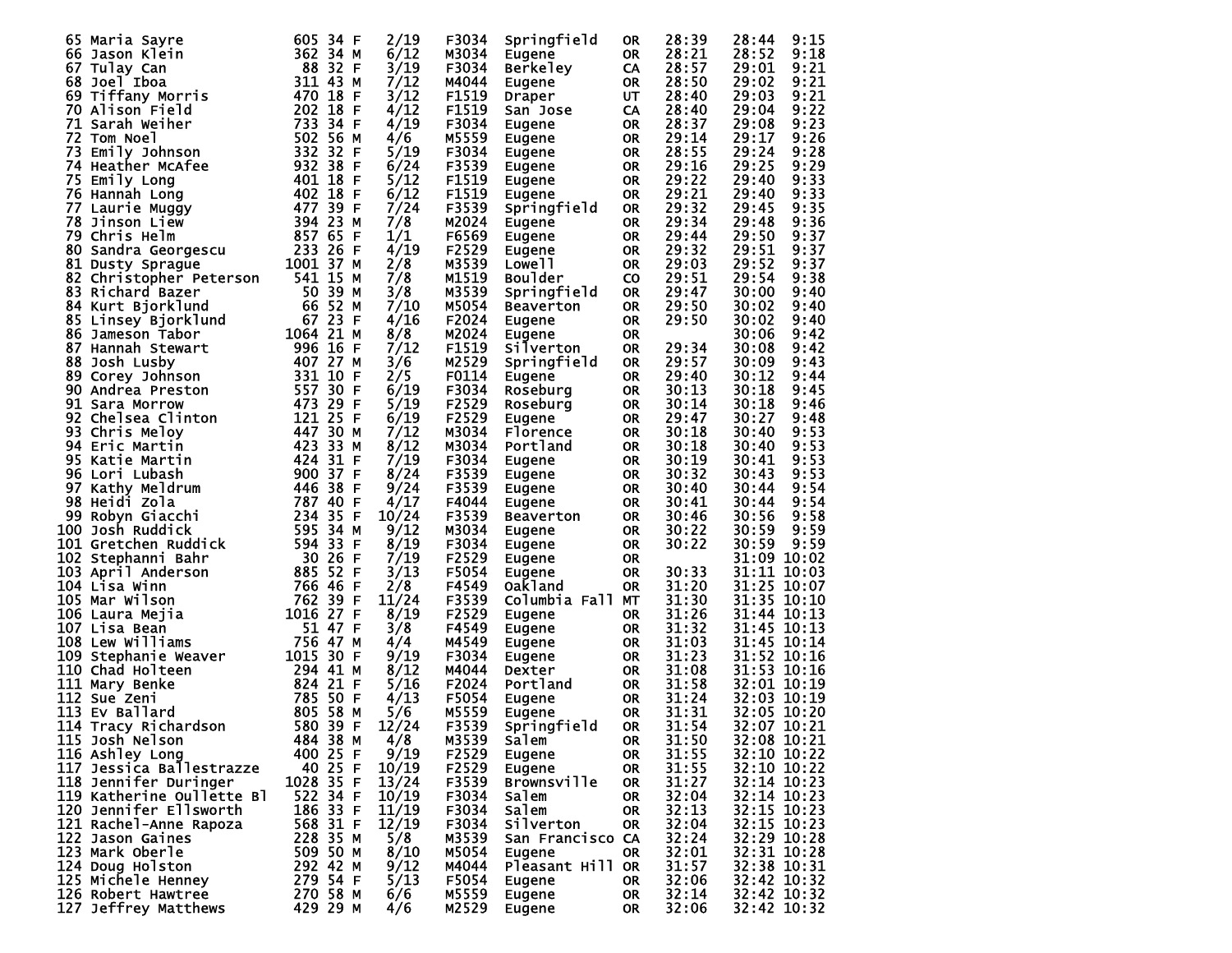| Place | Name | Bib | Age | Sex | Div/Tot | Div | City | St | Chip | Time | Pace |
|---|---|---|---|---|---|---|---|---|---|---|---|
| 65 | Maria Sayre | 605 | 34 | F | 2/19 | F3034 | Springfield | OR | 28:39 | 28:44 | 9:15 |
| 66 | Jason Klein | 362 | 34 | M | 6/12 | M3034 | Eugene | OR | 28:21 | 28:52 | 9:18 |
| 67 | Tulay Can | 88 | 32 | F | 3/19 | F3034 | Berkeley | CA | 28:57 | 29:01 | 9:21 |
| 68 | Joel Iboa | 311 | 43 | M | 7/12 | M4044 | Eugene | OR | 28:50 | 29:02 | 9:21 |
| 69 | Tiffany Morris | 470 | 18 | F | 3/12 | F1519 | Draper | UT | 28:40 | 29:03 | 9:21 |
| 70 | Alison Field | 202 | 18 | F | 4/12 | F1519 | San Jose | CA | 28:40 | 29:04 | 9:22 |
| 71 | Sarah Weiher | 733 | 34 | F | 4/19 | F3034 | Eugene | OR | 28:37 | 29:08 | 9:23 |
| 72 | Tom Noel | 502 | 56 | M | 4/6 | M5559 | Eugene | OR | 29:14 | 29:17 | 9:26 |
| 73 | Emily Johnson | 332 | 32 | F | 5/19 | F3034 | Eugene | OR | 28:55 | 29:24 | 9:28 |
| 74 | Heather McAfee | 932 | 38 | F | 6/24 | F3539 | Eugene | OR | 29:16 | 29:25 | 9:29 |
| 75 | Emily Long | 401 | 18 | F | 5/12 | F1519 | Eugene | OR | 29:22 | 29:40 | 9:33 |
| 76 | Hannah Long | 402 | 18 | F | 6/12 | F1519 | Eugene | OR | 29:21 | 29:40 | 9:33 |
| 77 | Laurie Muggy | 477 | 39 | F | 7/24 | F3539 | Springfield | OR | 29:32 | 29:45 | 9:35 |
| 78 | Jinson Liew | 394 | 23 | M | 7/8 | M2024 | Eugene | OR | 29:34 | 29:48 | 9:36 |
| 79 | Chris Helm | 857 | 65 | F | 1/1 | F6569 | Eugene | OR | 29:44 | 29:50 | 9:37 |
| 80 | Sandra Georgescu | 233 | 26 | F | 4/19 | F2529 | Eugene | OR | 29:32 | 29:51 | 9:37 |
| 81 | Dusty Sprague | 1001 | 37 | M | 2/8 | M3539 | Lowell | OR | 29:03 | 29:52 | 9:37 |
| 82 | Christopher Peterson | 541 | 15 | M | 7/8 | M1519 | Boulder | CO | 29:51 | 29:54 | 9:38 |
| 83 | Richard Bazer | 50 | 39 | M | 3/8 | M3539 | Springfield | OR | 29:47 | 30:00 | 9:40 |
| 84 | Kurt Bjorklund | 66 | 52 | M | 7/10 | M5054 | Beaverton | OR | 29:50 | 30:02 | 9:40 |
| 85 | Linsey Bjorklund | 67 | 23 | F | 4/16 | F2024 | Eugene | OR | 29:50 | 30:02 | 9:40 |
| 86 | Jameson Tabor | 1064 | 21 | M | 8/8 | M2024 | Eugene | OR | | 30:06 | 9:42 |
| 87 | Hannah Stewart | 996 | 16 | F | 7/12 | F1519 | Silverton | OR | 29:34 | 30:08 | 9:42 |
| 88 | Josh Lusby | 407 | 27 | M | 3/6 | M2529 | Springfield | OR | 29:57 | 30:09 | 9:43 |
| 89 | Corey Johnson | 331 | 10 | F | 2/5 | F0114 | Eugene | OR | 29:40 | 30:12 | 9:44 |
| 90 | Andrea Preston | 557 | 30 | F | 6/19 | F3034 | Roseburg | OR | 30:13 | 30:18 | 9:45 |
| 91 | Sara Morrow | 473 | 29 | F | 5/19 | F2529 | Roseburg | OR | 30:14 | 30:18 | 9:46 |
| 92 | Chelsea Clinton | 121 | 25 | F | 6/19 | F2529 | Eugene | OR | 29:47 | 30:27 | 9:48 |
| 93 | Chris Meloy | 447 | 30 | M | 7/12 | M3034 | Florence | OR | 30:18 | 30:40 | 9:53 |
| 94 | Eric Martin | 423 | 33 | M | 8/12 | M3034 | Portland | OR | 30:18 | 30:40 | 9:53 |
| 95 | Katie Martin | 424 | 31 | F | 7/19 | F3034 | Eugene | OR | 30:19 | 30:41 | 9:53 |
| 96 | Lori Lubash | 900 | 37 | F | 8/24 | F3539 | Eugene | OR | 30:32 | 30:43 | 9:53 |
| 97 | Kathy Meldrum | 446 | 38 | F | 9/24 | F3539 | Eugene | OR | 30:40 | 30:44 | 9:54 |
| 98 | Heidi Zola | 787 | 40 | F | 4/17 | F4044 | Eugene | OR | 30:41 | 30:44 | 9:54 |
| 99 | Robyn Giacchi | 234 | 35 | F | 10/24 | F3539 | Beaverton | OR | 30:46 | 30:56 | 9:58 |
| 100 | Josh Ruddick | 595 | 34 | M | 9/12 | M3034 | Eugene | OR | 30:22 | 30:59 | 9:59 |
| 101 | Gretchen Ruddick | 594 | 33 | F | 8/19 | F3034 | Eugene | OR | 30:22 | 30:59 | 9:59 |
| 102 | Stephanni Bahr | 30 | 26 | F | 7/19 | F2529 | Eugene | OR | | 31:09 | 10:02 |
| 103 | April Anderson | 885 | 52 | F | 3/13 | F5054 | Eugene | OR | 30:33 | 31:11 | 10:03 |
| 104 | Lisa Winn | 766 | 46 | F | 2/8 | F4549 | Oakland | OR | 31:20 | 31:25 | 10:07 |
| 105 | Mar Wilson | 762 | 39 | F | 11/24 | F3539 | Columbia Fall | MT | 31:30 | 31:35 | 10:10 |
| 106 | Laura Mejia | 1016 | 27 | F | 8/19 | F2529 | Eugene | OR | 31:26 | 31:44 | 10:13 |
| 107 | Lisa Bean | 51 | 47 | F | 3/8 | F4549 | Eugene | OR | 31:32 | 31:45 | 10:13 |
| 108 | Lew Williams | 756 | 47 | M | 4/4 | M4549 | Eugene | OR | 31:03 | 31:45 | 10:14 |
| 109 | Stephanie Weaver | 1015 | 30 | F | 9/19 | F3034 | Eugene | OR | 31:23 | 31:52 | 10:16 |
| 110 | Chad Holteen | 294 | 41 | M | 8/12 | M4044 | Dexter | OR | 31:08 | 31:53 | 10:16 |
| 111 | Mary Benke | 824 | 21 | F | 5/16 | F2024 | Portland | OR | 31:58 | 32:01 | 10:19 |
| 112 | Sue Zeni | 785 | 50 | F | 4/13 | F5054 | Eugene | OR | 31:24 | 32:03 | 10:19 |
| 113 | Ev Ballard | 805 | 58 | M | 5/6 | M5559 | Eugene | OR | 31:31 | 32:05 | 10:20 |
| 114 | Tracy Richardson | 580 | 39 | F | 12/24 | F3539 | Springfield | OR | 31:54 | 32:07 | 10:21 |
| 115 | Josh Nelson | 484 | 38 | M | 4/8 | M3539 | Salem | OR | 31:50 | 32:08 | 10:21 |
| 116 | Ashley Long | 400 | 25 | F | 9/19 | F2529 | Eugene | OR | 31:55 | 32:10 | 10:22 |
| 117 | Jessica Ballestrazze | 40 | 25 | F | 10/19 | F2529 | Eugene | OR | 31:55 | 32:10 | 10:22 |
| 118 | Jennifer Duringer | 1028 | 35 | F | 13/24 | F3539 | Brownsville | OR | 31:27 | 32:14 | 10:23 |
| 119 | Katherine Oullette Bl | 522 | 34 | F | 10/19 | F3034 | Salem | OR | 32:04 | 32:14 | 10:23 |
| 120 | Jennifer Ellsworth | 186 | 33 | F | 11/19 | F3034 | Salem | OR | 32:13 | 32:15 | 10:23 |
| 121 | Rachel-Anne Rapoza | 568 | 31 | F | 12/19 | F3034 | Silverton | OR | 32:04 | 32:15 | 10:23 |
| 122 | Jason Gaines | 228 | 35 | M | 5/8 | M3539 | San Francisco | CA | 32:24 | 32:29 | 10:28 |
| 123 | Mark Oberle | 509 | 50 | M | 8/10 | M5054 | Eugene | OR | 32:01 | 32:31 | 10:28 |
| 124 | Doug Holston | 292 | 42 | M | 9/12 | M4044 | Pleasant Hill | OR | 31:57 | 32:38 | 10:31 |
| 125 | Michele Henney | 279 | 54 | F | 5/13 | F5054 | Eugene | OR | 32:06 | 32:42 | 10:32 |
| 126 | Robert Hawtree | 270 | 58 | M | 6/6 | M5559 | Eugene | OR | 32:14 | 32:42 | 10:32 |
| 127 | Jeffrey Matthews | 429 | 29 | M | 4/6 | M2529 | Eugene | OR | 32:06 | 32:42 | 10:32 |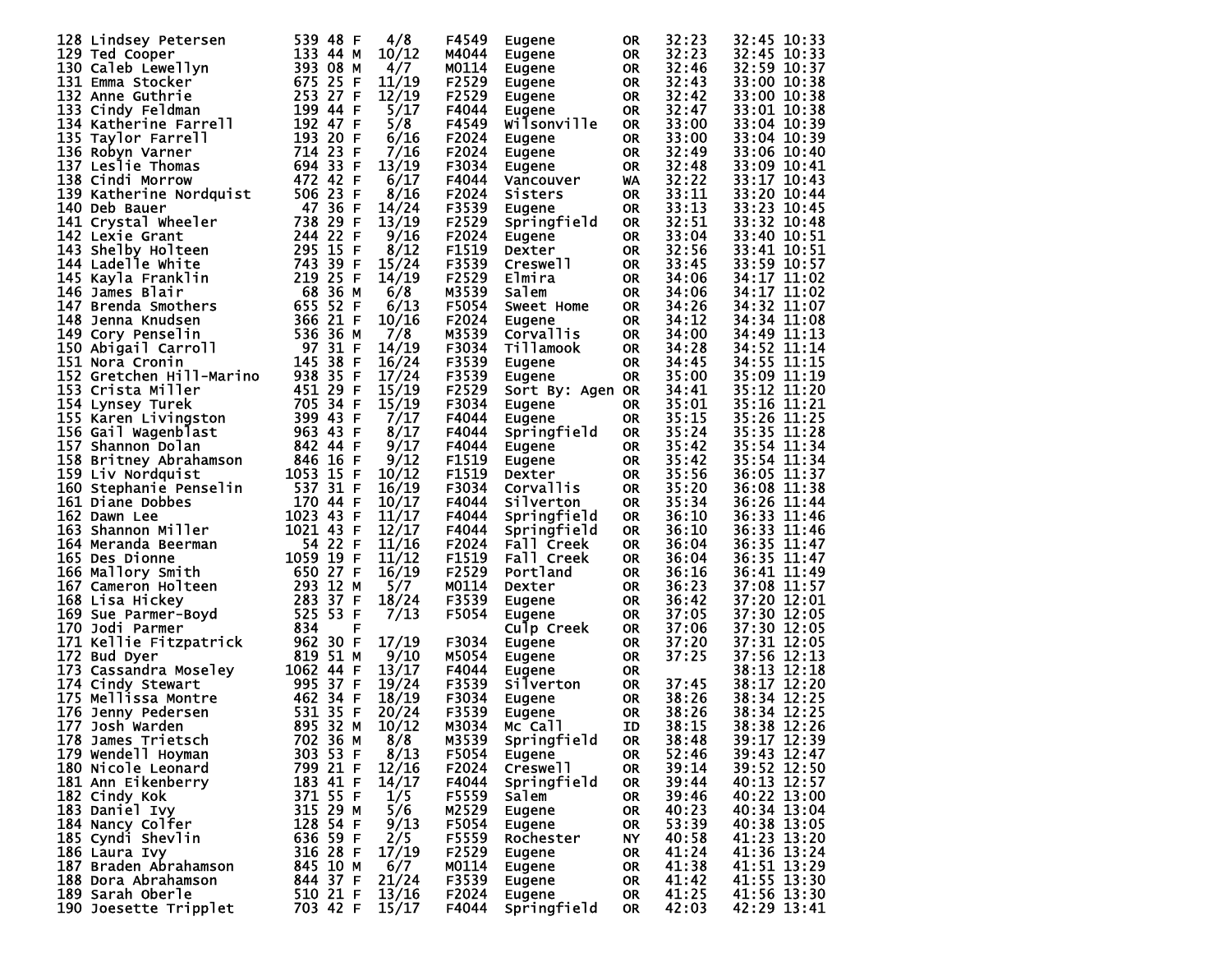| | | | | | | | | | | |
|---|---|---|---|---|---|---|---|---|---|---|
| 128 | Lindsey Petersen | 539 | 48 | F | 4/8 | F4549 | Eugene | OR | 32:23 | 32:45 10:33 |
| 129 | Ted Cooper | 133 | 44 | M | 10/12 | M4044 | Eugene | OR | 32:23 | 32:45 10:33 |
| 130 | Caleb Lewellyn | 393 | 08 | M | 4/7 | M0114 | Eugene | OR | 32:46 | 32:59 10:37 |
| 131 | Emma Stocker | 675 | 25 | F | 11/19 | F2529 | Eugene | OR | 32:43 | 33:00 10:38 |
| 132 | Anne Guthrie | 253 | 27 | F | 12/19 | F2529 | Eugene | OR | 32:42 | 33:00 10:38 |
| 133 | Cindy Feldman | 199 | 44 | F | 5/17 | F4044 | Eugene | OR | 32:47 | 33:01 10:38 |
| 134 | Katherine Farrell | 192 | 47 | F | 5/8 | F4549 | Wilsonville | OR | 33:00 | 33:04 10:39 |
| 135 | Taylor Farrell | 193 | 20 | F | 6/16 | F2024 | Eugene | OR | 33:00 | 33:04 10:39 |
| 136 | Robyn Varner | 714 | 23 | F | 7/16 | F2024 | Eugene | OR | 32:49 | 33:06 10:40 |
| 137 | Leslie Thomas | 694 | 33 | F | 13/19 | F3034 | Eugene | OR | 32:48 | 33:09 10:41 |
| 138 | Cindi Morrow | 472 | 42 | F | 6/17 | F4044 | Vancouver | WA | 32:22 | 33:17 10:43 |
| 139 | Katherine Nordquist | 506 | 23 | F | 8/16 | F2024 | Sisters | OR | 33:11 | 33:20 10:44 |
| 140 | Deb Bauer | 47 | 36 | F | 14/24 | F3539 | Eugene | OR | 33:13 | 33:23 10:45 |
| 141 | Crystal Wheeler | 738 | 29 | F | 13/19 | F2529 | Springfield | OR | 32:51 | 33:32 10:48 |
| 142 | Lexie Grant | 244 | 22 | F | 9/16 | F2024 | Eugene | OR | 33:04 | 33:40 10:51 |
| 143 | Shelby Holteen | 295 | 15 | F | 8/12 | F1519 | Dexter | OR | 32:56 | 33:41 10:51 |
| 144 | Ladelle White | 743 | 39 | F | 15/24 | F3539 | Creswell | OR | 33:45 | 33:59 10:57 |
| 145 | Kayla Franklin | 219 | 25 | F | 14/19 | F2529 | Elmira | OR | 34:06 | 34:17 11:02 |
| 146 | James Blair | 68 | 36 | M | 6/8 | M3539 | Salem | OR | 34:06 | 34:17 11:02 |
| 147 | Brenda Smothers | 655 | 52 | F | 6/13 | F5054 | Sweet Home | OR | 34:26 | 34:32 11:07 |
| 148 | Jenna Knudsen | 366 | 21 | F | 10/16 | F2024 | Eugene | OR | 34:12 | 34:34 11:08 |
| 149 | Cory Penselin | 536 | 36 | M | 7/8 | M3539 | Corvallis | OR | 34:00 | 34:49 11:13 |
| 150 | Abigail Carroll | 97 | 31 | F | 14/19 | F3034 | Tillamook | OR | 34:28 | 34:52 11:14 |
| 151 | Nora Cronin | 145 | 38 | F | 16/24 | F3539 | Eugene | OR | 34:45 | 34:55 11:15 |
| 152 | Gretchen Hill-Marino | 938 | 35 | F | 17/24 | F3539 | Eugene | OR | 35:00 | 35:09 11:19 |
| 153 | Crista Miller | 451 | 29 | F | 15/19 | F2529 | Sort By: Agen | OR | 34:41 | 35:12 11:20 |
| 154 | Lynsey Turek | 705 | 34 | F | 15/19 | F3034 | Eugene | OR | 35:01 | 35:16 11:21 |
| 155 | Karen Livingston | 399 | 43 | F | 7/17 | F4044 | Eugene | OR | 35:15 | 35:26 11:25 |
| 156 | Gail Wagenblast | 963 | 43 | F | 8/17 | F4044 | Springfield | OR | 35:24 | 35:35 11:28 |
| 157 | Shannon Dolan | 842 | 44 | F | 9/17 | F4044 | Eugene | OR | 35:42 | 35:54 11:34 |
| 158 | Britney Abrahamson | 846 | 16 | F | 9/12 | F1519 | Eugene | OR | 35:42 | 35:54 11:34 |
| 159 | Liv Nordquist | 1053 | 15 | F | 10/12 | F1519 | Dexter | OR | 35:56 | 36:05 11:37 |
| 160 | Stephanie Penselin | 537 | 31 | F | 16/19 | F3034 | Corvallis | OR | 35:20 | 36:08 11:38 |
| 161 | Diane Dobbes | 170 | 44 | F | 10/17 | F4044 | Silverton | OR | 35:34 | 36:26 11:44 |
| 162 | Dawn Lee | 1023 | 43 | F | 11/17 | F4044 | Springfield | OR | 36:10 | 36:33 11:46 |
| 163 | Shannon Miller | 1021 | 43 | F | 12/17 | F4044 | Springfield | OR | 36:10 | 36:33 11:46 |
| 164 | Meranda Beerman | 54 | 22 | F | 11/16 | F2024 | Fall Creek | OR | 36:04 | 36:35 11:47 |
| 165 | Des Dionne | 1059 | 19 | F | 11/12 | F1519 | Fall Creek | OR | 36:04 | 36:35 11:47 |
| 166 | Mallory Smith | 650 | 27 | F | 16/19 | F2529 | Portland | OR | 36:16 | 36:41 11:49 |
| 167 | Cameron Holteen | 293 | 12 | M | 5/7 | M0114 | Dexter | OR | 36:23 | 37:08 11:57 |
| 168 | Lisa Hickey | 283 | 37 | F | 18/24 | F3539 | Eugene | OR | 36:42 | 37:20 12:01 |
| 169 | Sue Parmer-Boyd | 525 | 53 | F | 7/13 | F5054 | Eugene | OR | 37:05 | 37:30 12:05 |
| 170 | Jodi Parmer | 834 | | F | | | Culp Creek | OR | 37:06 | 37:30 12:05 |
| 171 | Kellie Fitzpatrick | 962 | 30 | F | 17/19 | F3034 | Eugene | OR | 37:20 | 37:31 12:05 |
| 172 | Bud Dyer | 819 | 51 | M | 9/10 | M5054 | Eugene | OR | 37:25 | 37:56 12:13 |
| 173 | Cassandra Moseley | 1062 | 44 | F | 13/17 | F4044 | Eugene | OR | | 38:13 12:18 |
| 174 | Cindy Stewart | 995 | 37 | F | 19/24 | F3539 | Silverton | OR | 37:45 | 38:17 12:20 |
| 175 | Mellissa Montre | 462 | 34 | F | 18/19 | F3034 | Eugene | OR | 38:26 | 38:34 12:25 |
| 176 | Jenny Pedersen | 531 | 35 | F | 20/24 | F3539 | Eugene | OR | 38:26 | 38:34 12:25 |
| 177 | Josh Warden | 895 | 32 | M | 10/12 | M3034 | Mc Call | ID | 38:15 | 38:38 12:26 |
| 178 | James Trietsch | 702 | 36 | M | 8/8 | M3539 | Springfield | OR | 38:48 | 39:17 12:39 |
| 179 | Wendell Hoyman | 303 | 53 | F | 8/13 | F5054 | Eugene | OR | 52:46 | 39:43 12:47 |
| 180 | Nicole Leonard | 799 | 21 | F | 12/16 | F2024 | Creswell | OR | 39:14 | 39:52 12:50 |
| 181 | Ann Eikenberry | 183 | 41 | F | 14/17 | F4044 | Springfield | OR | 39:44 | 40:13 12:57 |
| 182 | Cindy Kok | 371 | 55 | F | 1/5 | F5559 | Salem | OR | 39:46 | 40:22 13:00 |
| 183 | Daniel Ivy | 315 | 29 | M | 5/6 | M2529 | Eugene | OR | 40:23 | 40:34 13:04 |
| 184 | Nancy Colfer | 128 | 54 | F | 9/13 | F5054 | Eugene | OR | 53:39 | 40:38 13:05 |
| 185 | Cyndi Shevlin | 636 | 59 | F | 2/5 | F5559 | Rochester | NY | 40:58 | 41:23 13:20 |
| 186 | Laura Ivy | 316 | 28 | F | 17/19 | F2529 | Eugene | OR | 41:24 | 41:36 13:24 |
| 187 | Braden Abrahamson | 845 | 10 | M | 6/7 | M0114 | Eugene | OR | 41:38 | 41:51 13:29 |
| 188 | Dora Abrahamson | 844 | 37 | F | 21/24 | F3539 | Eugene | OR | 41:42 | 41:55 13:30 |
| 189 | Sarah Oberle | 510 | 21 | F | 13/16 | F2024 | Eugene | OR | 41:25 | 41:56 13:30 |
| 190 | Joesette Tripplet | 703 | 42 | F | 15/17 | F4044 | Springfield | OR | 42:03 | 42:29 13:41 |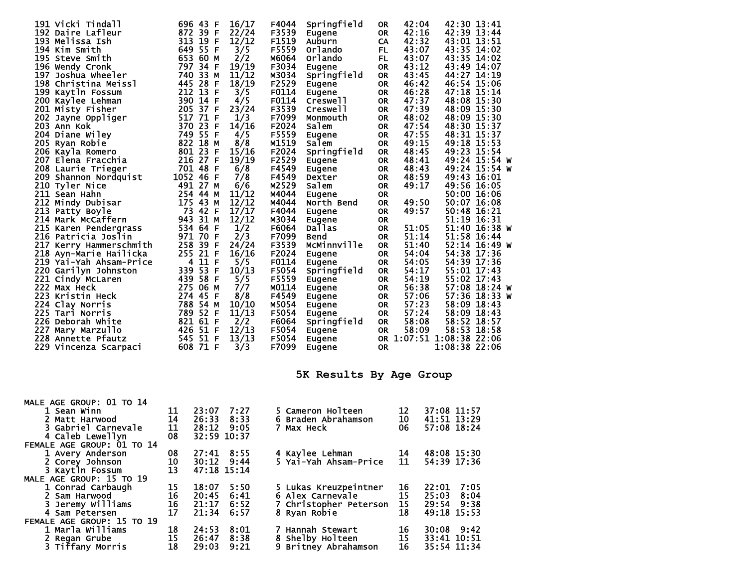| Place | Name | Bib | Age | Sex | Div Place | Division | City | State | Gun Time | Net Time | Pace | |
|---|---|---|---|---|---|---|---|---|---|---|---|---|
| 191 | Vicki Tindall | 696 | 43 | F | 16/17 | F4044 | Springfield | OR | 42:04 | 42:30 | 13:41 | |
| 192 | Daire Lafleur | 872 | 39 | F | 22/24 | F3539 | Eugene | OR | 42:16 | 42:39 | 13:44 | |
| 193 | Melissa Ish | 313 | 19 | F | 12/12 | F1519 | Auburn | CA | 42:32 | 43:01 | 13:51 | |
| 194 | Kim Smith | 649 | 55 | F | 3/5 | F5559 | Orlando | FL | 43:07 | 43:35 | 14:02 | |
| 195 | Steve Smith | 653 | 60 | M | 2/2 | M6064 | Orlando | FL | 43:07 | 43:35 | 14:02 | |
| 196 | Wendy Cronk | 797 | 34 | F | 19/19 | F3034 | Eugene | OR | 43:12 | 43:49 | 14:07 | |
| 197 | Joshua Wheeler | 740 | 33 | M | 11/12 | M3034 | Springfield | OR | 43:45 | 44:27 | 14:19 | |
| 198 | Christina Meissl | 445 | 28 | F | 18/19 | F2529 | Eugene | OR | 46:42 | 46:54 | 15:06 | |
| 199 | Kaytln Fossum | 212 | 13 | F | 3/5 | F0114 | Eugene | OR | 46:28 | 47:18 | 15:14 | |
| 200 | Kaylee Lehman | 390 | 14 | F | 4/5 | F0114 | Creswell | OR | 47:37 | 48:08 | 15:30 | |
| 201 | Misty Fisher | 205 | 37 | F | 23/24 | F3539 | Creswell | OR | 47:39 | 48:09 | 15:30 | |
| 202 | Jayne Oppliger | 517 | 71 | F | 1/3 | F7099 | Monmouth | OR | 48:02 | 48:09 | 15:30 | |
| 203 | Ann Kok | 370 | 23 | F | 14/16 | F2024 | Salem | OR | 47:54 | 48:30 | 15:37 | |
| 204 | Diane Wiley | 749 | 55 | F | 4/5 | F5559 | Eugene | OR | 47:55 | 48:31 | 15:37 | |
| 205 | Ryan Robie | 822 | 18 | M | 8/8 | M1519 | Salem | OR | 49:15 | 49:18 | 15:53 | |
| 206 | Kayla Romero | 801 | 23 | F | 15/16 | F2024 | Springfield | OR | 48:45 | 49:23 | 15:54 | |
| 207 | Elena Fracchia | 216 | 27 | F | 19/19 | F2529 | Eugene | OR | 48:41 | 49:24 | 15:54 | W |
| 208 | Laurie Trieger | 701 | 48 | F | 6/8 | F4549 | Eugene | OR | 48:43 | 49:24 | 15:54 | W |
| 209 | Shannon Nordquist | 1052 | 46 | F | 7/8 | F4549 | Dexter | OR | 48:59 | 49:43 | 16:01 | |
| 210 | Tyler Nice | 491 | 27 | M | 6/6 | M2529 | Salem | OR | 49:17 | 49:56 | 16:05 | |
| 211 | Sean Hahn | 254 | 44 | M | 11/12 | M4044 | Eugene | OR | | 50:00 | 16:06 | |
| 212 | Mindy Dubisar | 175 | 43 | M | 12/12 | M4044 | North Bend | OR | 49:50 | 50:07 | 16:08 | |
| 213 | Patty Boyle | 73 | 42 | F | 17/17 | F4044 | Eugene | OR | 49:57 | 50:48 | 16:21 | |
| 214 | Mark McCaffern | 943 | 31 | M | 12/12 | M3034 | Eugene | OR | | 51:19 | 16:31 | |
| 215 | Karen Pendergrass | 534 | 64 | F | 1/2 | F6064 | Dallas | OR | 51:05 | 51:40 | 16:38 | W |
| 216 | Patricia Joslin | 971 | 70 | F | 2/3 | F7099 | Bend | OR | 51:14 | 51:58 | 16:44 | |
| 217 | Kerry Hammerschmith | 258 | 39 | F | 24/24 | F3539 | McMinnville | OR | 51:40 | 52:14 | 16:49 | W |
| 218 | Ayn-Marie Hailicka | 255 | 21 | F | 16/16 | F2024 | Eugene | OR | 54:04 | 54:38 | 17:36 | |
| 219 | Yai-Yah Ahsam-Price | 4 | 11 | F | 5/5 | F0114 | Eugene | OR | 54:05 | 54:39 | 17:36 | |
| 220 | Garilyn Johnston | 339 | 53 | F | 10/13 | F5054 | Springfield | OR | 54:17 | 55:01 | 17:43 | |
| 221 | Cindy McLaren | 439 | 58 | F | 5/5 | F5559 | Eugene | OR | 54:19 | 55:02 | 17:43 | |
| 222 | Max Heck | 275 | 06 | M | 7/7 | M0114 | Eugene | OR | 56:38 | 57:08 | 18:24 | W |
| 223 | Kristin Heck | 274 | 45 | F | 8/8 | F4549 | Eugene | OR | 57:06 | 57:36 | 18:33 | W |
| 224 | Clay Norris | 788 | 54 | M | 10/10 | M5054 | Eugene | OR | 57:23 | 58:09 | 18:43 | |
| 225 | Tari Norris | 789 | 52 | F | 11/13 | F5054 | Eugene | OR | 57:24 | 58:09 | 18:43 | |
| 226 | Deborah White | 821 | 61 | F | 2/2 | F6064 | Springfield | OR | 58:08 | 58:52 | 18:57 | |
| 227 | Mary Marzullo | 426 | 51 | F | 12/13 | F5054 | Eugene | OR | 58:09 | 58:53 | 18:58 | |
| 228 | Annette Pfautz | 545 | 51 | F | 13/13 | F5054 | Eugene | OR | 1:07:51 | 1:08:38 | 22:06 | |
| 229 | Vincenza Scarpaci | 608 | 71 | F | 3/3 | F7099 | Eugene | OR | | 1:08:38 | 22:06 | |

## 5K Results By Age Group

**MALE AGE GROUP: 01 TO 14**

| Place | Name | Age | Time | Pace |
|---|---|---|---|---|
| 1 | Sean Winn | 11 | 23:07 | 7:27 |
| 2 | Matt Harwood | 14 | 26:33 | 8:33 |
| 3 | Gabriel Carnevale | 11 | 28:12 | 9:05 |
| 4 | Caleb Lewellyn | 08 | 32:59 | 10:37 |
| 5 | Cameron Holteen | 12 | 37:08 | 11:57 |
| 6 | Braden Abrahamson | 10 | 41:51 | 13:29 |
| 7 | Max Heck | 06 | 57:08 | 18:24 |

**FEMALE AGE GROUP: 01 TO 14**

| Place | Name | Age | Time | Pace |
|---|---|---|---|---|
| 1 | Avery Anderson | 08 | 27:41 | 8:55 |
| 2 | Corey Johnson | 10 | 30:12 | 9:44 |
| 3 | Kaytln Fossum | 13 | 47:18 | 15:14 |
| 4 | Kaylee Lehman | 14 | 48:08 | 15:30 |
| 5 | Yai-Yah Ahsam-Price | 11 | 54:39 | 17:36 |

**MALE AGE GROUP: 15 TO 19**

| Place | Name | Age | Time | Pace |
|---|---|---|---|---|
| 1 | Conrad Carbaugh | 15 | 18:07 | 5:50 |
| 2 | Sam Harwood | 16 | 20:45 | 6:41 |
| 3 | Jeremy Williams | 16 | 21:17 | 6:52 |
| 4 | Sam Petersen | 17 | 21:34 | 6:57 |
| 5 | Lukas Kreuzpeintner | 16 | 22:01 | 7:05 |
| 6 | Alex Carnevale | 15 | 25:03 | 8:04 |
| 7 | Christopher Peterson | 15 | 29:54 | 9:38 |
| 8 | Ryan Robie | 18 | 49:18 | 15:53 |

**FEMALE AGE GROUP: 15 TO 19**

| Place | Name | Age | Time | Pace |
|---|---|---|---|---|
| 1 | Marla Williams | 18 | 24:53 | 8:01 |
| 2 | Regan Grube | 15 | 26:47 | 8:38 |
| 3 | Tiffany Morris | 18 | 29:03 | 9:21 |
| 7 | Hannah Stewart | 16 | 30:08 | 9:42 |
| 8 | Shelby Holteen | 15 | 33:41 | 10:51 |
| 9 | Britney Abrahamson | 16 | 35:54 | 11:34 |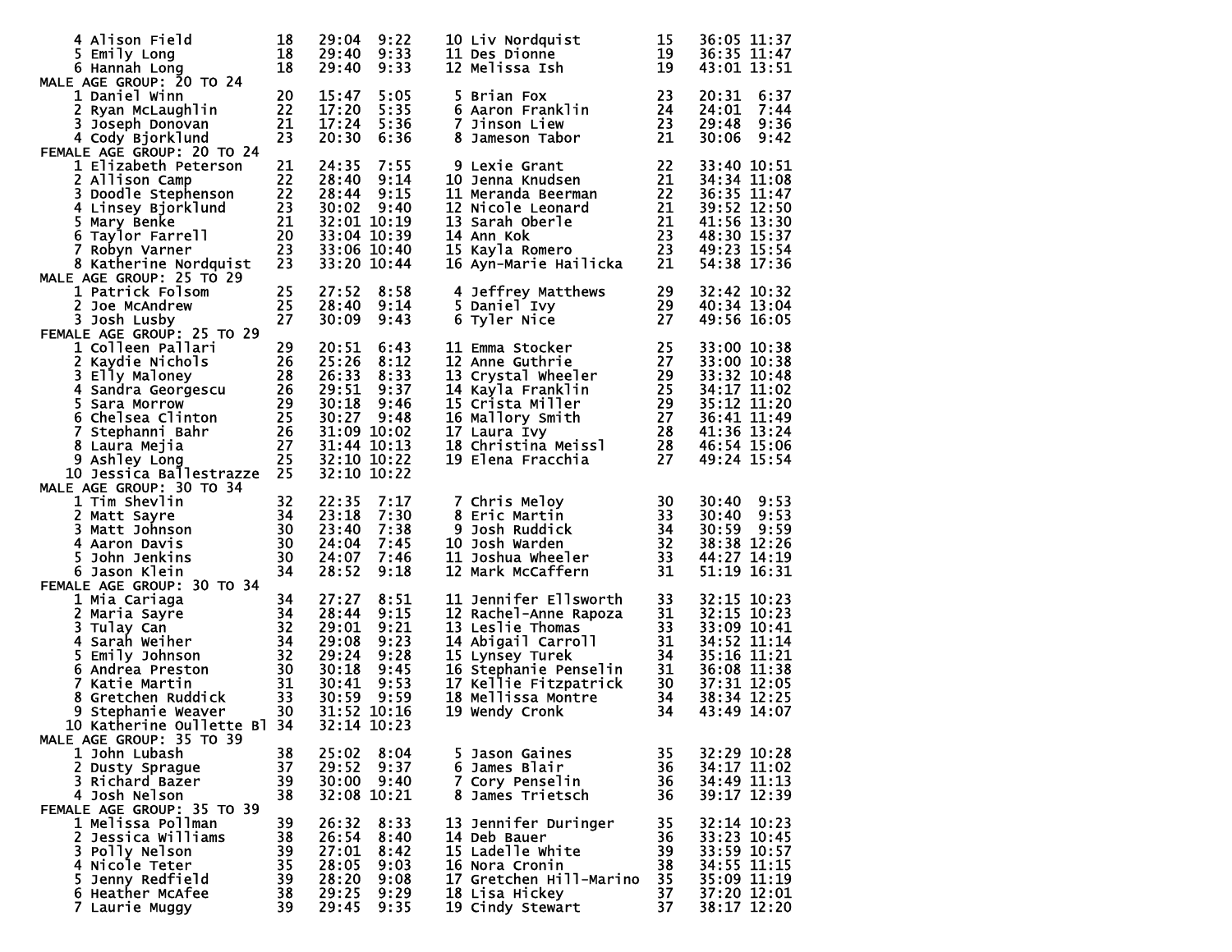| Place | Name | Age | Time | Pace | Place | Name | Age | Time | Pace |
|---|---|---|---|---|---|---|---|---|---|
| 4 | Alison Field | 18 | 29:04 | 9:22 | 10 | Liv Nordquist | 15 | 36:05 | 11:37 |
| 5 | Emily Long | 18 | 29:40 | 9:33 | 11 | Des Dionne | 19 | 36:35 | 11:47 |
| 6 | Hannah Long | 18 | 29:40 | 9:33 | 12 | Melissa Ish | 19 | 43:01 | 13:51 |

MALE AGE GROUP: 20 TO 24

| Place | Name | Age | Time | Pace | Place | Name | Age | Time | Pace |
|---|---|---|---|---|---|---|---|---|---|
| 1 | Daniel Winn | 20 | 15:47 | 5:05 | 5 | Brian Fox | 23 | 20:31 | 6:37 |
| 2 | Ryan McLaughlin | 22 | 17:20 | 5:35 | 6 | Aaron Franklin | 24 | 24:01 | 7:44 |
| 3 | Joseph Donovan | 21 | 17:24 | 5:36 | 7 | Jinson Liew | 23 | 29:48 | 9:36 |
| 4 | Cody Bjorklund | 23 | 20:30 | 6:36 | 8 | Jameson Tabor | 21 | 30:06 | 9:42 |

FEMALE AGE GROUP: 20 TO 24

| Place | Name | Age | Time | Pace | Place | Name | Age | Time | Pace |
|---|---|---|---|---|---|---|---|---|---|
| 1 | Elizabeth Peterson | 21 | 24:35 | 7:55 | 9 | Lexie Grant | 22 | 33:40 | 10:51 |
| 2 | Allison Camp | 22 | 28:40 | 9:14 | 10 | Jenna Knudsen | 21 | 34:34 | 11:08 |
| 3 | Doodle Stephenson | 22 | 28:44 | 9:15 | 11 | Meranda Beerman | 22 | 36:35 | 11:47 |
| 4 | Linsey Bjorklund | 23 | 30:02 | 9:40 | 12 | Nicole Leonard | 21 | 39:52 | 12:50 |
| 5 | Mary Benke | 21 | 32:01 | 10:19 | 13 | Sarah Oberle | 21 | 41:56 | 13:30 |
| 6 | Taylor Farrell | 20 | 33:04 | 10:39 | 14 | Ann Kok | 23 | 48:30 | 15:37 |
| 7 | Robyn Varner | 23 | 33:06 | 10:40 | 15 | Kayla Romero | 23 | 49:23 | 15:54 |
| 8 | Katherine Nordquist | 23 | 33:20 | 10:44 | 16 | Ayn-Marie Hailicka | 21 | 54:38 | 17:36 |

MALE AGE GROUP: 25 TO 29

| Place | Name | Age | Time | Pace | Place | Name | Age | Time | Pace |
|---|---|---|---|---|---|---|---|---|---|
| 1 | Patrick Folsom | 25 | 27:52 | 8:58 | 4 | Jeffrey Matthews | 29 | 32:42 | 10:32 |
| 2 | Joe McAndrew | 25 | 28:40 | 9:14 | 5 | Daniel Ivy | 29 | 40:34 | 13:04 |
| 3 | Josh Lusby | 27 | 30:09 | 9:43 | 6 | Tyler Nice | 27 | 49:56 | 16:05 |

FEMALE AGE GROUP: 25 TO 29

| Place | Name | Age | Time | Pace | Place | Name | Age | Time | Pace |
|---|---|---|---|---|---|---|---|---|---|
| 1 | Colleen Pallari | 29 | 20:51 | 6:43 | 11 | Emma Stocker | 25 | 33:00 | 10:38 |
| 2 | Kaydie Nichols | 26 | 25:26 | 8:12 | 12 | Anne Guthrie | 27 | 33:00 | 10:38 |
| 3 | Elly Maloney | 28 | 26:33 | 8:33 | 13 | Crystal Wheeler | 29 | 33:32 | 10:48 |
| 4 | Sandra Georgescu | 26 | 29:51 | 9:37 | 14 | Kayla Franklin | 25 | 34:17 | 11:02 |
| 5 | Sara Morrow | 29 | 30:18 | 9:46 | 15 | Crista Miller | 29 | 35:12 | 11:20 |
| 6 | Chelsea Clinton | 25 | 30:27 | 9:48 | 16 | Mallory Smith | 27 | 36:41 | 11:49 |
| 7 | Stephanni Bahr | 26 | 31:09 | 10:02 | 17 | Laura Ivy | 28 | 41:36 | 13:24 |
| 8 | Laura Mejia | 27 | 31:44 | 10:13 | 18 | Christina Meissl | 28 | 46:54 | 15:06 |
| 9 | Ashley Long | 25 | 32:10 | 10:22 | 19 | Elena Fracchia | 27 | 49:24 | 15:54 |
| 10 | Jessica Ballestrazze | 25 | 32:10 | 10:22 | | | | | |

MALE AGE GROUP: 30 TO 34

| Place | Name | Age | Time | Pace | Place | Name | Age | Time | Pace |
|---|---|---|---|---|---|---|---|---|---|
| 1 | Tim Shevlin | 32 | 22:35 | 7:17 | 7 | Chris Meloy | 30 | 30:40 | 9:53 |
| 2 | Matt Sayre | 34 | 23:18 | 7:30 | 8 | Eric Martin | 33 | 30:40 | 9:53 |
| 3 | Matt Johnson | 30 | 23:40 | 7:38 | 9 | Josh Ruddick | 34 | 30:59 | 9:59 |
| 4 | Aaron Davis | 30 | 24:04 | 7:45 | 10 | Josh Warden | 32 | 38:38 | 12:26 |
| 5 | John Jenkins | 30 | 24:07 | 7:46 | 11 | Joshua Wheeler | 33 | 44:27 | 14:19 |
| 6 | Jason Klein | 34 | 28:52 | 9:18 | 12 | Mark McCaffern | 31 | 51:19 | 16:31 |

FEMALE AGE GROUP: 30 TO 34

| Place | Name | Age | Time | Pace | Place | Name | Age | Time | Pace |
|---|---|---|---|---|---|---|---|---|---|
| 1 | Mia Cariaga | 34 | 27:27 | 8:51 | 11 | Jennifer Ellsworth | 33 | 32:15 | 10:23 |
| 2 | Maria Sayre | 34 | 28:44 | 9:15 | 12 | Rachel-Anne Rapoza | 31 | 32:15 | 10:23 |
| 3 | Tulay Can | 32 | 29:01 | 9:21 | 13 | Leslie Thomas | 33 | 33:09 | 10:41 |
| 4 | Sarah Weiher | 34 | 29:08 | 9:23 | 14 | Abigail Carroll | 31 | 34:52 | 11:14 |
| 5 | Emily Johnson | 32 | 29:24 | 9:28 | 15 | Lynsey Turek | 34 | 35:16 | 11:21 |
| 6 | Andrea Preston | 30 | 30:18 | 9:45 | 16 | Stephanie Penselin | 31 | 36:08 | 11:38 |
| 7 | Katie Martin | 31 | 30:41 | 9:53 | 17 | Kellie Fitzpatrick | 30 | 37:31 | 12:05 |
| 8 | Gretchen Ruddick | 33 | 30:59 | 9:59 | 18 | Mellissa Montre | 34 | 38:34 | 12:25 |
| 9 | Stephanie Weaver | 30 | 31:52 | 10:16 | 19 | Wendy Cronk | 34 | 43:49 | 14:07 |
| 10 | Katherine Oullette Bl | 34 | 32:14 | 10:23 | | | | | |

MALE AGE GROUP: 35 TO 39

| Place | Name | Age | Time | Pace | Place | Name | Age | Time | Pace |
|---|---|---|---|---|---|---|---|---|---|
| 1 | John Lubash | 38 | 25:02 | 8:04 | 5 | Jason Gaines | 35 | 32:29 | 10:28 |
| 2 | Dusty Sprague | 37 | 29:52 | 9:37 | 6 | James Blair | 36 | 34:17 | 11:02 |
| 3 | Richard Bazer | 39 | 30:00 | 9:40 | 7 | Cory Penselin | 36 | 34:49 | 11:13 |
| 4 | Josh Nelson | 38 | 32:08 | 10:21 | 8 | James Trietsch | 36 | 39:17 | 12:39 |

FEMALE AGE GROUP: 35 TO 39

| Place | Name | Age | Time | Pace | Place | Name | Age | Time | Pace |
|---|---|---|---|---|---|---|---|---|---|
| 1 | Melissa Pollman | 39 | 26:32 | 8:33 | 13 | Jennifer Duringer | 35 | 32:14 | 10:23 |
| 2 | Jessica Williams | 38 | 26:54 | 8:40 | 14 | Deb Bauer | 36 | 33:23 | 10:45 |
| 3 | Polly Nelson | 39 | 27:01 | 8:42 | 15 | Ladelle White | 39 | 33:59 | 10:57 |
| 4 | Nicole Teter | 35 | 28:05 | 9:03 | 16 | Nora Cronin | 38 | 34:55 | 11:15 |
| 5 | Jenny Redfield | 39 | 28:20 | 9:08 | 17 | Gretchen Hill-Marino | 35 | 35:09 | 11:19 |
| 6 | Heather McAfee | 38 | 29:25 | 9:29 | 18 | Lisa Hickey | 37 | 37:20 | 12:01 |
| 7 | Laurie Muggy | 39 | 29:45 | 9:35 | 19 | Cindy Stewart | 37 | 38:17 | 12:20 |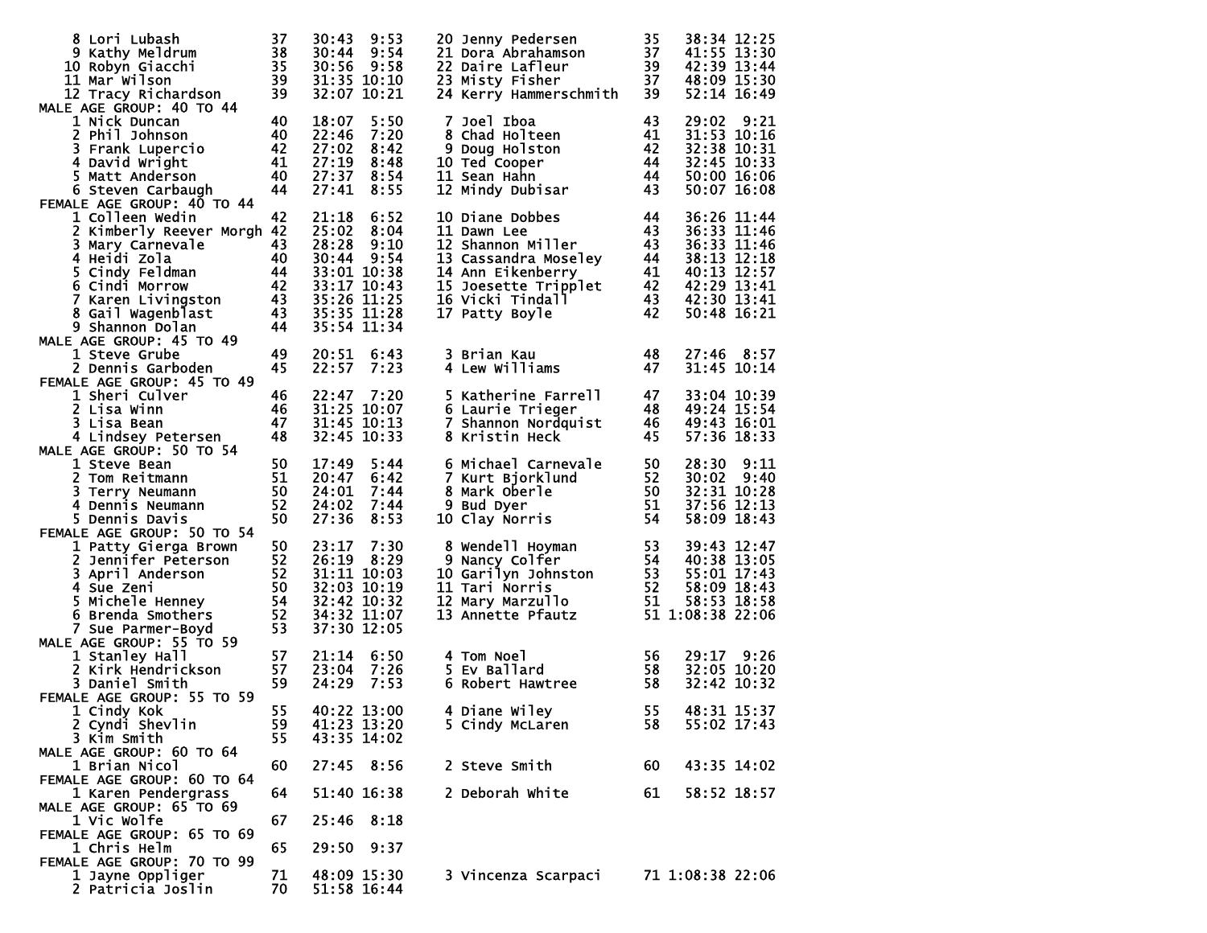| | | | | | | | | |
|---|---|---|---|---|---|---|---|---|
| 8 | Lori Lubash | 37 | 30:43 | 9:53 | 20 Jenny Pedersen | 35 | 38:34 | 12:25 |
| 9 | Kathy Meldrum | 38 | 30:44 | 9:54 | 21 Dora Abrahamson | 37 | 41:55 | 13:30 |
| 10 | Robyn Giacchi | 35 | 30:56 | 9:58 | 22 Daire Lafleur | 39 | 42:39 | 13:44 |
| 11 | Mar Wilson | 39 | 31:35 | 10:10 | 23 Misty Fisher | 37 | 48:09 | 15:30 |
| 12 | Tracy Richardson | 39 | 32:07 | 10:21 | 24 Kerry Hammerschmith | 39 | 52:14 | 16:49 |

MALE AGE GROUP: 40 TO 44

| | | | | | | | | |
|---|---|---|---|---|---|---|---|---|
| 1 | Nick Duncan | 40 | 18:07 | 5:50 | 7 Joel Iboa | 43 | 29:02 | 9:21 |
| 2 | Phil Johnson | 40 | 22:46 | 7:20 | 8 Chad Holteen | 41 | 31:53 | 10:16 |
| 3 | Frank Lupercio | 42 | 27:02 | 8:42 | 9 Doug Holston | 42 | 32:38 | 10:31 |
| 4 | David Wright | 41 | 27:19 | 8:48 | 10 Ted Cooper | 44 | 32:45 | 10:33 |
| 5 | Matt Anderson | 40 | 27:37 | 8:54 | 11 Sean Hahn | 44 | 50:00 | 16:06 |
| 6 | Steven Carbaugh | 44 | 27:41 | 8:55 | 12 Mindy Dubisar | 43 | 50:07 | 16:08 |

FEMALE AGE GROUP: 40 TO 44

| | | | | | | | | |
|---|---|---|---|---|---|---|---|---|
| 1 | Colleen Wedin | 42 | 21:18 | 6:52 | 10 Diane Dobbes | 44 | 36:26 | 11:44 |
| 2 | Kimberly Reever Morgh | 42 | 25:02 | 8:04 | 11 Dawn Lee | 43 | 36:33 | 11:46 |
| 3 | Mary Carnevale | 43 | 28:28 | 9:10 | 12 Shannon Miller | 43 | 36:33 | 11:46 |
| 4 | Heidi Zola | 40 | 30:44 | 9:54 | 13 Cassandra Moseley | 44 | 38:13 | 12:18 |
| 5 | Cindy Feldman | 44 | 33:01 | 10:38 | 14 Ann Eikenberry | 41 | 40:13 | 12:57 |
| 6 | Cindi Morrow | 42 | 33:17 | 10:43 | 15 Joesette Tripplet | 42 | 42:29 | 13:41 |
| 7 | Karen Livingston | 43 | 35:26 | 11:25 | 16 Vicki Tindall | 43 | 42:30 | 13:41 |
| 8 | Gail Wagenblast | 43 | 35:35 | 11:28 | 17 Patty Boyle | 42 | 50:48 | 16:21 |
| 9 | Shannon Dolan | 44 | 35:54 | 11:34 | | | | |

MALE AGE GROUP: 45 TO 49

| | | | | | | | | |
|---|---|---|---|---|---|---|---|---|
| 1 | Steve Grube | 49 | 20:51 | 6:43 | 3 Brian Kau | 48 | 27:46 | 8:57 |
| 2 | Dennis Garboden | 45 | 22:57 | 7:23 | 4 Lew Williams | 47 | 31:45 | 10:14 |

FEMALE AGE GROUP: 45 TO 49

| | | | | | | | | |
|---|---|---|---|---|---|---|---|---|
| 1 | Sheri Culver | 46 | 22:47 | 7:20 | 5 Katherine Farrell | 47 | 33:04 | 10:39 |
| 2 | Lisa Winn | 46 | 31:25 | 10:07 | 6 Laurie Trieger | 48 | 49:24 | 15:54 |
| 3 | Lisa Bean | 47 | 31:45 | 10:13 | 7 Shannon Nordquist | 46 | 49:43 | 16:01 |
| 4 | Lindsey Petersen | 48 | 32:45 | 10:33 | 8 Kristin Heck | 45 | 57:36 | 18:33 |

MALE AGE GROUP: 50 TO 54

| | | | | | | | | |
|---|---|---|---|---|---|---|---|---|
| 1 | Steve Bean | 50 | 17:49 | 5:44 | 6 Michael Carnevale | 50 | 28:30 | 9:11 |
| 2 | Tom Reitmann | 51 | 20:47 | 6:42 | 7 Kurt Bjorklund | 52 | 30:02 | 9:40 |
| 3 | Terry Neumann | 50 | 24:01 | 7:44 | 8 Mark Oberle | 50 | 32:31 | 10:28 |
| 4 | Dennis Neumann | 52 | 24:02 | 7:44 | 9 Bud Dyer | 51 | 37:56 | 12:13 |
| 5 | Dennis Davis | 50 | 27:36 | 8:53 | 10 Clay Norris | 54 | 58:09 | 18:43 |

FEMALE AGE GROUP: 50 TO 54

| | | | | | | | | |
|---|---|---|---|---|---|---|---|---|
| 1 | Patty Gierga Brown | 50 | 23:17 | 7:30 | 8 Wendell Hoyman | 53 | 39:43 | 12:47 |
| 2 | Jennifer Peterson | 52 | 26:19 | 8:29 | 9 Nancy Colfer | 54 | 40:38 | 13:05 |
| 3 | April Anderson | 52 | 31:11 | 10:03 | 10 Garilyn Johnston | 53 | 55:01 | 17:43 |
| 4 | Sue Zeni | 50 | 32:03 | 10:19 | 11 Tari Norris | 52 | 58:09 | 18:43 |
| 5 | Michele Henney | 54 | 32:42 | 10:32 | 12 Mary Marzullo | 51 | 58:53 | 18:58 |
| 6 | Brenda Smothers | 52 | 34:32 | 11:07 | 13 Annette Pfautz | 51 | 1:08:38 | 22:06 |
| 7 | Sue Parmer-Boyd | 53 | 37:30 | 12:05 | | | | |

MALE AGE GROUP: 55 TO 59

| | | | | | | | | |
|---|---|---|---|---|---|---|---|---|
| 1 | Stanley Hall | 57 | 21:14 | 6:50 | 4 Tom Noel | 56 | 29:17 | 9:26 |
| 2 | Kirk Hendrickson | 57 | 23:04 | 7:26 | 5 Ev Ballard | 58 | 32:05 | 10:20 |
| 3 | Daniel Smith | 59 | 24:29 | 7:53 | 6 Robert Hawtree | 58 | 32:42 | 10:32 |

FEMALE AGE GROUP: 55 TO 59

| | | | | | | | | |
|---|---|---|---|---|---|---|---|---|
| 1 | Cindy Kok | 55 | 40:22 | 13:00 | 4 Diane Wiley | 55 | 48:31 | 15:37 |
| 2 | Cyndi Shevlin | 59 | 41:23 | 13:20 | 5 Cindy McLaren | 58 | 55:02 | 17:43 |
| 3 | Kim Smith | 55 | 43:35 | 14:02 | | | | |

MALE AGE GROUP: 60 TO 64

| | | | | | | | | |
|---|---|---|---|---|---|---|---|---|
| 1 | Brian Nicol | 60 | 27:45 | 8:56 | 2 Steve Smith | 60 | 43:35 | 14:02 |

FEMALE AGE GROUP: 60 TO 64

| | | | | | | | | |
|---|---|---|---|---|---|---|---|---|
| 1 | Karen Pendergrass | 64 | 51:40 | 16:38 | 2 Deborah White | 61 | 58:52 | 18:57 |

MALE AGE GROUP: 65 TO 69

| | | | | |
|---|---|---|---|---|
| 1 | Vic Wolfe | 67 | 25:46 | 8:18 |

FEMALE AGE GROUP: 65 TO 69

| | | | | |
|---|---|---|---|---|
| 1 | Chris Helm | 65 | 29:50 | 9:37 |

FEMALE AGE GROUP: 70 TO 99

| | | | | | | | | |
|---|---|---|---|---|---|---|---|---|
| 1 | Jayne Oppliger | 71 | 48:09 | 15:30 | 3 Vincenza Scarpaci | 71 | 1:08:38 | 22:06 |
| 2 | Patricia Joslin | 70 | 51:58 | 16:44 | | | | |